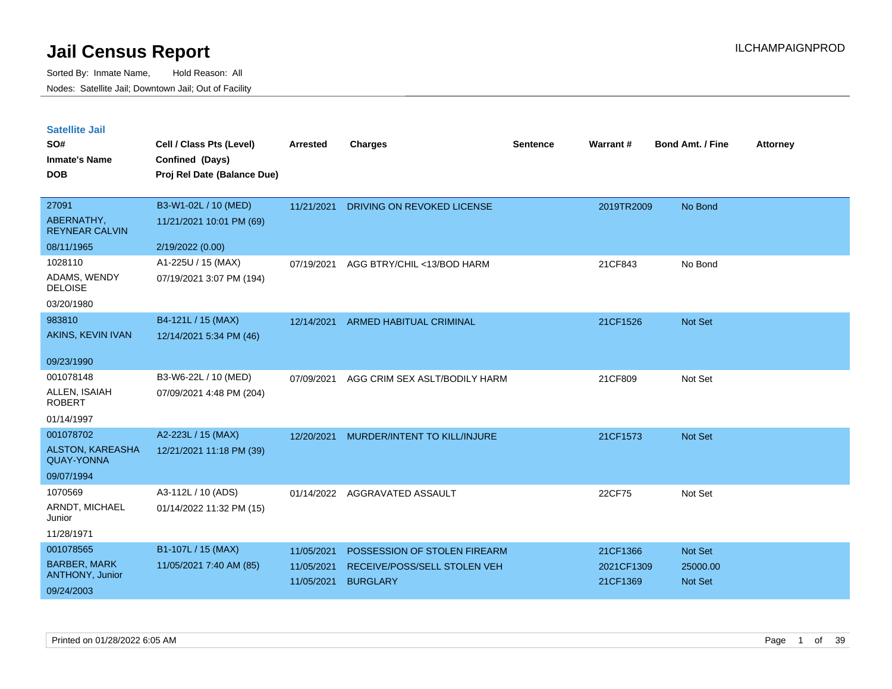# Jail Census Report

Sorted By: Inmate Name, Hold Reason: All

Nodes: Satellite Jail; Downtown Jail; Out of Facility

ILCHAMPAIGNPROD

## Satellite Jail

| SO# / Inmate's Name / DOB | Cell / Class Pts (Level) / Confined (Days) / Proj Rel Date (Balance Due) | Arrested | Charges | Sentence | Warrant # | Bond Amt. / Fine | Attorney |
|---|---|---|---|---|---|---|---|
| 27091<br>ABERNATHY, REYNEAR CALVIN<br>08/11/1965 | B3-W1-02L / 10 (MED)<br>11/21/2021 10:01 PM (69)<br>2/19/2022 (0.00) | 11/21/2021 | DRIVING ON REVOKED LICENSE | | 2019TR2009 | No Bond | |
| 1028110<br>ADAMS, WENDY DELOISE<br>03/20/1980 | A1-225U / 15 (MAX)<br>07/19/2021 3:07 PM (194) | 07/19/2021 | AGG BTRY/CHIL <13/BOD HARM | | 21CF843 | No Bond | |
| 983810<br>AKINS, KEVIN IVAN<br>09/23/1990 | B4-121L / 15 (MAX)<br>12/14/2021 5:34 PM (46) | 12/14/2021 | ARMED HABITUAL CRIMINAL | | 21CF1526 | Not Set | |
| 001078148<br>ALLEN, ISAIAH ROBERT<br>01/14/1997 | B3-W6-22L / 10 (MED)<br>07/09/2021 4:48 PM (204) | 07/09/2021 | AGG CRIM SEX ASLT/BODILY HARM | | 21CF809 | Not Set | |
| 001078702<br>ALSTON, KAREASHA QUAY-YONNA<br>09/07/1994 | A2-223L / 15 (MAX)<br>12/21/2021 11:18 PM (39) | 12/20/2021 | MURDER/INTENT TO KILL/INJURE | | 21CF1573 | Not Set | |
| 1070569<br>ARNDT, MICHAEL Junior<br>11/28/1971 | A3-112L / 10 (ADS)<br>01/14/2022 11:32 PM (15) | 01/14/2022 | AGGRAVATED ASSAULT | | 22CF75 | Not Set | |
| 001078565<br>BARBER, MARK ANTHONY, Junior<br>09/24/2003 | B1-107L / 15 (MAX)<br>11/05/2021 7:40 AM (85) | 11/05/2021<br>11/05/2021<br>11/05/2021 | POSSESSION OF STOLEN FIREARM<br>RECEIVE/POSS/SELL STOLEN VEH<br>BURGLARY | | 21CF1366<br>2021CF1309<br>21CF1369 | Not Set<br>25000.00<br>Not Set | |

Printed on 01/28/2022 6:05 AM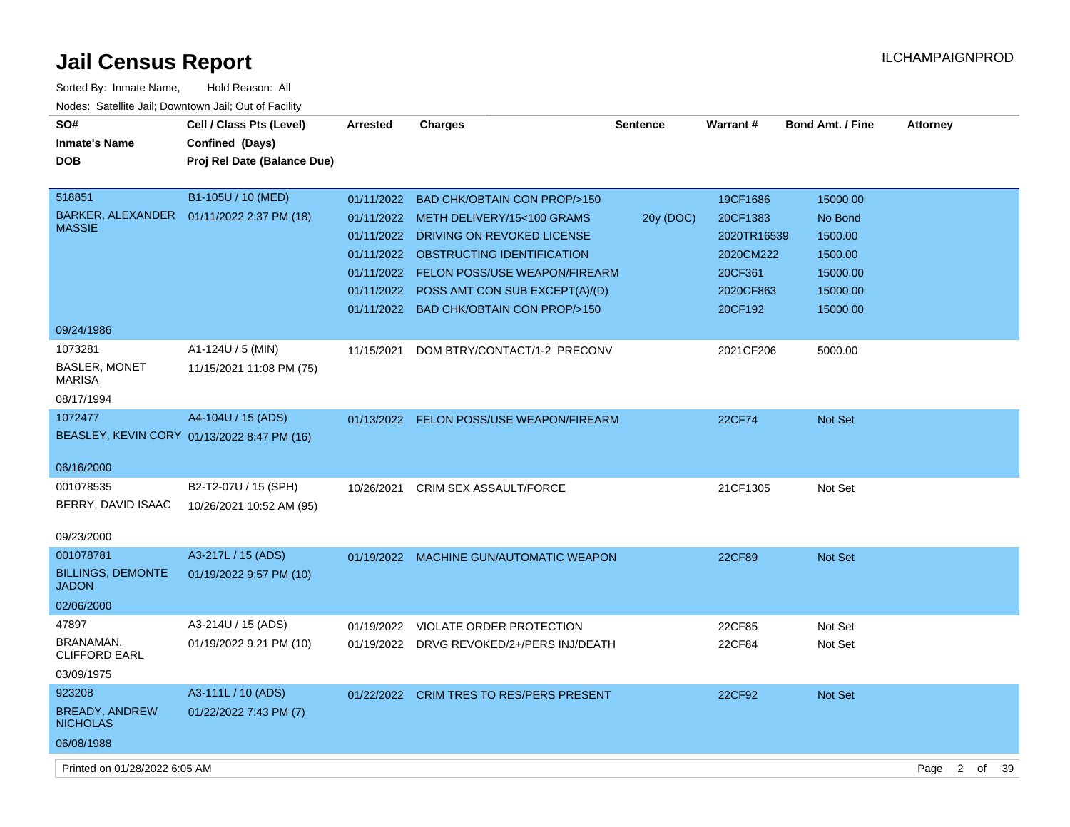# Jail Census Report

ILCHAMPAIGNPROD

Sorted By: Inmate Name, Hold Reason: All

Nodes: Satellite Jail; Downtown Jail; Out of Facility

| SO# / Inmate's Name / DOB | Cell / Class Pts (Level) / Confined (Days) / Proj Rel Date (Balance Due) | Arrested | Charges | Sentence | Warrant # | Bond Amt. / Fine | Attorney |
|---|---|---|---|---|---|---|---|
| 518851 BARKER, ALEXANDER MASSIE 09/24/1986 | B1-105U / 10 (MED) 01/11/2022 2:37 PM (18) | 01/11/2022 | BAD CHK/OBTAIN CON PROP/>150 | | 19CF1686 | 15000.00 | |
| | | 01/11/2022 | METH DELIVERY/15<100 GRAMS | 20y (DOC) | 20CF1383 | No Bond | |
| | | 01/11/2022 | DRIVING ON REVOKED LICENSE | | 2020TR16539 | 1500.00 | |
| | | 01/11/2022 | OBSTRUCTING IDENTIFICATION | | 2020CM222 | 1500.00 | |
| | | 01/11/2022 | FELON POSS/USE WEAPON/FIREARM | | 20CF361 | 15000.00 | |
| | | 01/11/2022 | POSS AMT CON SUB EXCEPT(A)/(D) | | 2020CF863 | 15000.00 | |
| | | 01/11/2022 | BAD CHK/OBTAIN CON PROP/>150 | | 20CF192 | 15000.00 | |
| 1073281 BASLER, MONET MARISA 08/17/1994 | A1-124U / 5 (MIN) 11/15/2021 11:08 PM (75) | 11/15/2021 | DOM BTRY/CONTACT/1-2 PRECONV | | 2021CF206 | 5000.00 | |
| 1072477 BEASLEY, KEVIN CORY 06/16/2000 | A4-104U / 15 (ADS) 01/13/2022 8:47 PM (16) | 01/13/2022 | FELON POSS/USE WEAPON/FIREARM | | 22CF74 | Not Set | |
| 001078535 BERRY, DAVID ISAAC 09/23/2000 | B2-T2-07U / 15 (SPH) 10/26/2021 10:52 AM (95) | 10/26/2021 | CRIM SEX ASSAULT/FORCE | | 21CF1305 | Not Set | |
| 001078781 BILLINGS, DEMONTE JADON 02/06/2000 | A3-217L / 15 (ADS) 01/19/2022 9:57 PM (10) | 01/19/2022 | MACHINE GUN/AUTOMATIC WEAPON | | 22CF89 | Not Set | |
| 47897 BRANAMAN, CLIFFORD EARL 03/09/1975 | A3-214U / 15 (ADS) 01/19/2022 9:21 PM (10) | 01/19/2022 | VIOLATE ORDER PROTECTION | | 22CF85 | Not Set | |
| | | 01/19/2022 | DRVG REVOKED/2+/PERS INJ/DEATH | | 22CF84 | Not Set | |
| 923208 BREADY, ANDREW NICHOLAS 06/08/1988 | A3-111L / 10 (ADS) 01/22/2022 7:43 PM (7) | 01/22/2022 | CRIM TRES TO RES/PERS PRESENT | | 22CF92 | Not Set | |

Printed on 01/28/2022 6:05 AM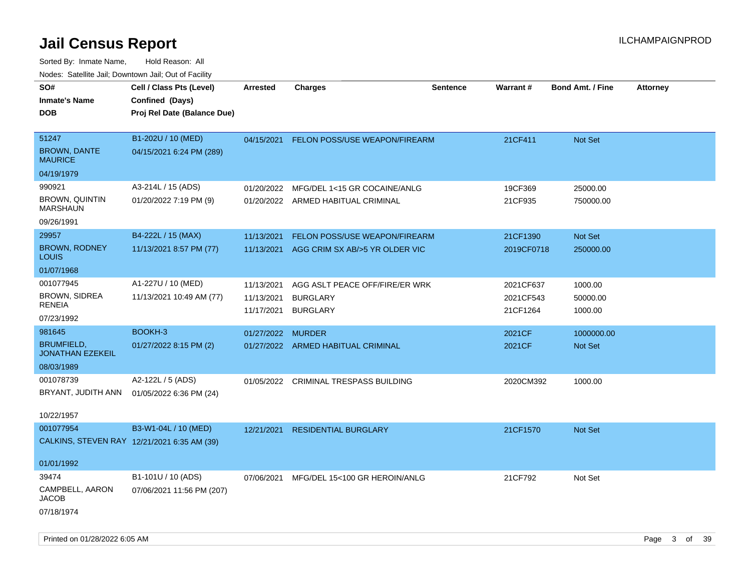# Jail Census Report

ILCHAMPAIGNPROD

Sorted By: Inmate Name, Hold Reason: All

Nodes: Satellite Jail; Downtown Jail; Out of Facility

| SO# / Inmate's Name / DOB | Cell / Class Pts (Level) / Confined (Days) / Proj Rel Date (Balance Due) | Arrested | Charges | Sentence | Warrant # | Bond Amt. / Fine | Attorney |
|---|---|---|---|---|---|---|---|
| 51247<br>BROWN, DANTE MAURICE<br>04/19/1979 | B1-202U / 10 (MED)<br>04/15/2021 6:24 PM (289) | 04/15/2021 | FELON POSS/USE WEAPON/FIREARM | | 21CF411 | Not Set | |
| 990921<br>BROWN, QUINTIN MARSHAUN<br>09/26/1991 | A3-214L / 15 (ADS)<br>01/20/2022 7:19 PM (9) | 01/20/2022 | MFG/DEL 1<15 GR COCAINE/ANLG | | 19CF369 | 25000.00 | |
| | | 01/20/2022 | ARMED HABITUAL CRIMINAL | | 21CF935 | 750000.00 | |
| 29957<br>BROWN, RODNEY LOUIS<br>01/07/1968 | B4-222L / 15 (MAX)<br>11/13/2021 8:57 PM (77) | 11/13/2021 | FELON POSS/USE WEAPON/FIREARM | | 21CF1390 | Not Set | |
| | | 11/13/2021 | AGG CRIM SX AB/>5 YR OLDER VIC | | 2019CF0718 | 250000.00 | |
| 001077945<br>BROWN, SIDREA RENEIA<br>07/23/1992 | A1-227U / 10 (MED)<br>11/13/2021 10:49 AM (77) | 11/13/2021 | AGG ASLT PEACE OFF/FIRE/ER WRK | | 2021CF637 | 1000.00 | |
| | | 11/13/2021 | BURGLARY | | 2021CF543 | 50000.00 | |
| | | 11/17/2021 | BURGLARY | | 21CF1264 | 1000.00 | |
| 981645<br>BRUMFIELD, JONATHAN EZEKEIL<br>08/03/1989 | BOOKH-3<br>01/27/2022 8:15 PM (2) | 01/27/2022 | MURDER | | 2021CF | 1000000.00 | |
| | | 01/27/2022 | ARMED HABITUAL CRIMINAL | | 2021CF | Not Set | |
| 001078739<br>BRYANT, JUDITH ANN<br>10/22/1957 | A2-122L / 5 (ADS)<br>01/05/2022 6:36 PM (24) | 01/05/2022 | CRIMINAL TRESPASS BUILDING | | 2020CM392 | 1000.00 | |
| 001077954<br>CALKINS, STEVEN RAY<br>01/01/1992 | B3-W1-04L / 10 (MED)<br>12/21/2021 6:35 AM (39) | 12/21/2021 | RESIDENTIAL BURGLARY | | 21CF1570 | Not Set | |
| 39474<br>CAMPBELL, AARON JACOB<br>07/18/1974 | B1-101U / 10 (ADS)<br>07/06/2021 11:56 PM (207) | 07/06/2021 | MFG/DEL 15<100 GR HEROIN/ANLG | | 21CF792 | Not Set | |

Printed on 01/28/2022 6:05 AM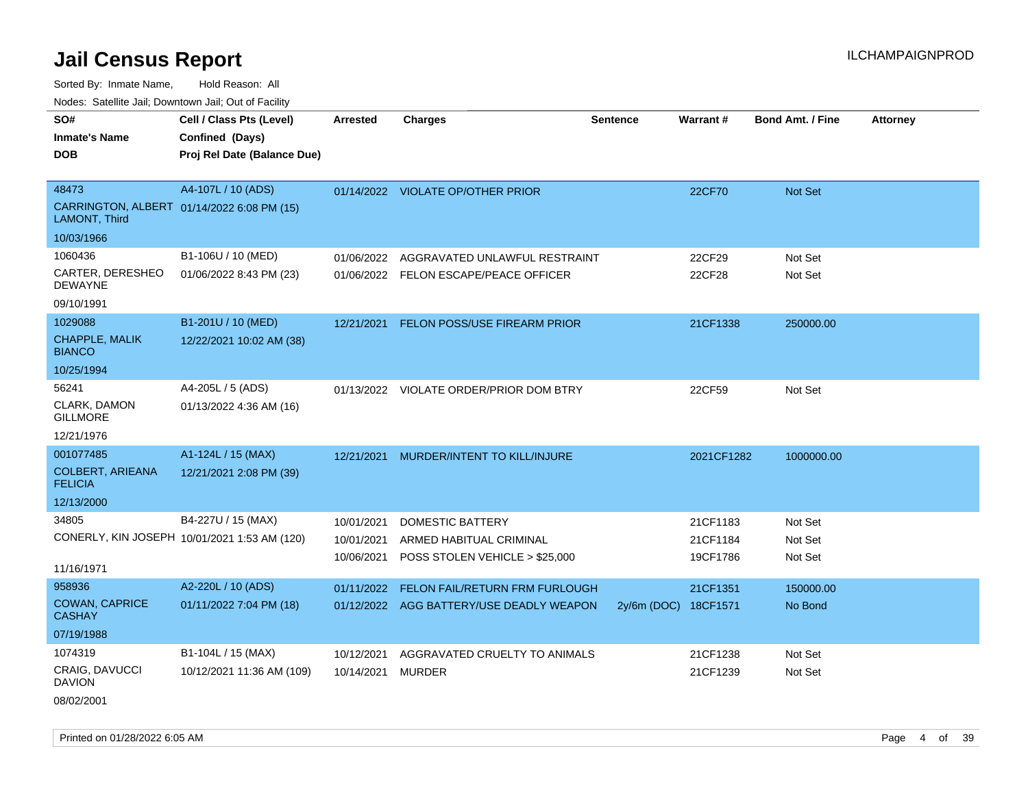# Jail Census Report

ILCHAMPAIGNPROD

Sorted By: Inmate Name, Hold Reason: All

Nodes: Satellite Jail; Downtown Jail; Out of Facility

| SO# / Inmate's Name / DOB | Cell / Class Pts (Level) / Confined (Days) / Proj Rel Date (Balance Due) | Arrested | Charges | Sentence | Warrant # | Bond Amt. / Fine | Attorney |
|---|---|---|---|---|---|---|---|
| 48473<br>CARRINGTON, ALBERT LAMONT, Third<br>10/03/1966 | A4-107L / 10 (ADS)<br>01/14/2022 6:08 PM (15) | 01/14/2022 | VIOLATE OP/OTHER PRIOR | | 22CF70 | Not Set | |
| 1060436<br>CARTER, DERESHEO DEWAYNE<br>09/10/1991 | B1-106U / 10 (MED)<br>01/06/2022 8:43 PM (23) | 01/06/2022 | AGGRAVATED UNLAWFUL RESTRAINT | | 22CF29 | Not Set | |
| | | 01/06/2022 | FELON ESCAPE/PEACE OFFICER | | 22CF28 | Not Set | |
| 1029088<br>CHAPPLE, MALIK BIANCO<br>10/25/1994 | B1-201U / 10 (MED)<br>12/22/2021 10:02 AM (38) | 12/21/2021 | FELON POSS/USE FIREARM PRIOR | | 21CF1338 | 250000.00 | |
| 56241<br>CLARK, DAMON GILLMORE<br>12/21/1976 | A4-205L / 5 (ADS)<br>01/13/2022 4:36 AM (16) | 01/13/2022 | VIOLATE ORDER/PRIOR DOM BTRY | | 22CF59 | Not Set | |
| 001077485<br>COLBERT, ARIEANA FELICIA<br>12/13/2000 | A1-124L / 15 (MAX)<br>12/21/2021 2:08 PM (39) | 12/21/2021 | MURDER/INTENT TO KILL/INJURE | | 2021CF1282 | 1000000.00 | |
| 34805<br>CONERLY, KIN JOSEPH<br>11/16/1971 | B4-227U / 15 (MAX)<br>10/01/2021 1:53 AM (120) | 10/01/2021 | DOMESTIC BATTERY | | 21CF1183 | Not Set | |
| | | 10/01/2021 | ARMED HABITUAL CRIMINAL | | 21CF1184 | Not Set | |
| | | 10/06/2021 | POSS STOLEN VEHICLE > $25,000 | | 19CF1786 | Not Set | |
| 958936<br>COWAN, CAPRICE CASHAY<br>07/19/1988 | A2-220L / 10 (ADS)<br>01/11/2022 7:04 PM (18) | 01/11/2022 | FELON FAIL/RETURN FRM FURLOUGH | | 21CF1351 | 150000.00 | |
| | | 01/12/2022 | AGG BATTERY/USE DEADLY WEAPON | 2y/6m (DOC) | 18CF1571 | No Bond | |
| 1074319<br>CRAIG, DAVUCCI DAVION<br>08/02/2001 | B1-104L / 15 (MAX)<br>10/12/2021 11:36 AM (109) | 10/12/2021 | AGGRAVATED CRUELTY TO ANIMALS | | 21CF1238 | Not Set | |
| | | 10/14/2021 | MURDER | | 21CF1239 | Not Set | |

Printed on 01/28/2022 6:05 AM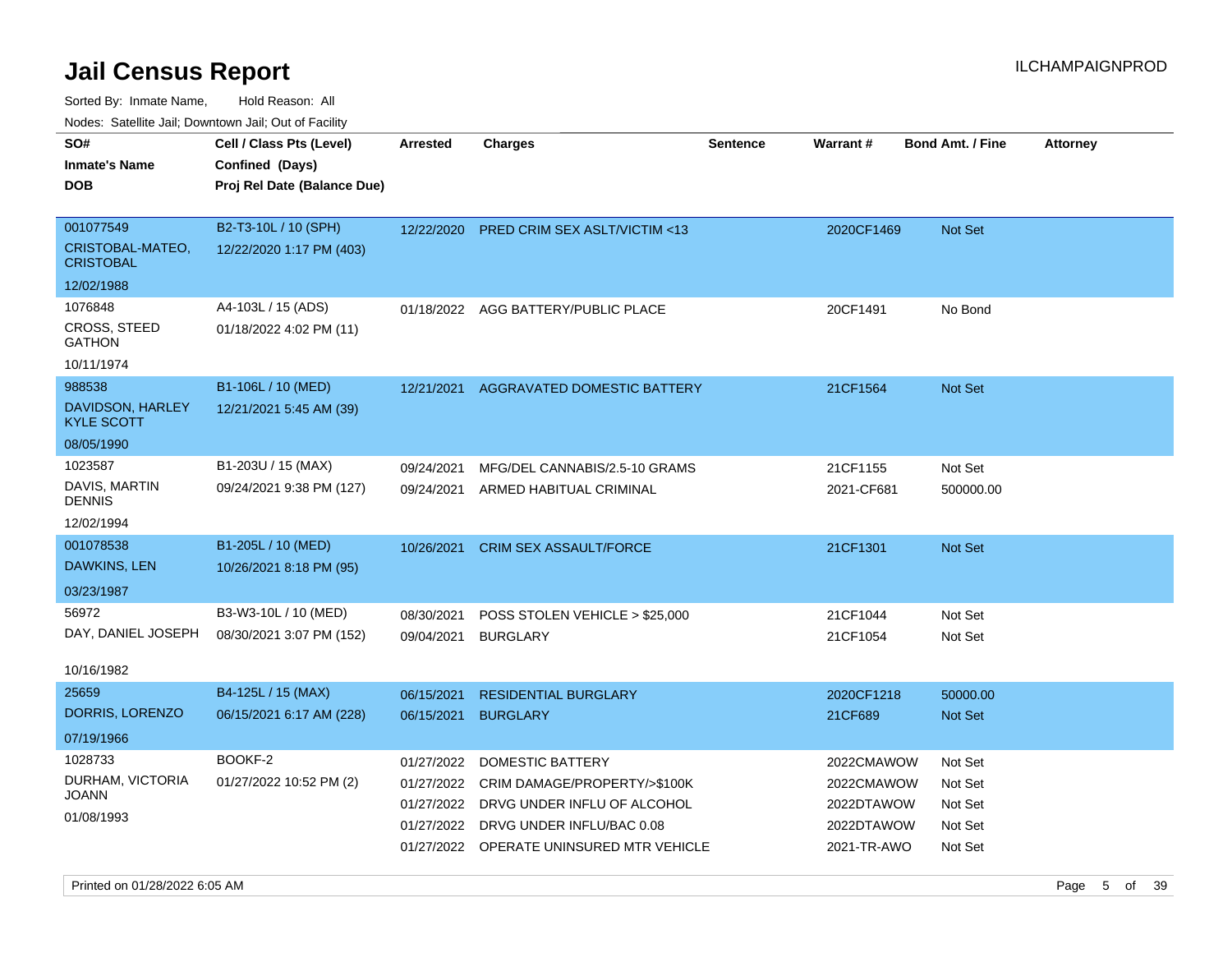# Jail Census Report

ILCHAMPAIGNPROD

Sorted By: Inmate Name, Hold Reason: All

Nodes: Satellite Jail; Downtown Jail; Out of Facility

| SO# / Inmate's Name / DOB | Cell / Class Pts (Level) / Confined (Days) / Proj Rel Date (Balance Due) | Arrested | Charges | Sentence | Warrant # | Bond Amt. / Fine | Attorney |
|---|---|---|---|---|---|---|---|
| 001077549<br>CRISTOBAL-MATEO, CRISTOBAL<br>12/02/1988 | B2-T3-10L / 10 (SPH)<br>12/22/2020 1:17 PM (403) | 12/22/2020 | PRED CRIM SEX ASLT/VICTIM <13 | | 2020CF1469 | Not Set | |
| 1076848<br>CROSS, STEED GATHON<br>10/11/1974 | A4-103L / 15 (ADS)<br>01/18/2022 4:02 PM (11) | 01/18/2022 | AGG BATTERY/PUBLIC PLACE | | 20CF1491 | No Bond | |
| 988538<br>DAVIDSON, HARLEY KYLE SCOTT<br>08/05/1990 | B1-106L / 10 (MED)<br>12/21/2021 5:45 AM (39) | 12/21/2021 | AGGRAVATED DOMESTIC BATTERY | | 21CF1564 | Not Set | |
| 1023587<br>DAVIS, MARTIN DENNIS<br>12/02/1994 | B1-203U / 15 (MAX)<br>09/24/2021 9:38 PM (127) | 09/24/2021 | MFG/DEL CANNABIS/2.5-10 GRAMS | | 21CF1155 | Not Set | |
| | | 09/24/2021 | ARMED HABITUAL CRIMINAL | | 2021-CF681 | 500000.00 | |
| 001078538<br>DAWKINS, LEN<br>03/23/1987 | B1-205L / 10 (MED)<br>10/26/2021 8:18 PM (95) | 10/26/2021 | CRIM SEX ASSAULT/FORCE | | 21CF1301 | Not Set | |
| 56972<br>DAY, DANIEL JOSEPH<br>10/16/1982 | B3-W3-10L / 10 (MED)<br>08/30/2021 3:07 PM (152) | 08/30/2021 | POSS STOLEN VEHICLE > $25,000 | | 21CF1044 | Not Set | |
| | | 09/04/2021 | BURGLARY | | 21CF1054 | Not Set | |
| 25659<br>DORRIS, LORENZO<br>07/19/1966 | B4-125L / 15 (MAX)<br>06/15/2021 6:17 AM (228) | 06/15/2021 | RESIDENTIAL BURGLARY | | 2020CF1218 | 50000.00 | |
| | | 06/15/2021 | BURGLARY | | 21CF689 | Not Set | |
| 1028733<br>DURHAM, VICTORIA JOANN<br>01/08/1993 | BOOKF-2<br>01/27/2022 10:52 PM (2) | 01/27/2022 | DOMESTIC BATTERY | | 2022CMAWOW | Not Set | |
| | | 01/27/2022 | CRIM DAMAGE/PROPERTY/>$100K | | 2022CMAWOW | Not Set | |
| | | 01/27/2022 | DRVG UNDER INFLU OF ALCOHOL | | 2022DTAWOW | Not Set | |
| | | 01/27/2022 | DRVG UNDER INFLU/BAC 0.08 | | 2022DTAWOW | Not Set | |
| | | 01/27/2022 | OPERATE UNINSURED MTR VEHICLE | | 2021-TR-AWO | Not Set | |

Printed on 01/28/2022 6:05 AM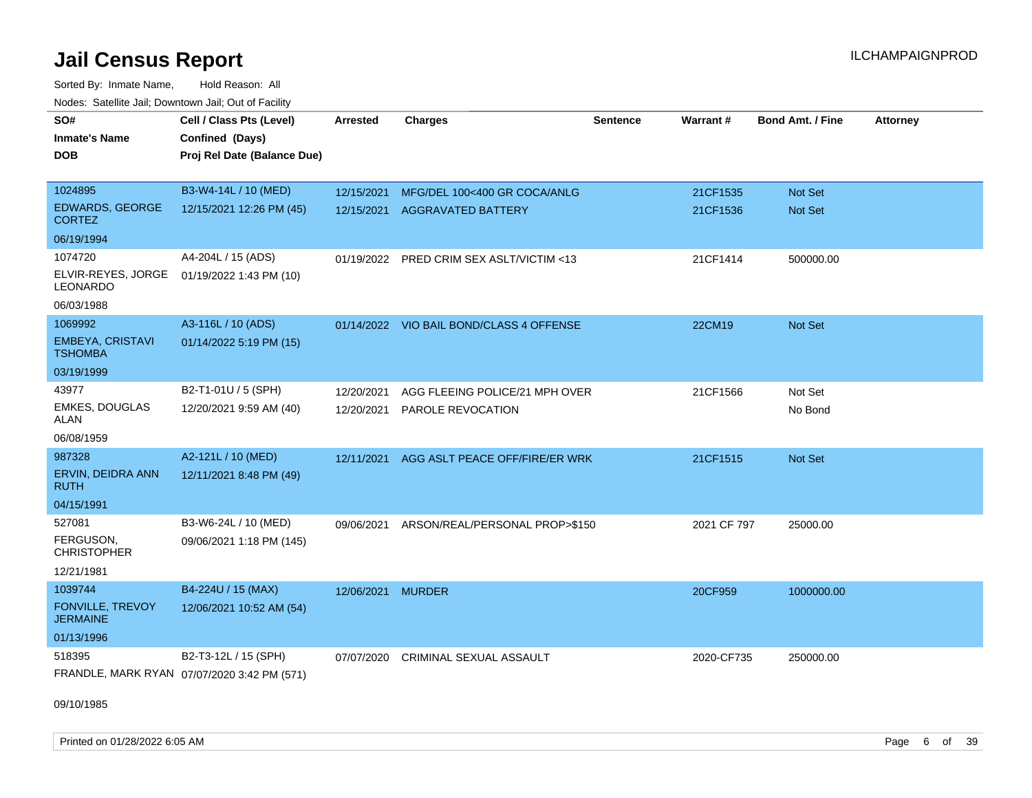# Jail Census Report

ILCHAMPAIGNPROD

Sorted By: Inmate Name,     Hold Reason: All

Nodes: Satellite Jail; Downtown Jail; Out of Facility

| SO# / Inmate's Name / DOB | Cell / Class Pts (Level) / Confined (Days) / Proj Rel Date (Balance Due) | Arrested | Charges | Sentence | Warrant # | Bond Amt. / Fine | Attorney |
|---|---|---|---|---|---|---|---|
| 1024895<br>EDWARDS, GEORGE CORTEZ<br>06/19/1994 | B3-W4-14L / 10 (MED)<br>12/15/2021 12:26 PM (45) | 12/15/2021<br>12/15/2021 | MFG/DEL 100<400 GR COCA/ANLG<br>AGGRAVATED BATTERY | | 21CF1535<br>21CF1536 | Not Set<br>Not Set | |
| 1074720<br>ELVIR-REYES, JORGE LEONARDO<br>06/03/1988 | A4-204L / 15 (ADS)<br>01/19/2022 1:43 PM (10) | 01/19/2022 | PRED CRIM SEX ASLT/VICTIM <13 | | 21CF1414 | 500000.00 | |
| 1069992<br>EMBEYA, CRISTAVI TSHOMBA<br>03/19/1999 | A3-116L / 10 (ADS)<br>01/14/2022 5:19 PM (15) | 01/14/2022 | VIO BAIL BOND/CLASS 4 OFFENSE | | 22CM19 | Not Set | |
| 43977<br>EMKES, DOUGLAS ALAN<br>06/08/1959 | B2-T1-01U / 5 (SPH)<br>12/20/2021 9:59 AM (40) | 12/20/2021<br>12/20/2021 | AGG FLEEING POLICE/21 MPH OVER<br>PAROLE REVOCATION | | 21CF1566 | Not Set<br>No Bond | |
| 987328<br>ERVIN, DEIDRA ANN RUTH<br>04/15/1991 | A2-121L / 10 (MED)<br>12/11/2021 8:48 PM (49) | 12/11/2021 | AGG ASLT PEACE OFF/FIRE/ER WRK | | 21CF1515 | Not Set | |
| 527081<br>FERGUSON, CHRISTOPHER<br>12/21/1981 | B3-W6-24L / 10 (MED)<br>09/06/2021 1:18 PM (145) | 09/06/2021 | ARSON/REAL/PERSONAL PROP>$150 | | 2021 CF 797 | 25000.00 | |
| 1039744<br>FONVILLE, TREVOY JERMAINE<br>01/13/1996 | B4-224U / 15 (MAX)<br>12/06/2021 10:52 AM (54) | 12/06/2021 | MURDER | | 20CF959 | 1000000.00 | |
| 518395<br>FRANDLE, MARK RYAN<br>09/10/1985 | B2-T3-12L / 15 (SPH)<br>07/07/2020 3:42 PM (571) | 07/07/2020 | CRIMINAL SEXUAL ASSAULT | | 2020-CF735 | 250000.00 | |

Printed on 01/28/2022 6:05 AM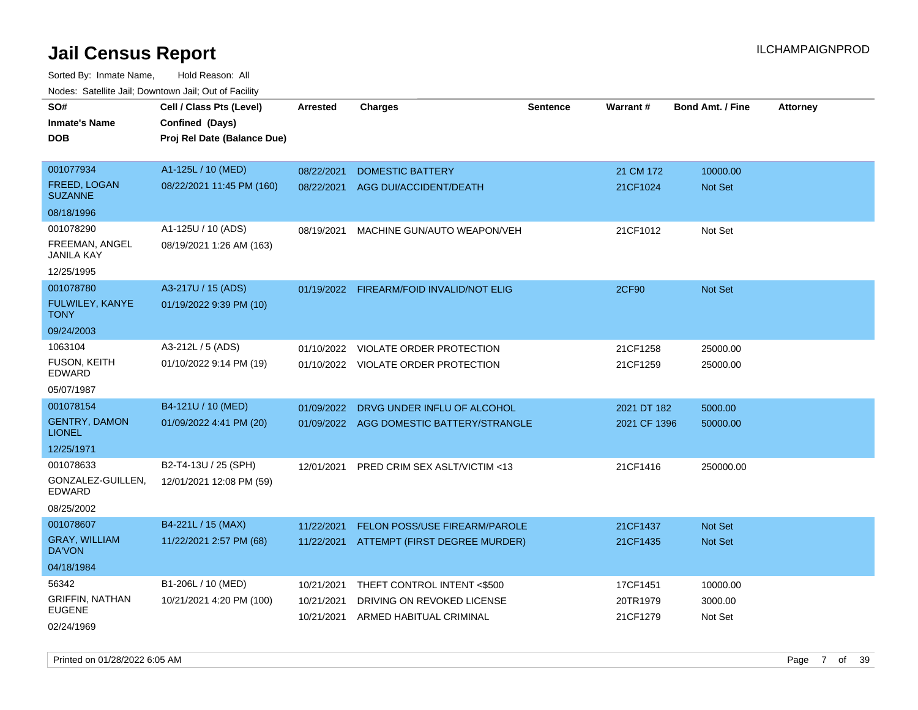# Jail Census Report

Sorted By: Inmate Name, Hold Reason: All

Nodes: Satellite Jail; Downtown Jail; Out of Facility

| SO# / Inmate's Name / DOB | Cell / Class Pts (Level) / Confined (Days) / Proj Rel Date (Balance Due) | Arrested | Charges | Sentence | Warrant # | Bond Amt. / Fine | Attorney |
|---|---|---|---|---|---|---|---|
| 001077934<br>FREED, LOGAN SUZANNE<br>08/18/1996 | A1-125L / 10 (MED)<br>08/22/2021 11:45 PM (160) | 08/22/2021<br>08/22/2021 | DOMESTIC BATTERY<br>AGG DUI/ACCIDENT/DEATH | | 21 CM 172<br>21CF1024 | 10000.00<br>Not Set | |
| 001078290<br>FREEMAN, ANGEL JANILA KAY<br>12/25/1995 | A1-125U / 10 (ADS)<br>08/19/2021 1:26 AM (163) | 08/19/2021 | MACHINE GUN/AUTO WEAPON/VEH | | 21CF1012 | Not Set | |
| 001078780<br>FULWILEY, KANYE TONY<br>09/24/2003 | A3-217U / 15 (ADS)<br>01/19/2022 9:39 PM (10) | 01/19/2022 | FIREARM/FOID INVALID/NOT ELIG | | 2CF90 | Not Set | |
| 1063104<br>FUSON, KEITH EDWARD<br>05/07/1987 | A3-212L / 5 (ADS)<br>01/10/2022 9:14 PM (19) | 01/10/2022<br>01/10/2022 | VIOLATE ORDER PROTECTION<br>VIOLATE ORDER PROTECTION | | 21CF1258<br>21CF1259 | 25000.00<br>25000.00 | |
| 001078154<br>GENTRY, DAMON LIONEL<br>12/25/1971 | B4-121U / 10 (MED)<br>01/09/2022 4:41 PM (20) | 01/09/2022<br>01/09/2022 | DRVG UNDER INFLU OF ALCOHOL<br>AGG DOMESTIC BATTERY/STRANGLE | | 2021 DT 182<br>2021 CF 1396 | 5000.00<br>50000.00 | |
| 001078633<br>GONZALEZ-GUILLEN, EDWARD<br>08/25/2002 | B2-T4-13U / 25 (SPH)<br>12/01/2021 12:08 PM (59) | 12/01/2021 | PRED CRIM SEX ASLT/VICTIM <13 | | 21CF1416 | 250000.00 | |
| 001078607<br>GRAY, WILLIAM DA'VON<br>04/18/1984 | B4-221L / 15 (MAX)<br>11/22/2021 2:57 PM (68) | 11/22/2021<br>11/22/2021 | FELON POSS/USE FIREARM/PAROLE<br>ATTEMPT (FIRST DEGREE MURDER) | | 21CF1437<br>21CF1435 | Not Set<br>Not Set | |
| 56342<br>GRIFFIN, NATHAN EUGENE<br>02/24/1969 | B1-206L / 10 (MED)<br>10/21/2021 4:20 PM (100) | 10/21/2021<br>10/21/2021<br>10/21/2021 | THEFT CONTROL INTENT <$500<br>DRIVING ON REVOKED LICENSE<br>ARMED HABITUAL CRIMINAL | | 17CF1451<br>20TR1979<br>21CF1279 | 10000.00<br>3000.00<br>Not Set | |

Printed on 01/28/2022 6:05 AM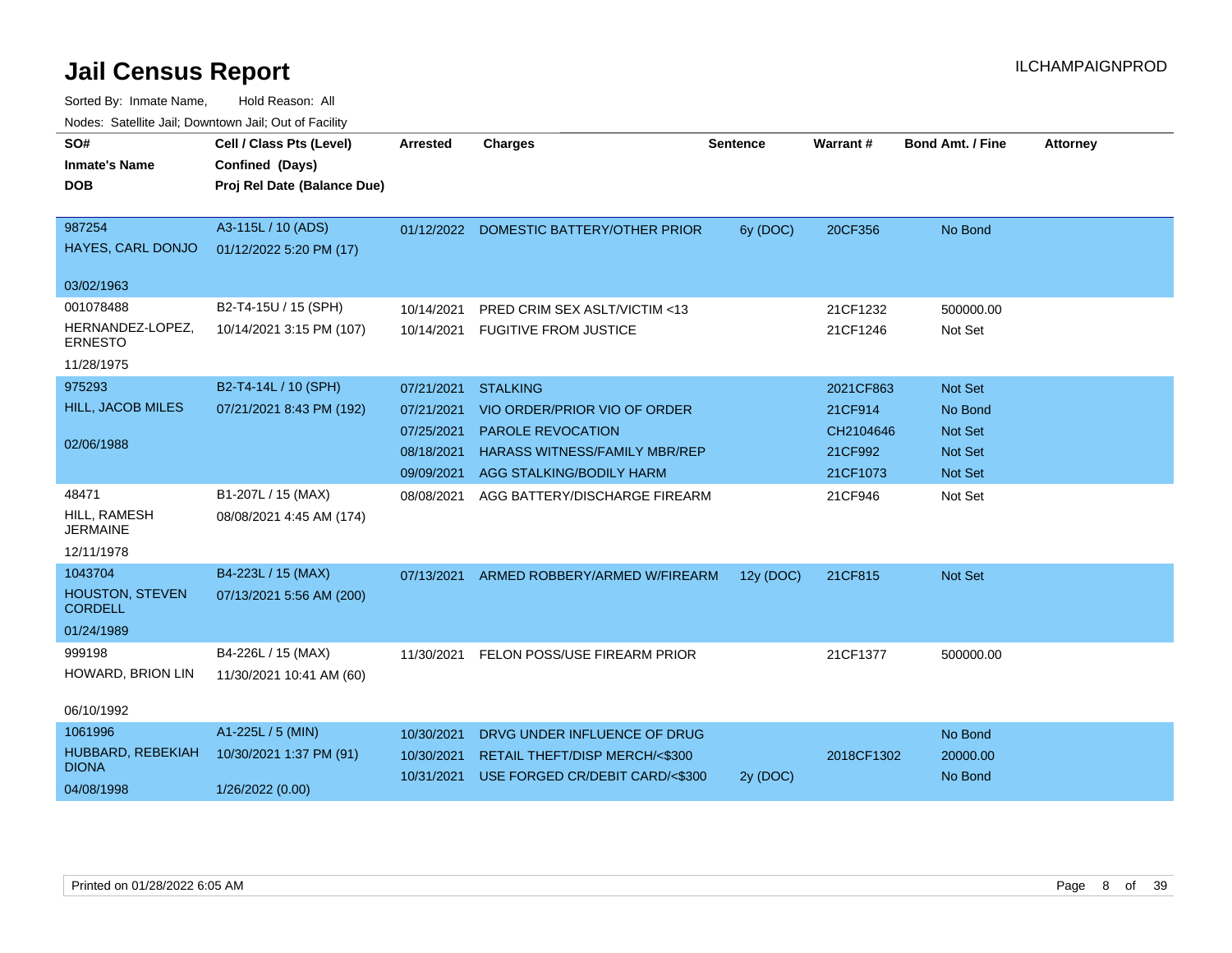# Jail Census Report

ILCHAMPAIGNPROD

Sorted By: Inmate Name, Hold Reason: All

Nodes: Satellite Jail; Downtown Jail; Out of Facility

| SO# / Inmate's Name / DOB | Cell / Class Pts (Level) / Confined (Days) / Proj Rel Date (Balance Due) | Arrested | Charges | Sentence | Warrant # | Bond Amt. / Fine | Attorney |
|---|---|---|---|---|---|---|---|
| 987254<br>HAYES, CARL DONJO<br>03/02/1963 | A3-115L / 10 (ADS)<br>01/12/2022 5:20 PM (17) | 01/12/2022 | DOMESTIC BATTERY/OTHER PRIOR | 6y (DOC) | 20CF356 | No Bond | |
| 001078488<br>HERNANDEZ-LOPEZ, ERNESTO<br>11/28/1975 | B2-T4-15U / 15 (SPH)<br>10/14/2021 3:15 PM (107) | 10/14/2021 | PRED CRIM SEX ASLT/VICTIM <13 | | 21CF1232 | 500000.00 | |
| | | 10/14/2021 | FUGITIVE FROM JUSTICE | | 21CF1246 | Not Set | |
| 975293<br>HILL, JACOB MILES<br>02/06/1988 | B2-T4-14L / 10 (SPH)<br>07/21/2021 8:43 PM (192) | 07/21/2021 | STALKING | | 2021CF863 | Not Set | |
| | | 07/21/2021 | VIO ORDER/PRIOR VIO OF ORDER | | 21CF914 | No Bond | |
| | | 07/25/2021 | PAROLE REVOCATION | | CH2104646 | Not Set | |
| | | 08/18/2021 | HARASS WITNESS/FAMILY MBR/REP | | 21CF992 | Not Set | |
| | | 09/09/2021 | AGG STALKING/BODILY HARM | | 21CF1073 | Not Set | |
| 48471<br>HILL, RAMESH JERMAINE<br>12/11/1978 | B1-207L / 15 (MAX)<br>08/08/2021 4:45 AM (174) | 08/08/2021 | AGG BATTERY/DISCHARGE FIREARM | | 21CF946 | Not Set | |
| 1043704<br>HOUSTON, STEVEN CORDELL<br>01/24/1989 | B4-223L / 15 (MAX)<br>07/13/2021 5:56 AM (200) | 07/13/2021 | ARMED ROBBERY/ARMED W/FIREARM | 12y (DOC) | 21CF815 | Not Set | |
| 999198<br>HOWARD, BRION LIN<br>06/10/1992 | B4-226L / 15 (MAX)<br>11/30/2021 10:41 AM (60) | 11/30/2021 | FELON POSS/USE FIREARM PRIOR | | 21CF1377 | 500000.00 | |
| 1061996<br>HUBBARD, REBEKIAH DIONA<br>04/08/1998 | A1-225L / 5 (MIN)<br>10/30/2021 1:37 PM (91)<br>1/26/2022 (0.00) | 10/30/2021 | DRVG UNDER INFLUENCE OF DRUG | | | No Bond | |
| | | 10/30/2021 | RETAIL THEFT/DISP MERCH/<$300 | | 2018CF1302 | 20000.00 | |
| | | 10/31/2021 | USE FORGED CR/DEBIT CARD/<$300 | 2y (DOC) | | No Bond | |

Printed on 01/28/2022 6:05 AM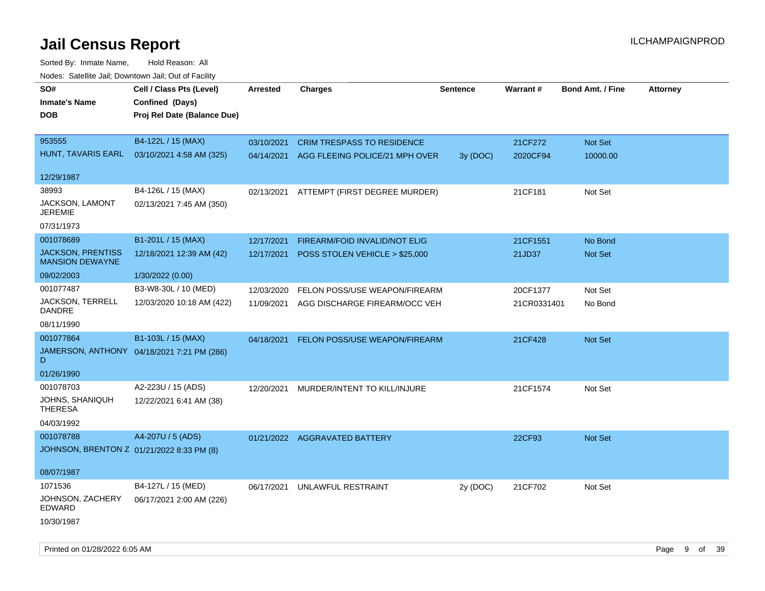# Jail Census Report

ILCHAMPAIGNPROD

Sorted By: Inmate Name, Hold Reason: All

Nodes: Satellite Jail; Downtown Jail; Out of Facility

| SO# / Inmate's Name / DOB | Cell / Class Pts (Level) / Confined (Days) / Proj Rel Date (Balance Due) | Arrested | Charges | Sentence | Warrant # | Bond Amt. / Fine | Attorney |
|---|---|---|---|---|---|---|---|
| 953555<br>HUNT, TAVARIS EARL<br>12/29/1987 | B4-122L / 15 (MAX)<br>03/10/2021 4:58 AM (325) | 03/10/2021<br>04/14/2021 | CRIM TRESPASS TO RESIDENCE<br>AGG FLEEING POLICE/21 MPH OVER | <br>3y (DOC) | 21CF272<br>2020CF94 | Not Set<br>10000.00 | |
| 38993<br>JACKSON, LAMONT JEREMIE<br>07/31/1973 | B4-126L / 15 (MAX)<br>02/13/2021 7:45 AM (350) | 02/13/2021 | ATTEMPT (FIRST DEGREE MURDER) | | 21CF181 | Not Set | |
| 001078689<br>JACKSON, PRENTISS MANSION DEWAYNE<br>09/02/2003 | B1-201L / 15 (MAX)<br>12/18/2021 12:39 AM (42)<br>1/30/2022 (0.00) | 12/17/2021<br>12/17/2021 | FIREARM/FOID INVALID/NOT ELIG<br>POSS STOLEN VEHICLE > $25,000 | | 21CF1551<br>21JD37 | No Bond<br>Not Set | |
| 001077487<br>JACKSON, TERRELL DANDRE<br>08/11/1990 | B3-W8-30L / 10 (MED)<br>12/03/2020 10:18 AM (422) | 12/03/2020<br>11/09/2021 | FELON POSS/USE WEAPON/FIREARM<br>AGG DISCHARGE FIREARM/OCC VEH | | 20CF1377<br>21CR0331401 | Not Set<br>No Bond | |
| 001077864<br>JAMERSON, ANTHONY D<br>01/26/1990 | B1-103L / 15 (MAX)<br>04/18/2021 7:21 PM (286) | 04/18/2021 | FELON POSS/USE WEAPON/FIREARM | | 21CF428 | Not Set | |
| 001078703<br>JOHNS, SHANIQUH THERESA<br>04/03/1992 | A2-223U / 15 (ADS)<br>12/22/2021 6:41 AM (38) | 12/20/2021 | MURDER/INTENT TO KILL/INJURE | | 21CF1574 | Not Set | |
| 001078788<br>JOHNSON, BRENTON Z<br>08/07/1987 | A4-207U / 5 (ADS)<br>01/21/2022 8:33 PM (8) | 01/21/2022 | AGGRAVATED BATTERY | | 22CF93 | Not Set | |
| 1071536<br>JOHNSON, ZACHERY EDWARD<br>10/30/1987 | B4-127L / 15 (MED)<br>06/17/2021 2:00 AM (226) | 06/17/2021 | UNLAWFUL RESTRAINT | 2y (DOC) | 21CF702 | Not Set | |

Printed on 01/28/2022 6:05 AM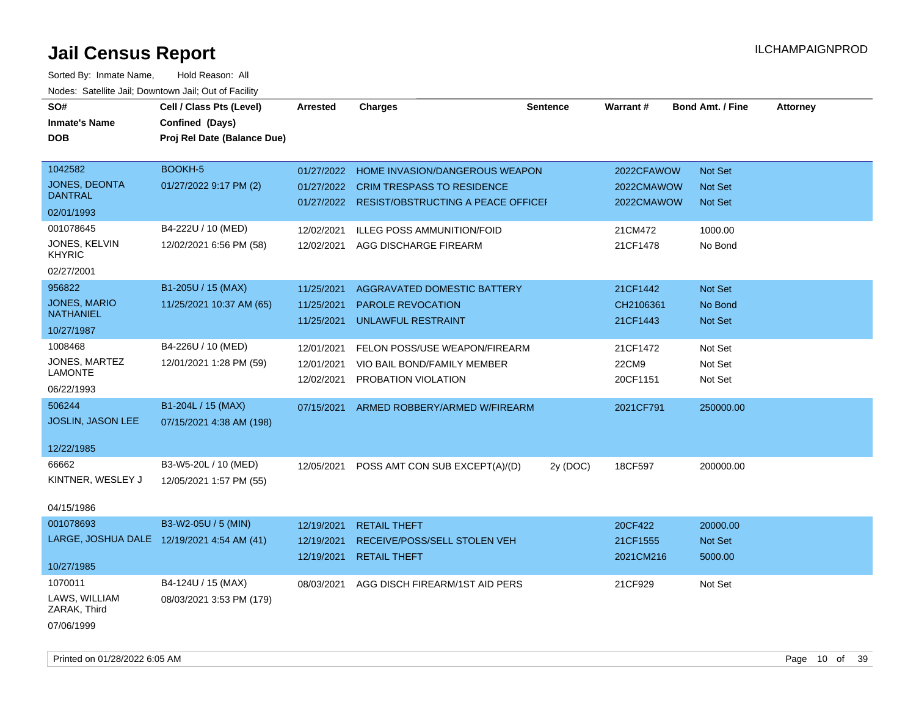# Jail Census Report

ILCHAMPAIGNPROD

Sorted By: Inmate Name, Hold Reason: All

Nodes: Satellite Jail; Downtown Jail; Out of Facility

| SO# / Inmate's Name / DOB | Cell / Class Pts (Level) / Confined (Days) / Proj Rel Date (Balance Due) | Arrested | Charges | Sentence | Warrant # | Bond Amt. / Fine | Attorney |
|---|---|---|---|---|---|---|---|
| 1042582<br>JONES, DEONTA DANTRAL<br>02/01/1993 | BOOKH-5<br>01/27/2022 9:17 PM (2) | 01/27/2022<br>01/27/2022<br>01/27/2022 | HOME INVASION/DANGEROUS WEAPON<br>CRIM TRESPASS TO RESIDENCE<br>RESIST/OBSTRUCTING A PEACE OFFICEI | | 2022CFAWOW<br>2022CMAWOW<br>2022CMAWOW | Not Set<br>Not Set<br>Not Set | |
| 001078645<br>JONES, KELVIN KHYRIC<br>02/27/2001 | B4-222U / 10 (MED)<br>12/02/2021 6:56 PM (58) | 12/02/2021<br>12/02/2021 | ILLEG POSS AMMUNITION/FOID<br>AGG DISCHARGE FIREARM | | 21CM472<br>21CF1478 | 1000.00<br>No Bond | |
| 956822<br>JONES, MARIO NATHANIEL<br>10/27/1987 | B1-205U / 15 (MAX)<br>11/25/2021 10:37 AM (65) | 11/25/2021<br>11/25/2021<br>11/25/2021 | AGGRAVATED DOMESTIC BATTERY<br>PAROLE REVOCATION<br>UNLAWFUL RESTRAINT | | 21CF1442<br>CH2106361<br>21CF1443 | Not Set<br>No Bond<br>Not Set | |
| 1008468<br>JONES, MARTEZ LAMONTE<br>06/22/1993 | B4-226U / 10 (MED)<br>12/01/2021 1:28 PM (59) | 12/01/2021<br>12/01/2021<br>12/02/2021 | FELON POSS/USE WEAPON/FIREARM<br>VIO BAIL BOND/FAMILY MEMBER<br>PROBATION VIOLATION | | 21CF1472<br>22CM9<br>20CF1151 | Not Set<br>Not Set<br>Not Set | |
| 506244<br>JOSLIN, JASON LEE<br>12/22/1985 | B1-204L / 15 (MAX)<br>07/15/2021 4:38 AM (198) | 07/15/2021 | ARMED ROBBERY/ARMED W/FIREARM | | 2021CF791 | 250000.00 | |
| 66662<br>KINTNER, WESLEY J<br>04/15/1986 | B3-W5-20L / 10 (MED)<br>12/05/2021 1:57 PM (55) | 12/05/2021 | POSS AMT CON SUB EXCEPT(A)/(D) | 2y (DOC) | 18CF597 | 200000.00 | |
| 001078693<br>LARGE, JOSHUA DALE<br>10/27/1985 | B3-W2-05U / 5 (MIN)<br>12/19/2021 4:54 AM (41) | 12/19/2021<br>12/19/2021<br>12/19/2021 | RETAIL THEFT<br>RECEIVE/POSS/SELL STOLEN VEH<br>RETAIL THEFT | | 20CF422<br>21CF1555<br>2021CM216 | 20000.00<br>Not Set<br>5000.00 | |
| 1070011<br>LAWS, WILLIAM ZARAK, Third<br>07/06/1999 | B4-124U / 15 (MAX)<br>08/03/2021 3:53 PM (179) | 08/03/2021 | AGG DISCH FIREARM/1ST AID PERS | | 21CF929 | Not Set | |

Printed on 01/28/2022 6:05 AM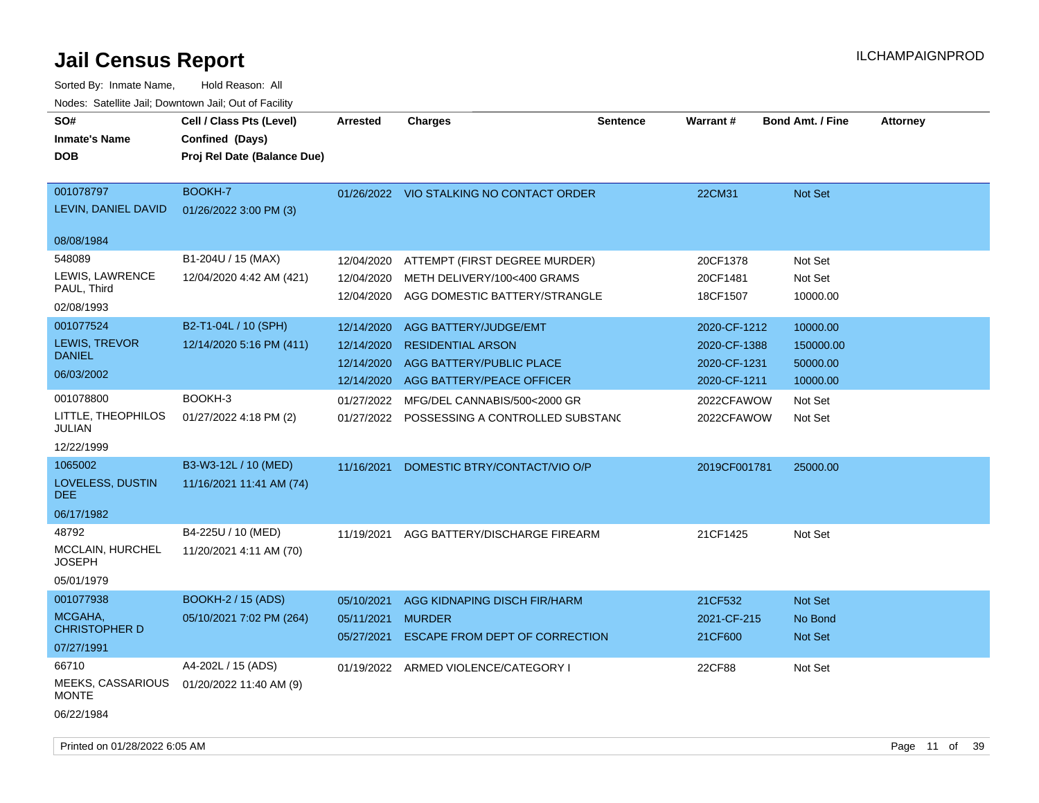# Jail Census Report

ILCHAMPAIGNPROD

Sorted By: Inmate Name, Hold Reason: All

Nodes: Satellite Jail; Downtown Jail; Out of Facility

| SO# / Inmate's Name / DOB | Cell / Class Pts (Level) / Confined (Days) / Proj Rel Date (Balance Due) | Arrested | Charges | Sentence | Warrant # | Bond Amt. / Fine | Attorney |
|---|---|---|---|---|---|---|---|
| 001078797<br>LEVIN, DANIEL DAVID<br>08/08/1984 | BOOKH-7<br>01/26/2022 3:00 PM (3) | 01/26/2022 | VIO STALKING NO CONTACT ORDER | | 22CM31 | Not Set | |
| 548089<br>LEWIS, LAWRENCE PAUL, Third<br>02/08/1993 | B1-204U / 15 (MAX)<br>12/04/2020 4:42 AM (421) | 12/04/2020 | ATTEMPT (FIRST DEGREE MURDER) | | 20CF1378 | Not Set | |
| | | 12/04/2020 | METH DELIVERY/100<400 GRAMS | | 20CF1481 | Not Set | |
| | | 12/04/2020 | AGG DOMESTIC BATTERY/STRANGLE | | 18CF1507 | 10000.00 | |
| 001077524<br>LEWIS, TREVOR DANIEL<br>06/03/2002 | B2-T1-04L / 10 (SPH)<br>12/14/2020 5:16 PM (411) | 12/14/2020 | AGG BATTERY/JUDGE/EMT | | 2020-CF-1212 | 10000.00 | |
| | | 12/14/2020 | RESIDENTIAL ARSON | | 2020-CF-1388 | 150000.00 | |
| | | 12/14/2020 | AGG BATTERY/PUBLIC PLACE | | 2020-CF-1231 | 50000.00 | |
| | | 12/14/2020 | AGG BATTERY/PEACE OFFICER | | 2020-CF-1211 | 10000.00 | |
| 001078800<br>LITTLE, THEOPHILOS JULIAN<br>12/22/1999 | BOOKH-3<br>01/27/2022 4:18 PM (2) | 01/27/2022 | MFG/DEL CANNABIS/500<2000 GR | | 2022CFAWOW | Not Set | |
| | | 01/27/2022 | POSSESSING A CONTROLLED SUBSTANC | | 2022CFAWOW | Not Set | |
| 1065002<br>LOVELESS, DUSTIN DEE<br>06/17/1982 | B3-W3-12L / 10 (MED)<br>11/16/2021 11:41 AM (74) | 11/16/2021 | DOMESTIC BTRY/CONTACT/VIO O/P | | 2019CF001781 | 25000.00 | |
| 48792<br>MCCLAIN, HURCHEL JOSEPH<br>05/01/1979 | B4-225U / 10 (MED)<br>11/20/2021 4:11 AM (70) | 11/19/2021 | AGG BATTERY/DISCHARGE FIREARM | | 21CF1425 | Not Set | |
| 001077938<br>MCGAHA, CHRISTOPHER D<br>07/27/1991 | BOOKH-2 / 15 (ADS)<br>05/10/2021 7:02 PM (264) | 05/10/2021 | AGG KIDNAPING DISCH FIR/HARM | | 21CF532 | Not Set | |
| | | 05/11/2021 | MURDER | | 2021-CF-215 | No Bond | |
| | | 05/27/2021 | ESCAPE FROM DEPT OF CORRECTION | | 21CF600 | Not Set | |
| 66710<br>MEEKS, CASSARIOUS MONTE<br>06/22/1984 | A4-202L / 15 (ADS)<br>01/20/2022 11:40 AM (9) | 01/19/2022 | ARMED VIOLENCE/CATEGORY I | | 22CF88 | Not Set | |

Printed on 01/28/2022 6:05 AM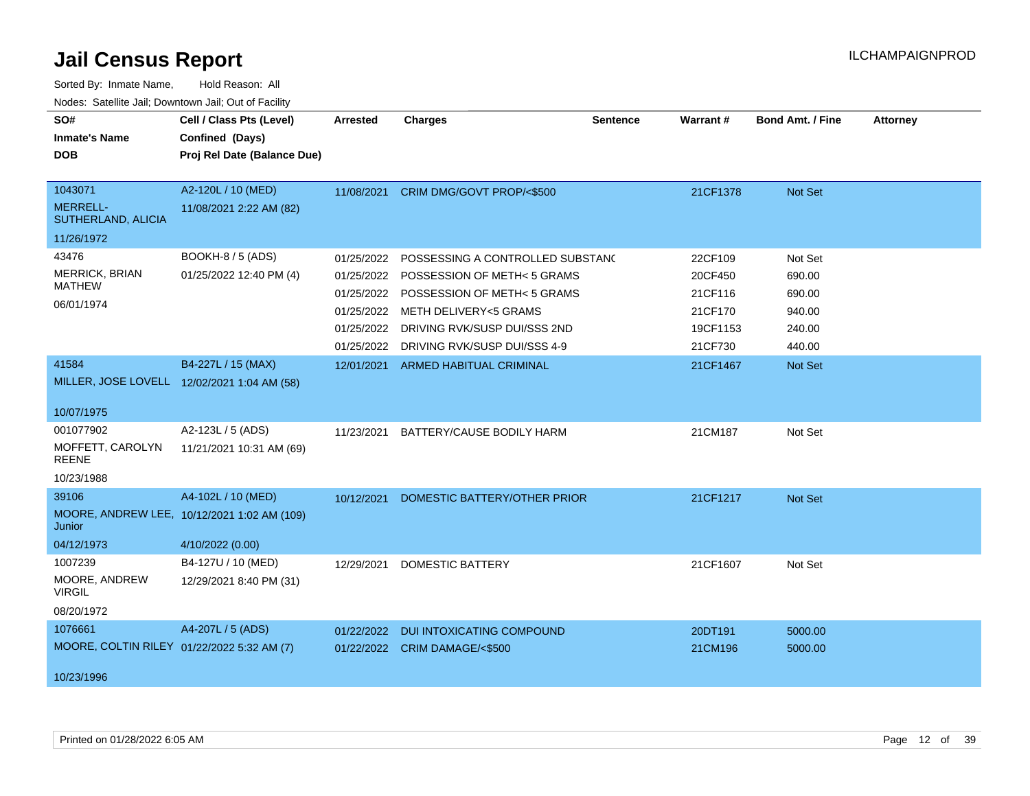# Jail Census Report

ILCHAMPAIGNPROD

Sorted By: Inmate Name, Hold Reason: All

Nodes: Satellite Jail; Downtown Jail; Out of Facility

| SO# / Inmate's Name / DOB | Cell / Class Pts (Level) / Confined (Days) / Proj Rel Date (Balance Due) | Arrested | Charges | Sentence | Warrant # | Bond Amt. / Fine | Attorney |
|---|---|---|---|---|---|---|---|
| 1043071<br>MERRELL-SUTHERLAND, ALICIA<br>11/26/1972 | A2-120L / 10 (MED)<br>11/08/2021 2:22 AM (82) | 11/08/2021 | CRIM DMG/GOVT PROP/<$500 | | 21CF1378 | Not Set | |
| 43476<br>MERRICK, BRIAN MATHEW<br>06/01/1974 | BOOKH-8 / 5 (ADS)<br>01/25/2022 12:40 PM (4) | 01/25/2022 | POSSESSING A CONTROLLED SUBSTANC | | 22CF109 | Not Set | |
| | | 01/25/2022 | POSSESSION OF METH< 5 GRAMS | | 20CF450 | 690.00 | |
| | | 01/25/2022 | POSSESSION OF METH< 5 GRAMS | | 21CF116 | 690.00 | |
| | | 01/25/2022 | METH DELIVERY<5 GRAMS | | 21CF170 | 940.00 | |
| | | 01/25/2022 | DRIVING RVK/SUSP DUI/SSS 2ND | | 19CF1153 | 240.00 | |
| | | 01/25/2022 | DRIVING RVK/SUSP DUI/SSS 4-9 | | 21CF730 | 440.00 | |
| 41584<br>MILLER, JOSE LOVELL<br>10/07/1975 | B4-227L / 15 (MAX)<br>12/02/2021 1:04 AM (58) | 12/01/2021 | ARMED HABITUAL CRIMINAL | | 21CF1467 | Not Set | |
| 001077902<br>MOFFETT, CAROLYN REENE<br>10/23/1988 | A2-123L / 5 (ADS)<br>11/21/2021 10:31 AM (69) | 11/23/2021 | BATTERY/CAUSE BODILY HARM | | 21CM187 | Not Set | |
| 39106<br>MOORE, ANDREW LEE, Junior<br>04/12/1973 | A4-102L / 10 (MED)<br>10/12/2021 1:02 AM (109)<br>4/10/2022 (0.00) | 10/12/2021 | DOMESTIC BATTERY/OTHER PRIOR | | 21CF1217 | Not Set | |
| 1007239<br>MOORE, ANDREW VIRGIL<br>08/20/1972 | B4-127U / 10 (MED)<br>12/29/2021 8:40 PM (31) | 12/29/2021 | DOMESTIC BATTERY | | 21CF1607 | Not Set | |
| 1076661<br>MOORE, COLTIN RILEY<br>10/23/1996 | A4-207L / 5 (ADS)<br>01/22/2022 5:32 AM (7) | 01/22/2022 | DUI INTOXICATING COMPOUND | | 20DT191 | 5000.00 | |
| | | 01/22/2022 | CRIM DAMAGE/<$500 | | 21CM196 | 5000.00 | |

Printed on 01/28/2022 6:05 AM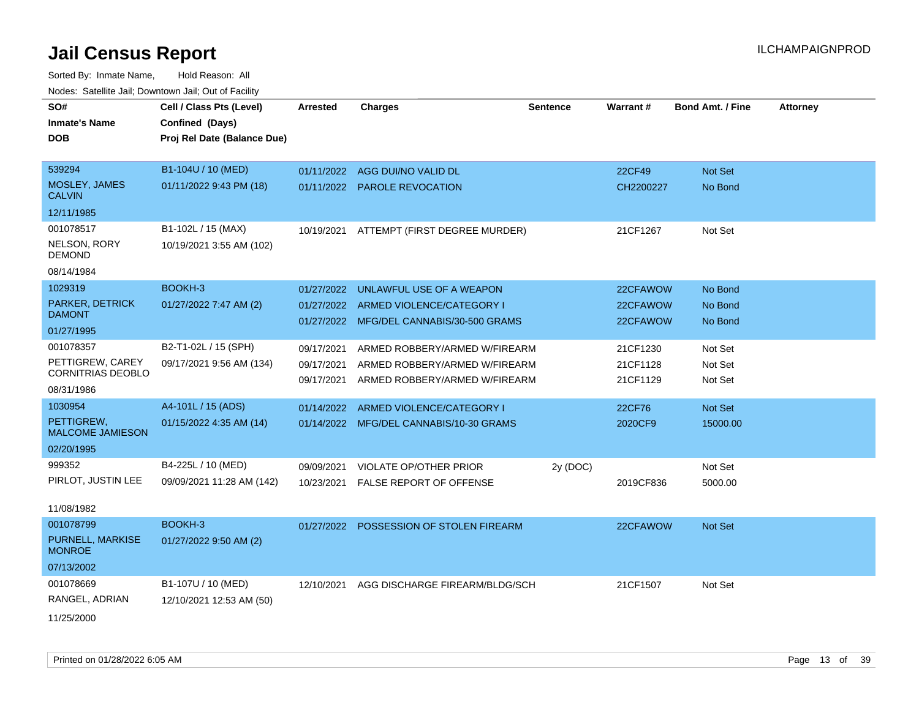# Jail Census Report

ILCHAMPAIGNPROD

Sorted By: Inmate Name, Hold Reason: All

Nodes: Satellite Jail; Downtown Jail; Out of Facility

| SO# / Inmate's Name / DOB | Cell / Class Pts (Level) / Confined (Days) / Proj Rel Date (Balance Due) | Arrested | Charges | Sentence | Warrant # | Bond Amt. / Fine | Attorney |
|---|---|---|---|---|---|---|---|
| 539294<br>MOSLEY, JAMES CALVIN<br>12/11/1985 | B1-104U / 10 (MED)<br>01/11/2022 9:43 PM (18) | 01/11/2022<br>01/11/2022 | AGG DUI/NO VALID DL<br>PAROLE REVOCATION | | 22CF49<br>CH2200227 | Not Set<br>No Bond | |
| 001078517<br>NELSON, RORY DEMOND<br>08/14/1984 | B1-102L / 15 (MAX)<br>10/19/2021 3:55 AM (102) | 10/19/2021 | ATTEMPT (FIRST DEGREE MURDER) | | 21CF1267 | Not Set | |
| 1029319<br>PARKER, DETRICK DAMONT<br>01/27/1995 | BOOKH-3<br>01/27/2022 7:47 AM (2) | 01/27/2022<br>01/27/2022<br>01/27/2022 | UNLAWFUL USE OF A WEAPON<br>ARMED VIOLENCE/CATEGORY I<br>MFG/DEL CANNABIS/30-500 GRAMS | | 22CFAWOW<br>22CFAWOW<br>22CFAWOW | No Bond<br>No Bond<br>No Bond | |
| 001078357<br>PETTIGREW, CAREY CORNITRIAS DEOBLO<br>08/31/1986 | B2-T1-02L / 15 (SPH)<br>09/17/2021 9:56 AM (134) | 09/17/2021<br>09/17/2021<br>09/17/2021 | ARMED ROBBERY/ARMED W/FIREARM<br>ARMED ROBBERY/ARMED W/FIREARM<br>ARMED ROBBERY/ARMED W/FIREARM | | 21CF1230<br>21CF1128<br>21CF1129 | Not Set<br>Not Set<br>Not Set | |
| 1030954<br>PETTIGREW, MALCOME JAMIESON<br>02/20/1995 | A4-101L / 15 (ADS)<br>01/15/2022 4:35 AM (14) | 01/14/2022<br>01/14/2022 | ARMED VIOLENCE/CATEGORY I<br>MFG/DEL CANNABIS/10-30 GRAMS | | 22CF76<br>2020CF9 | Not Set<br>15000.00 | |
| 999352<br>PIRLOT, JUSTIN LEE<br>11/08/1982 | B4-225L / 10 (MED)<br>09/09/2021 11:28 AM (142) | 09/09/2021<br>10/23/2021 | VIOLATE OP/OTHER PRIOR<br>FALSE REPORT OF OFFENSE | 2y (DOC) | <br>2019CF836 | Not Set<br>5000.00 | |
| 001078799<br>PURNELL, MARKISE MONROE<br>07/13/2002 | BOOKH-3<br>01/27/2022 9:50 AM (2) | 01/27/2022 | POSSESSION OF STOLEN FIREARM | | 22CFAWOW | Not Set | |
| 001078669<br>RANGEL, ADRIAN<br>11/25/2000 | B1-107U / 10 (MED)<br>12/10/2021 12:53 AM (50) | 12/10/2021 | AGG DISCHARGE FIREARM/BLDG/SCH | | 21CF1507 | Not Set | |

Printed on 01/28/2022 6:05 AM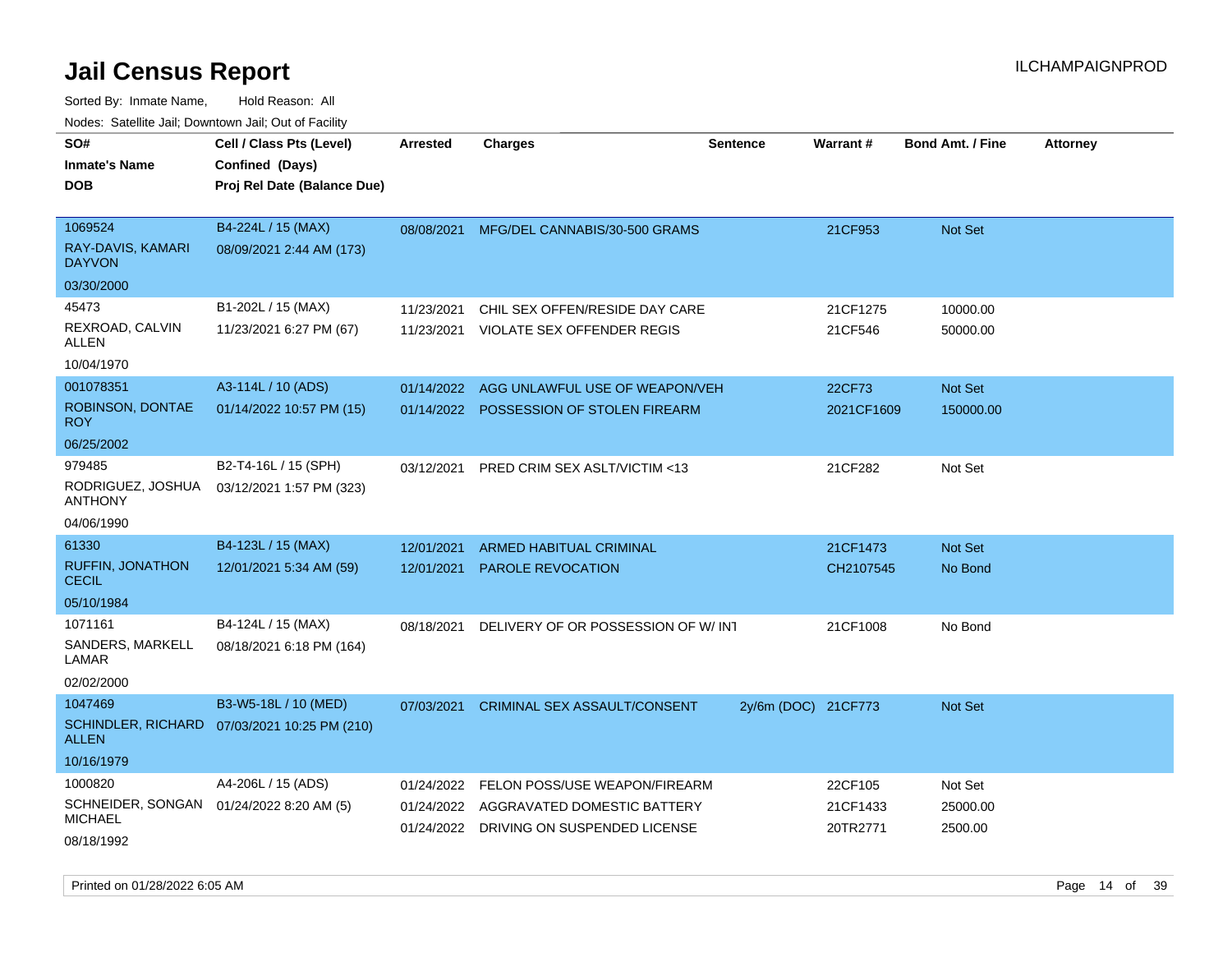# Jail Census Report

ILCHAMPAIGNPROD

Sorted By: Inmate Name, Hold Reason: All

Nodes: Satellite Jail; Downtown Jail; Out of Facility

| SO# / Inmate's Name / DOB | Cell / Class Pts (Level) / Confined (Days) / Proj Rel Date (Balance Due) | Arrested | Charges | Sentence | Warrant # | Bond Amt. / Fine | Attorney |
|---|---|---|---|---|---|---|---|
| 1069524<br>RAY-DAVIS, KAMARI DAYVON<br>03/30/2000 | B4-224L / 15 (MAX)<br>08/09/2021 2:44 AM (173) | 08/08/2021 | MFG/DEL CANNABIS/30-500 GRAMS | | 21CF953 | Not Set | |
| 45473<br>REXROAD, CALVIN ALLEN<br>10/04/1970 | B1-202L / 15 (MAX)<br>11/23/2021 6:27 PM (67) | 11/23/2021<br>11/23/2021 | CHIL SEX OFFEN/RESIDE DAY CARE<br>VIOLATE SEX OFFENDER REGIS | | 21CF1275<br>21CF546 | 10000.00<br>50000.00 | |
| 001078351<br>ROBINSON, DONTAE ROY<br>06/25/2002 | A3-114L / 10 (ADS)<br>01/14/2022 10:57 PM (15) | 01/14/2022<br>01/14/2022 | AGG UNLAWFUL USE OF WEAPON/VEH<br>POSSESSION OF STOLEN FIREARM | | 22CF73<br>2021CF1609 | Not Set<br>150000.00 | |
| 979485<br>RODRIGUEZ, JOSHUA ANTHONY<br>04/06/1990 | B2-T4-16L / 15 (SPH)<br>03/12/2021 1:57 PM (323) | 03/12/2021 | PRED CRIM SEX ASLT/VICTIM <13 | | 21CF282 | Not Set | |
| 61330<br>RUFFIN, JONATHON CECIL<br>05/10/1984 | B4-123L / 15 (MAX)<br>12/01/2021 5:34 AM (59) | 12/01/2021<br>12/01/2021 | ARMED HABITUAL CRIMINAL<br>PAROLE REVOCATION | | 21CF1473<br>CH2107545 | Not Set<br>No Bond | |
| 1071161<br>SANDERS, MARKELL LAMAR<br>02/02/2000 | B4-124L / 15 (MAX)<br>08/18/2021 6:18 PM (164) | 08/18/2021 | DELIVERY OF OR POSSESSION OF W/ INT | | 21CF1008 | No Bond | |
| 1047469<br>SCHINDLER, RICHARD ALLEN<br>10/16/1979 | B3-W5-18L / 10 (MED)<br>07/03/2021 10:25 PM (210) | 07/03/2021 | CRIMINAL SEX ASSAULT/CONSENT | 2y/6m (DOC) | 21CF773 | Not Set | |
| 1000820<br>SCHNEIDER, SONGAN MICHAEL<br>08/18/1992 | A4-206L / 15 (ADS)<br>01/24/2022 8:20 AM (5) | 01/24/2022<br>01/24/2022<br>01/24/2022 | FELON POSS/USE WEAPON/FIREARM<br>AGGRAVATED DOMESTIC BATTERY<br>DRIVING ON SUSPENDED LICENSE | | 22CF105<br>21CF1433<br>20TR2771 | Not Set<br>25000.00<br>2500.00 | |

Printed on 01/28/2022 6:05 AM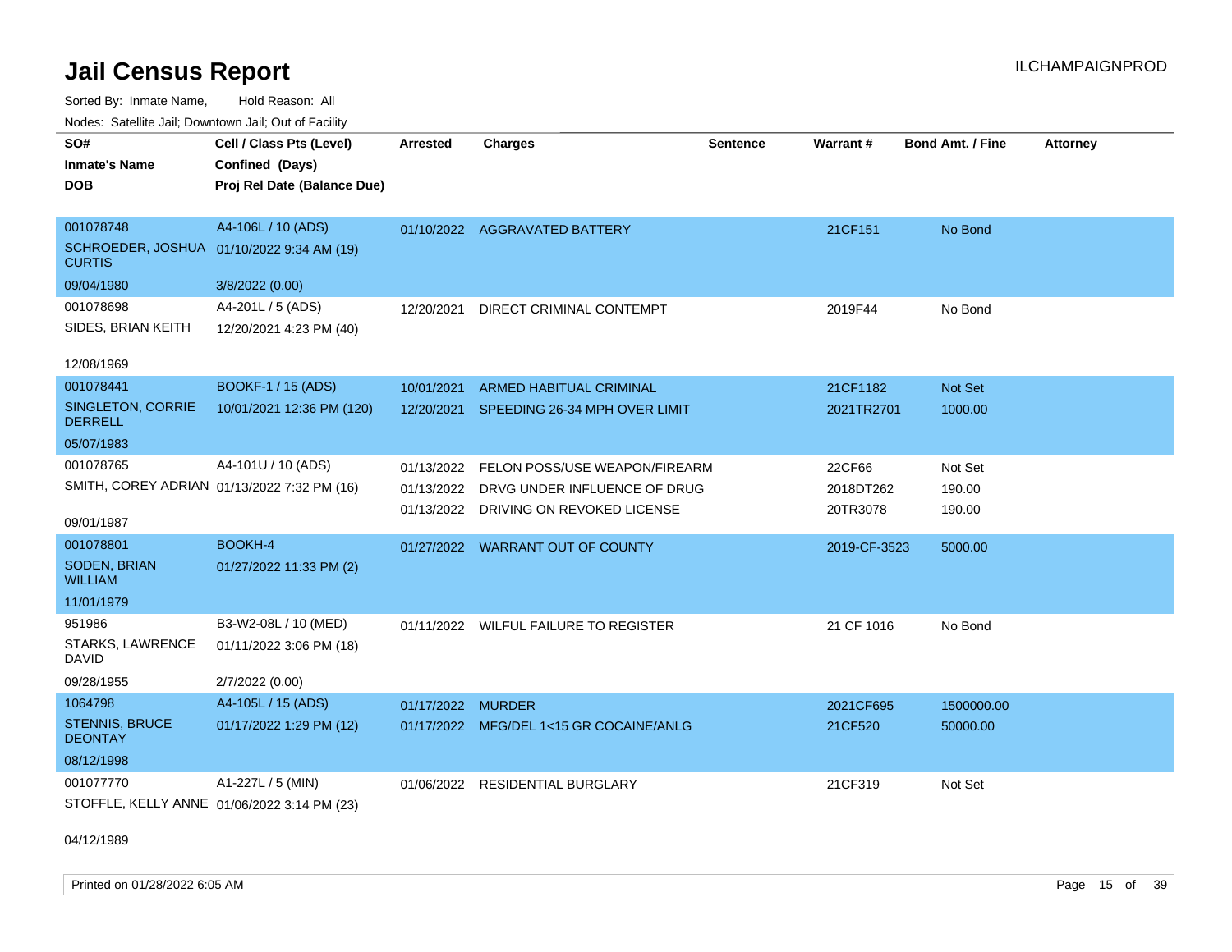# Jail Census Report

ILCHAMPAIGNPROD

Sorted By: Inmate Name, Hold Reason: All

Nodes: Satellite Jail; Downtown Jail; Out of Facility

| SO# / Inmate's Name / DOB | Cell / Class Pts (Level) / Confined (Days) / Proj Rel Date (Balance Due) | Arrested | Charges | Sentence | Warrant # | Bond Amt. / Fine | Attorney |
|---|---|---|---|---|---|---|---|
| 001078748<br>SCHROEDER, JOSHUA CURTIS<br>09/04/1980 | A4-106L / 10 (ADS)<br>01/10/2022 9:34 AM (19)<br>3/8/2022 (0.00) | 01/10/2022 | AGGRAVATED BATTERY | | 21CF151 | No Bond | |
| 001078698<br>SIDES, BRIAN KEITH<br>12/08/1969 | A4-201L / 5 (ADS)<br>12/20/2021 4:23 PM (40) | 12/20/2021 | DIRECT CRIMINAL CONTEMPT | | 2019F44 | No Bond | |
| 001078441<br>SINGLETON, CORRIE DERRELL<br>05/07/1983 | BOOKF-1 / 15 (ADS)<br>10/01/2021 12:36 PM (120) | 10/01/2021<br>12/20/2021 | ARMED HABITUAL CRIMINAL<br>SPEEDING 26-34 MPH OVER LIMIT | | 21CF1182<br>2021TR2701 | Not Set<br>1000.00 | |
| 001078765<br>SMITH, COREY ADRIAN<br>09/01/1987 | A4-101U / 10 (ADS)<br>01/13/2022 7:32 PM (16) | 01/13/2022<br>01/13/2022<br>01/13/2022 | FELON POSS/USE WEAPON/FIREARM<br>DRVG UNDER INFLUENCE OF DRUG<br>DRIVING ON REVOKED LICENSE | | 22CF66<br>2018DT262<br>20TR3078 | Not Set<br>190.00<br>190.00 | |
| 001078801<br>SODEN, BRIAN WILLIAM<br>11/01/1979 | BOOKH-4<br>01/27/2022 11:33 PM (2) | 01/27/2022 | WARRANT OUT OF COUNTY | | 2019-CF-3523 | 5000.00 | |
| 951986<br>STARKS, LAWRENCE DAVID<br>09/28/1955 | B3-W2-08L / 10 (MED)<br>01/11/2022 3:06 PM (18)<br>2/7/2022 (0.00) | 01/11/2022 | WILFUL FAILURE TO REGISTER | | 21 CF 1016 | No Bond | |
| 1064798<br>STENNIS, BRUCE DEONTAY<br>08/12/1998 | A4-105L / 15 (ADS)<br>01/17/2022 1:29 PM (12) | 01/17/2022<br>01/17/2022 | MURDER<br>MFG/DEL 1<15 GR COCAINE/ANLG | | 2021CF695<br>21CF520 | 1500000.00<br>50000.00 | |
| 001077770<br>STOFFLE, KELLY ANNE<br>04/12/1989 | A1-227L / 5 (MIN)<br>01/06/2022 3:14 PM (23) | 01/06/2022 | RESIDENTIAL BURGLARY | | 21CF319 | Not Set | |

Printed on 01/28/2022 6:05 AM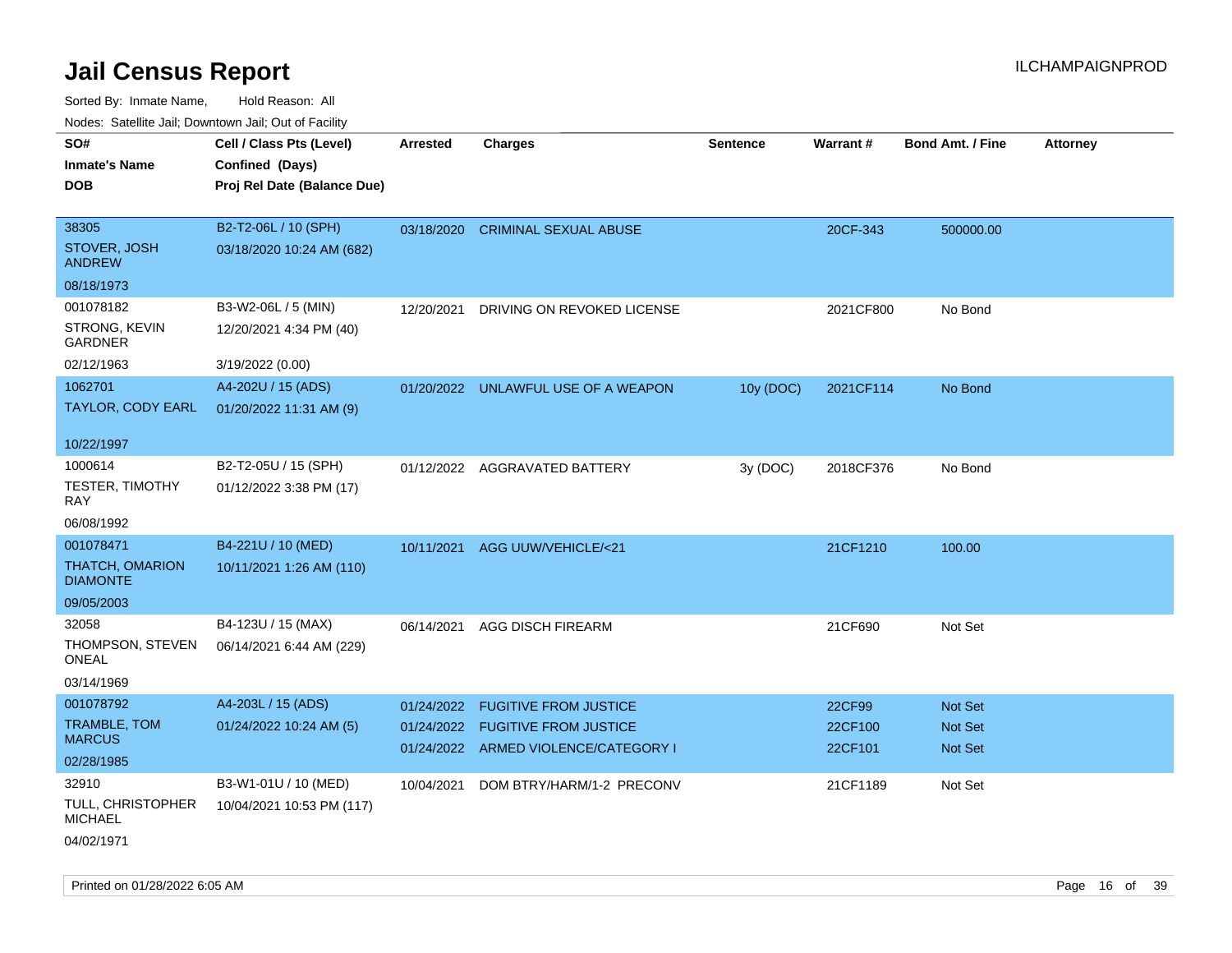# Jail Census Report

ILCHAMPAIGNPROD

Sorted By: Inmate Name, Hold Reason: All

Nodes: Satellite Jail; Downtown Jail; Out of Facility

| SO# / Inmate's Name / DOB | Cell / Class Pts (Level) / Confined (Days) / Proj Rel Date (Balance Due) | Arrested | Charges | Sentence | Warrant # | Bond Amt. / Fine | Attorney |
|---|---|---|---|---|---|---|---|
| 38305<br>STOVER, JOSH ANDREW<br>08/18/1973 | B2-T2-06L / 10 (SPH)<br>03/18/2020 10:24 AM (682) | 03/18/2020 | CRIMINAL SEXUAL ABUSE | | 20CF-343 | 500000.00 | |
| 001078182<br>STRONG, KEVIN GARDNER<br>02/12/1963 | B3-W2-06L / 5 (MIN)<br>12/20/2021 4:34 PM (40)<br>3/19/2022 (0.00) | 12/20/2021 | DRIVING ON REVOKED LICENSE | | 2021CF800 | No Bond | |
| 1062701<br>TAYLOR, CODY EARL<br>10/22/1997 | A4-202U / 15 (ADS)<br>01/20/2022 11:31 AM (9) | 01/20/2022 | UNLAWFUL USE OF A WEAPON | 10y (DOC) | 2021CF114 | No Bond | |
| 1000614<br>TESTER, TIMOTHY RAY<br>06/08/1992 | B2-T2-05U / 15 (SPH)<br>01/12/2022 3:38 PM (17) | 01/12/2022 | AGGRAVATED BATTERY | 3y (DOC) | 2018CF376 | No Bond | |
| 001078471<br>THATCH, OMARION DIAMONTE<br>09/05/2003 | B4-221U / 10 (MED)<br>10/11/2021 1:26 AM (110) | 10/11/2021 | AGG UUW/VEHICLE/<21 | | 21CF1210 | 100.00 | |
| 32058<br>THOMPSON, STEVEN ONEAL<br>03/14/1969 | B4-123U / 15 (MAX)<br>06/14/2021 6:44 AM (229) | 06/14/2021 | AGG DISCH FIREARM | | 21CF690 | Not Set | |
| 001078792<br>TRAMBLE, TOM MARCUS<br>02/28/1985 | A4-203L / 15 (ADS)<br>01/24/2022 10:24 AM (5) | 01/24/2022<br>01/24/2022<br>01/24/2022 | FUGITIVE FROM JUSTICE<br>FUGITIVE FROM JUSTICE<br>ARMED VIOLENCE/CATEGORY I | | 22CF99<br>22CF100<br>22CF101 | Not Set<br>Not Set<br>Not Set | |
| 32910<br>TULL, CHRISTOPHER MICHAEL<br>04/02/1971 | B3-W1-01U / 10 (MED)<br>10/04/2021 10:53 PM (117) | 10/04/2021 | DOM BTRY/HARM/1-2 PRECONV | | 21CF1189 | Not Set | |

Printed on 01/28/2022 6:05 AM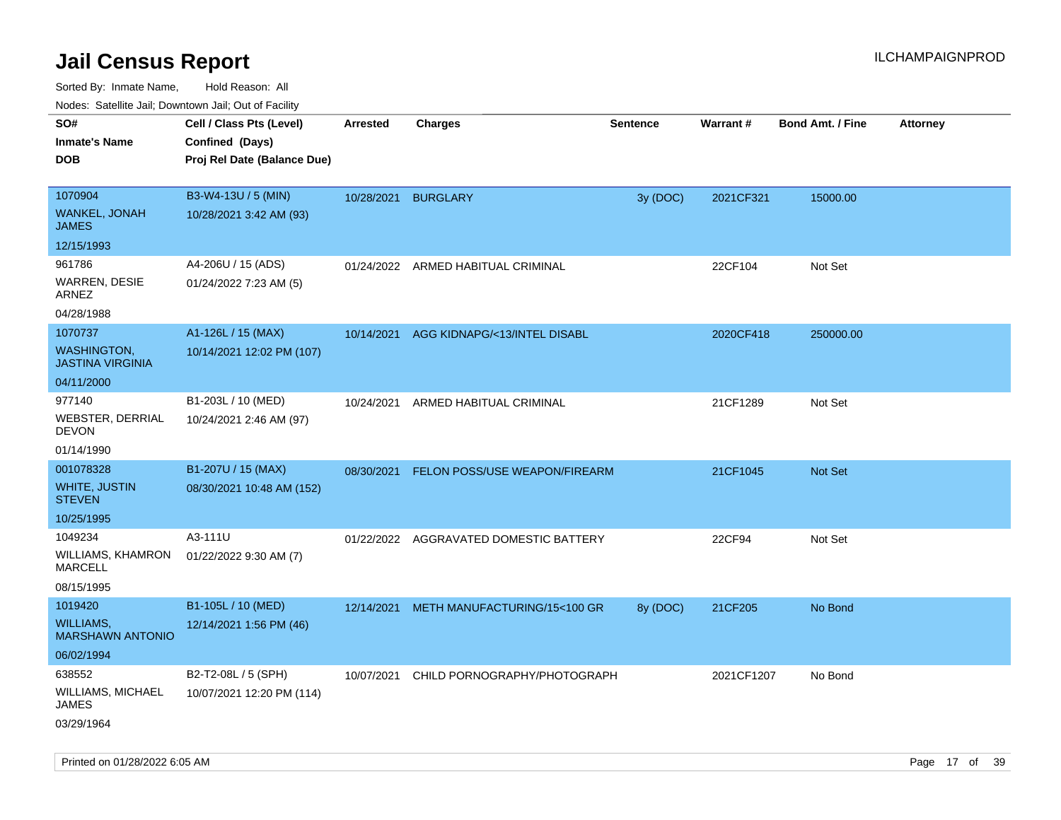# Jail Census Report

ILCHAMPAIGNPROD

Sorted By: Inmate Name, Hold Reason: All

Nodes: Satellite Jail; Downtown Jail; Out of Facility

| SO# / Inmate's Name / DOB | Cell / Class Pts (Level) / Confined (Days) / Proj Rel Date (Balance Due) | Arrested | Charges | Sentence | Warrant # | Bond Amt. / Fine | Attorney |
|---|---|---|---|---|---|---|---|
| 1070904<br>WANKEL, JONAH JAMES<br>12/15/1993 | B3-W4-13U / 5 (MIN)<br>10/28/2021 3:42 AM (93) | 10/28/2021 | BURGLARY | 3y (DOC) | 2021CF321 | 15000.00 | |
| 961786<br>WARREN, DESIE ARNEZ<br>04/28/1988 | A4-206U / 15 (ADS)<br>01/24/2022 7:23 AM (5) | 01/24/2022 | ARMED HABITUAL CRIMINAL | | 22CF104 | Not Set | |
| 1070737<br>WASHINGTON, JASTINA VIRGINIA<br>04/11/2000 | A1-126L / 15 (MAX)<br>10/14/2021 12:02 PM (107) | 10/14/2021 | AGG KIDNAPG/<13/INTEL DISABL | | 2020CF418 | 250000.00 | |
| 977140<br>WEBSTER, DERRIAL DEVON<br>01/14/1990 | B1-203L / 10 (MED)<br>10/24/2021 2:46 AM (97) | 10/24/2021 | ARMED HABITUAL CRIMINAL | | 21CF1289 | Not Set | |
| 001078328<br>WHITE, JUSTIN STEVEN<br>10/25/1995 | B1-207U / 15 (MAX)<br>08/30/2021 10:48 AM (152) | 08/30/2021 | FELON POSS/USE WEAPON/FIREARM | | 21CF1045 | Not Set | |
| 1049234<br>WILLIAMS, KHAMRON MARCELL<br>08/15/1995 | A3-111U<br>01/22/2022 9:30 AM (7) | 01/22/2022 | AGGRAVATED DOMESTIC BATTERY | | 22CF94 | Not Set | |
| 1019420<br>WILLIAMS, MARSHAWN ANTONIO<br>06/02/1994 | B1-105L / 10 (MED)<br>12/14/2021 1:56 PM (46) | 12/14/2021 | METH MANUFACTURING/15<100 GR | 8y (DOC) | 21CF205 | No Bond | |
| 638552<br>WILLIAMS, MICHAEL JAMES<br>03/29/1964 | B2-T2-08L / 5 (SPH)<br>10/07/2021 12:20 PM (114) | 10/07/2021 | CHILD PORNOGRAPHY/PHOTOGRAPH | | 2021CF1207 | No Bond | |

Printed on 01/28/2022 6:05 AM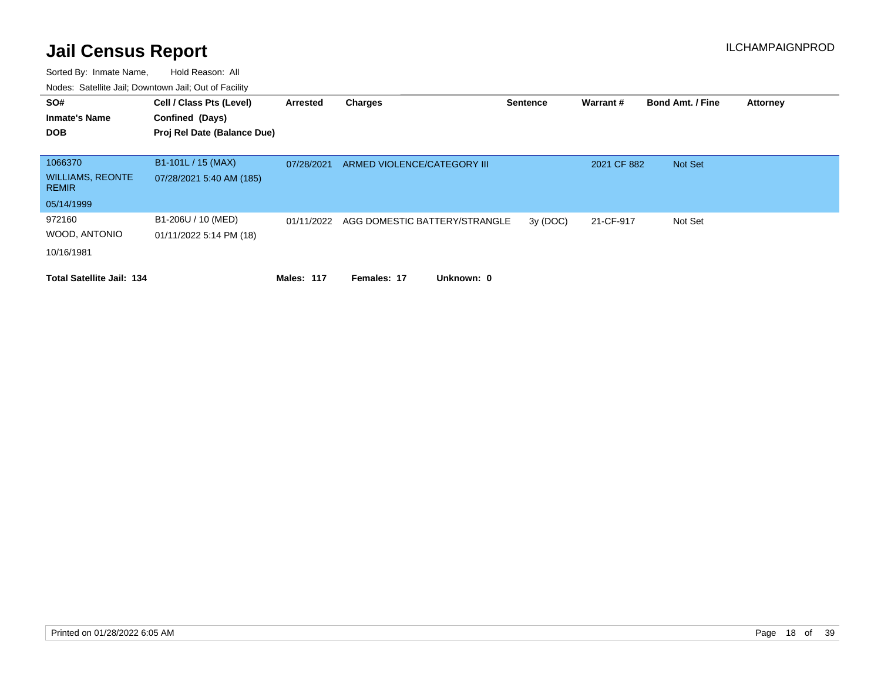# Jail Census Report

ILCHAMPAIGNPROD

Sorted By: Inmate Name, Hold Reason: All

Nodes: Satellite Jail; Downtown Jail; Out of Facility

| SO# / Inmate's Name / DOB | Cell / Class Pts (Level) / Confined (Days) / Proj Rel Date (Balance Due) | Arrested | Charges | Sentence | Warrant # | Bond Amt. / Fine | Attorney |
|---|---|---|---|---|---|---|---|
| 1066370<br>WILLIAMS, REONTE REMIR<br>05/14/1999 | B1-101L / 15 (MAX)<br>07/28/2021 5:40 AM (185) | 07/28/2021 | ARMED VIOLENCE/CATEGORY III | | 2021 CF 882 | Not Set | |
| 972160<br>WOOD, ANTONIO<br>10/16/1981 | B1-206U / 10 (MED)<br>01/11/2022 5:14 PM (18) | 01/11/2022 | AGG DOMESTIC BATTERY/STRANGLE | 3y (DOC) | 21-CF-917 | Not Set | |

**Total Satellite Jail: 134** **Males: 117** **Females: 17** **Unknown: 0**

Printed on 01/28/2022 6:05 AM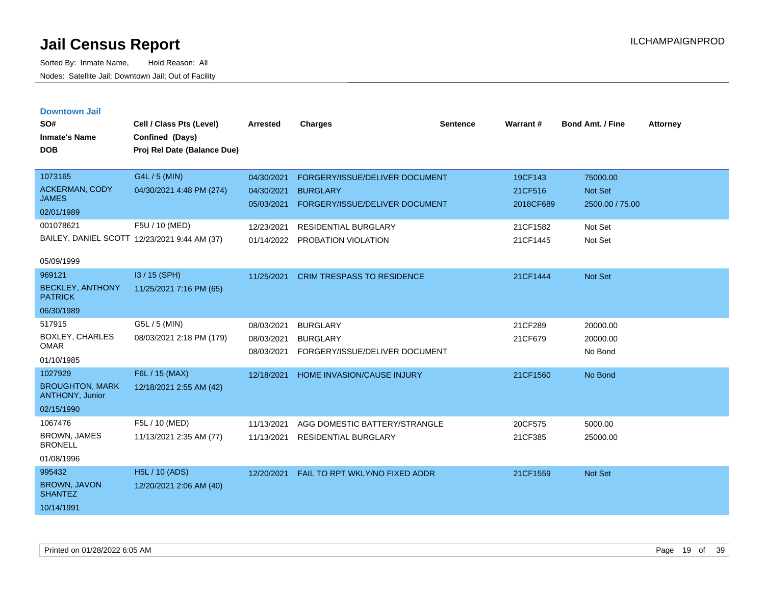# Jail Census Report

Sorted By: Inmate Name, Hold Reason: All

Nodes: Satellite Jail; Downtown Jail; Out of Facility

ILCHAMPAIGNPROD

## Downtown Jail

| SO# / Inmate's Name / DOB | Cell / Class Pts (Level) / Confined (Days) / Proj Rel Date (Balance Due) | Arrested | Charges | Sentence | Warrant # | Bond Amt. / Fine | Attorney |
|---|---|---|---|---|---|---|---|
| 1073165 ACKERMAN, CODY JAMES 02/01/1989 | G4L / 5 (MIN) 04/30/2021 4:48 PM (274) | 04/30/2021 | FORGERY/ISSUE/DELIVER DOCUMENT | | 19CF143 | 75000.00 | |
| | | 04/30/2021 | BURGLARY | | 21CF516 | Not Set | |
| | | 05/03/2021 | FORGERY/ISSUE/DELIVER DOCUMENT | | 2018CF689 | 2500.00 / 75.00 | |
| 001078621 BAILEY, DANIEL SCOTT 05/09/1999 | F5U / 10 (MED) 12/23/2021 9:44 AM (37) | 12/23/2021 | RESIDENTIAL BURGLARY | | 21CF1582 | Not Set | |
| | | 01/14/2022 | PROBATION VIOLATION | | 21CF1445 | Not Set | |
| 969121 BECKLEY, ANTHONY PATRICK 06/30/1989 | I3 / 15 (SPH) 11/25/2021 7:16 PM (65) | 11/25/2021 | CRIM TRESPASS TO RESIDENCE | | 21CF1444 | Not Set | |
| 517915 BOXLEY, CHARLES OMAR 01/10/1985 | G5L / 5 (MIN) 08/03/2021 2:18 PM (179) | 08/03/2021 | BURGLARY | | 21CF289 | 20000.00 | |
| | | 08/03/2021 | BURGLARY | | 21CF679 | 20000.00 | |
| | | 08/03/2021 | FORGERY/ISSUE/DELIVER DOCUMENT | | | No Bond | |
| 1027929 BROUGHTON, MARK ANTHONY, Junior 02/15/1990 | F6L / 15 (MAX) 12/18/2021 2:55 AM (42) | 12/18/2021 | HOME INVASION/CAUSE INJURY | | 21CF1560 | No Bond | |
| 1067476 BROWN, JAMES BRONELL 01/08/1996 | F5L / 10 (MED) 11/13/2021 2:35 AM (77) | 11/13/2021 | AGG DOMESTIC BATTERY/STRANGLE | | 20CF575 | 5000.00 | |
| | | 11/13/2021 | RESIDENTIAL BURGLARY | | 21CF385 | 25000.00 | |
| 995432 BROWN, JAVON SHANTEZ 10/14/1991 | H5L / 10 (ADS) 12/20/2021 2:06 AM (40) | 12/20/2021 | FAIL TO RPT WKLY/NO FIXED ADDR | | 21CF1559 | Not Set | |

Printed on 01/28/2022 6:05 AM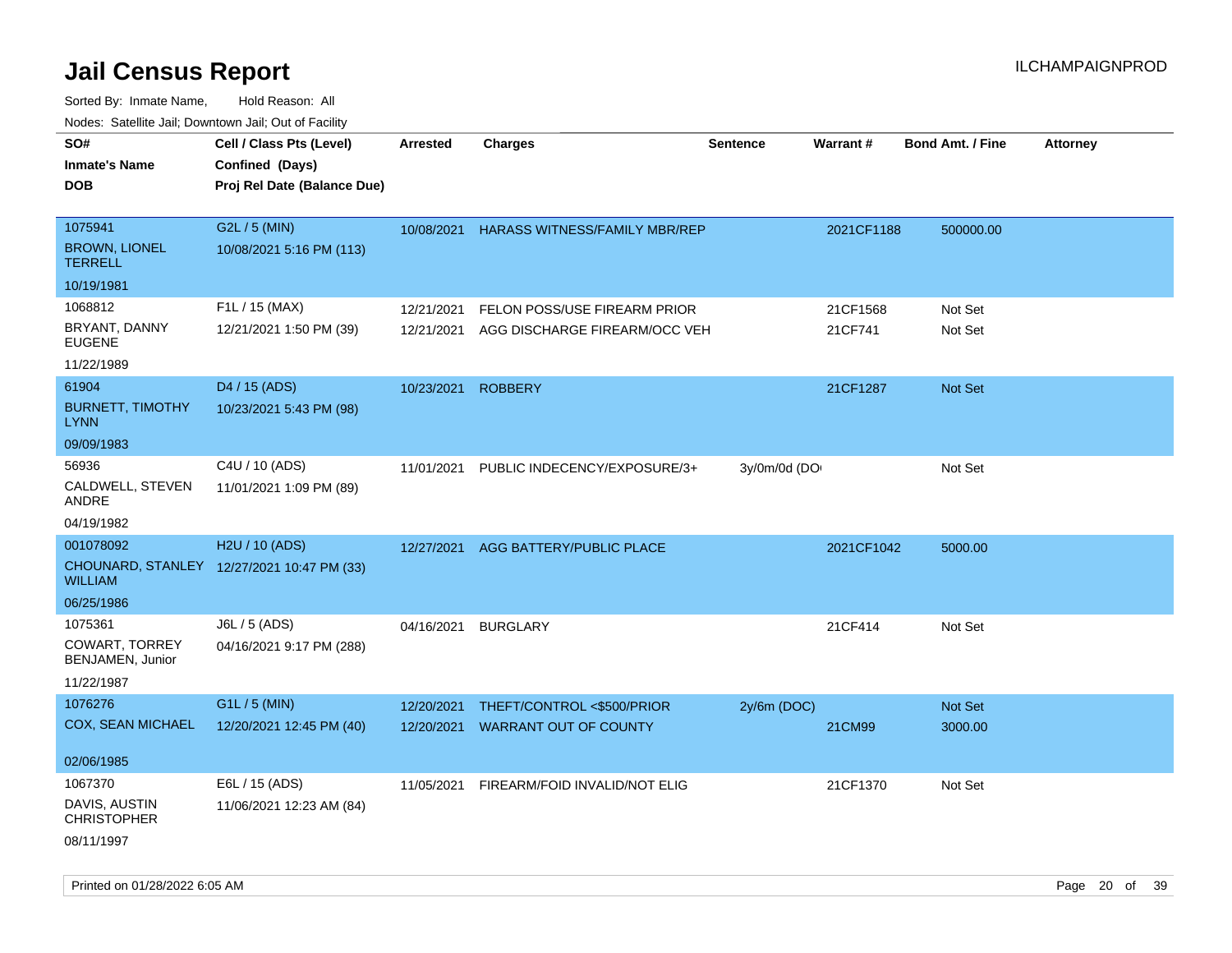# Jail Census Report

ILCHAMPAIGNPROD

Sorted By: Inmate Name, Hold Reason: All

Nodes: Satellite Jail; Downtown Jail; Out of Facility

| SO# / Inmate's Name / DOB | Cell / Class Pts (Level) / Confined (Days) / Proj Rel Date (Balance Due) | Arrested | Charges | Sentence | Warrant # | Bond Amt. / Fine | Attorney |
|---|---|---|---|---|---|---|---|
| 1075941 BROWN, LIONEL TERRELL 10/19/1981 | G2L / 5 (MIN) 10/08/2021 5:16 PM (113) | 10/08/2021 | HARASS WITNESS/FAMILY MBR/REP | | 2021CF1188 | 500000.00 | |
| 1068812 BRYANT, DANNY EUGENE 11/22/1989 | F1L / 15 (MAX) 12/21/2021 1:50 PM (39) | 12/21/2021 | FELON POSS/USE FIREARM PRIOR | | 21CF1568 | Not Set | |
| | | 12/21/2021 | AGG DISCHARGE FIREARM/OCC VEH | | 21CF741 | Not Set | |
| 61904 BURNETT, TIMOTHY LYNN 09/09/1983 | D4 / 15 (ADS) 10/23/2021 5:43 PM (98) | 10/23/2021 | ROBBERY | | 21CF1287 | Not Set | |
| 56936 CALDWELL, STEVEN ANDRE 04/19/1982 | C4U / 10 (ADS) 11/01/2021 1:09 PM (89) | 11/01/2021 | PUBLIC INDECENCY/EXPOSURE/3+ | 3y/0m/0d (DO | | Not Set | |
| 001078092 CHOUNARD, STANLEY WILLIAM 06/25/1986 | H2U / 10 (ADS) 12/27/2021 10:47 PM (33) | 12/27/2021 | AGG BATTERY/PUBLIC PLACE | | 2021CF1042 | 5000.00 | |
| 1075361 COWART, TORREY BENJAMEN, Junior 11/22/1987 | J6L / 5 (ADS) 04/16/2021 9:17 PM (288) | 04/16/2021 | BURGLARY | | 21CF414 | Not Set | |
| 1076276 COX, SEAN MICHAEL 02/06/1985 | G1L / 5 (MIN) 12/20/2021 12:45 PM (40) | 12/20/2021 | THEFT/CONTROL <$500/PRIOR | 2y/6m (DOC) | | Not Set | |
| | | 12/20/2021 | WARRANT OUT OF COUNTY | | 21CM99 | 3000.00 | |
| 1067370 DAVIS, AUSTIN CHRISTOPHER 08/11/1997 | E6L / 15 (ADS) 11/06/2021 12:23 AM (84) | 11/05/2021 | FIREARM/FOID INVALID/NOT ELIG | | 21CF1370 | Not Set | |

Printed on 01/28/2022 6:05 AM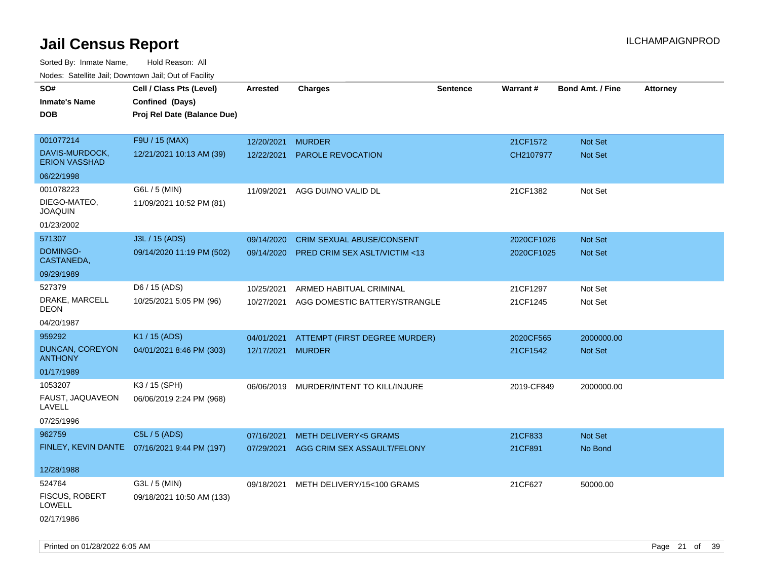# Jail Census Report

Sorted By: Inmate Name, Hold Reason: All

Nodes: Satellite Jail; Downtown Jail; Out of Facility

ILCHAMPAIGNPROD

| SO# / Inmate's Name / DOB | Cell / Class Pts (Level) / Confined (Days) / Proj Rel Date (Balance Due) | Arrested | Charges | Sentence | Warrant # | Bond Amt. / Fine | Attorney |
|---|---|---|---|---|---|---|---|
| 001077214 DAVIS-MURDOCK, ERION VASSHAD 06/22/1998 | F9U / 15 (MAX) 12/21/2021 10:13 AM (39) | 12/20/2021 | MURDER | | 21CF1572 | Not Set | |
| | | 12/22/2021 | PAROLE REVOCATION | | CH2107977 | Not Set | |
| 001078223 DIEGO-MATEO, JOAQUIN 01/23/2002 | G6L / 5 (MIN) 11/09/2021 10:52 PM (81) | 11/09/2021 | AGG DUI/NO VALID DL | | 21CF1382 | Not Set | |
| 571307 DOMINGO-CASTANEDA, 09/29/1989 | J3L / 15 (ADS) 09/14/2020 11:19 PM (502) | 09/14/2020 | CRIM SEXUAL ABUSE/CONSENT | | 2020CF1026 | Not Set | |
| | | 09/14/2020 | PRED CRIM SEX ASLT/VICTIM <13 | | 2020CF1025 | Not Set | |
| 527379 DRAKE, MARCELL DEON 04/20/1987 | D6 / 15 (ADS) 10/25/2021 5:05 PM (96) | 10/25/2021 | ARMED HABITUAL CRIMINAL | | 21CF1297 | Not Set | |
| | | 10/27/2021 | AGG DOMESTIC BATTERY/STRANGLE | | 21CF1245 | Not Set | |
| 959292 DUNCAN, COREYON ANTHONY 01/17/1989 | K1 / 15 (ADS) 04/01/2021 8:46 PM (303) | 04/01/2021 | ATTEMPT (FIRST DEGREE MURDER) | | 2020CF565 | 2000000.00 | |
| | | 12/17/2021 | MURDER | | 21CF1542 | Not Set | |
| 1053207 FAUST, JAQUAVEON LAVELL 07/25/1996 | K3 / 15 (SPH) 06/06/2019 2:24 PM (968) | 06/06/2019 | MURDER/INTENT TO KILL/INJURE | | 2019-CF849 | 2000000.00 | |
| 962759 FINLEY, KEVIN DANTE 12/28/1988 | C5L / 5 (ADS) 07/16/2021 9:44 PM (197) | 07/16/2021 | METH DELIVERY<5 GRAMS | | 21CF833 | Not Set | |
| | | 07/29/2021 | AGG CRIM SEX ASSAULT/FELONY | | 21CF891 | No Bond | |
| 524764 FISCUS, ROBERT LOWELL 02/17/1986 | G3L / 5 (MIN) 09/18/2021 10:50 AM (133) | 09/18/2021 | METH DELIVERY/15<100 GRAMS | | 21CF627 | 50000.00 | |

Printed on 01/28/2022 6:05 AM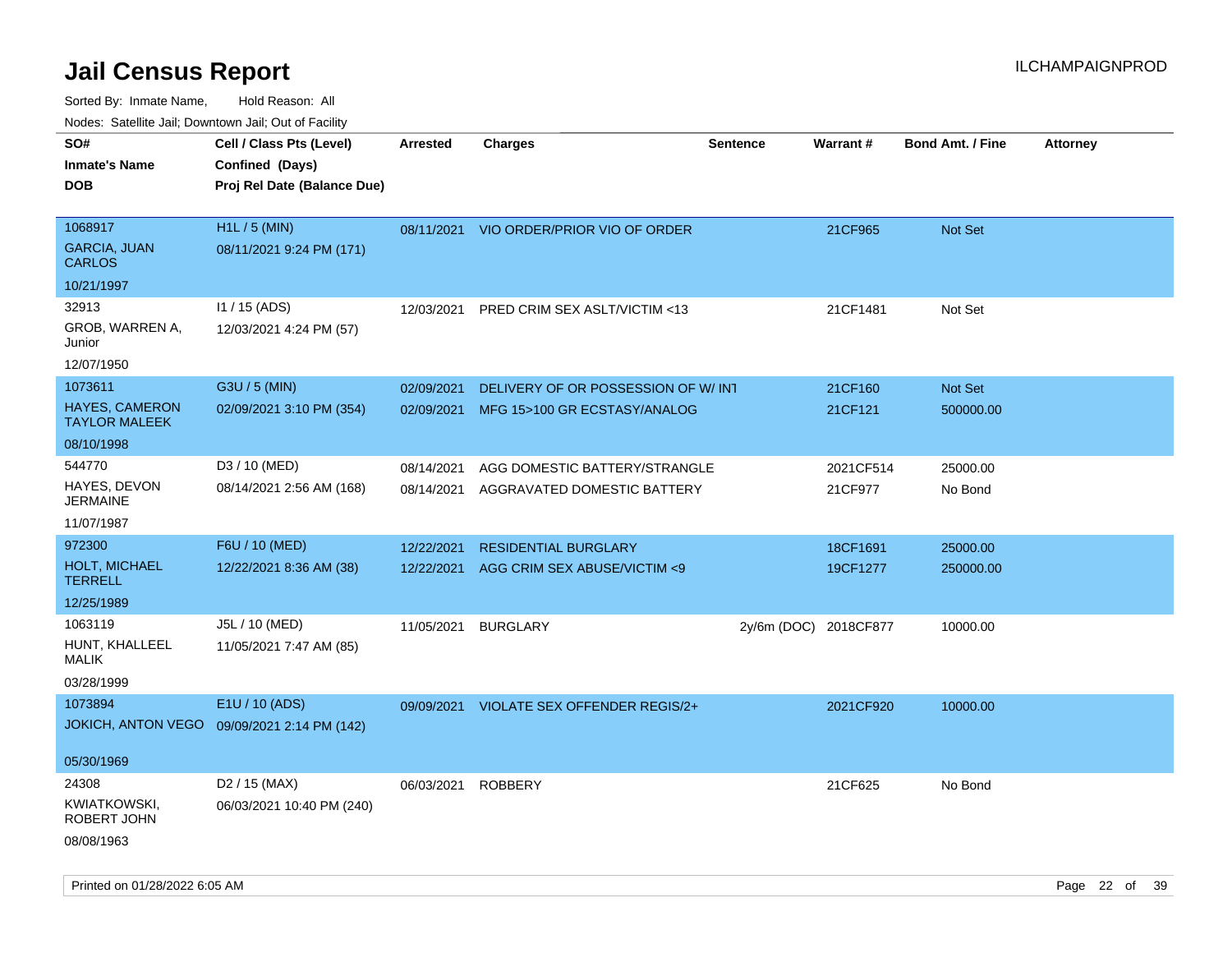# Jail Census Report

ILCHAMPAIGNPROD

Sorted By: Inmate Name, Hold Reason: All

Nodes: Satellite Jail; Downtown Jail; Out of Facility

| SO# / Inmate's Name / DOB | Cell / Class Pts (Level) / Confined (Days) / Proj Rel Date (Balance Due) | Arrested | Charges | Sentence | Warrant # | Bond Amt. / Fine | Attorney |
|---|---|---|---|---|---|---|---|
| 1068917 GARCIA, JUAN CARLOS 10/21/1997 | H1L / 5 (MIN) 08/11/2021 9:24 PM (171) | 08/11/2021 | VIO ORDER/PRIOR VIO OF ORDER | | 21CF965 | Not Set | |
| 32913 GROB, WARREN A, Junior 12/07/1950 | I1 / 15 (ADS) 12/03/2021 4:24 PM (57) | 12/03/2021 | PRED CRIM SEX ASLT/VICTIM <13 | | 21CF1481 | Not Set | |
| 1073611 HAYES, CAMERON TAYLOR MALEEK 08/10/1998 | G3U / 5 (MIN) 02/09/2021 3:10 PM (354) | 02/09/2021 | DELIVERY OF OR POSSESSION OF W/ INT | | 21CF160 | Not Set | |
| | | 02/09/2021 | MFG 15>100 GR ECSTASY/ANALOG | | 21CF121 | 500000.00 | |
| 544770 HAYES, DEVON JERMAINE 11/07/1987 | D3 / 10 (MED) 08/14/2021 2:56 AM (168) | 08/14/2021 | AGG DOMESTIC BATTERY/STRANGLE | | 2021CF514 | 25000.00 | |
| | | 08/14/2021 | AGGRAVATED DOMESTIC BATTERY | | 21CF977 | No Bond | |
| 972300 HOLT, MICHAEL TERRELL 12/25/1989 | F6U / 10 (MED) 12/22/2021 8:36 AM (38) | 12/22/2021 | RESIDENTIAL BURGLARY | | 18CF1691 | 25000.00 | |
| | | 12/22/2021 | AGG CRIM SEX ABUSE/VICTIM <9 | | 19CF1277 | 250000.00 | |
| 1063119 HUNT, KHALLEEL MALIK 03/28/1999 | J5L / 10 (MED) 11/05/2021 7:47 AM (85) | 11/05/2021 | BURGLARY | 2y/6m (DOC) | 2018CF877 | 10000.00 | |
| 1073894 JOKICH, ANTON VEGO 05/30/1969 | E1U / 10 (ADS) 09/09/2021 2:14 PM (142) | 09/09/2021 | VIOLATE SEX OFFENDER REGIS/2+ | | 2021CF920 | 10000.00 | |
| 24308 KWIATKOWSKI, ROBERT JOHN 08/08/1963 | D2 / 15 (MAX) 06/03/2021 10:40 PM (240) | 06/03/2021 | ROBBERY | | 21CF625 | No Bond | |

Printed on 01/28/2022 6:05 AM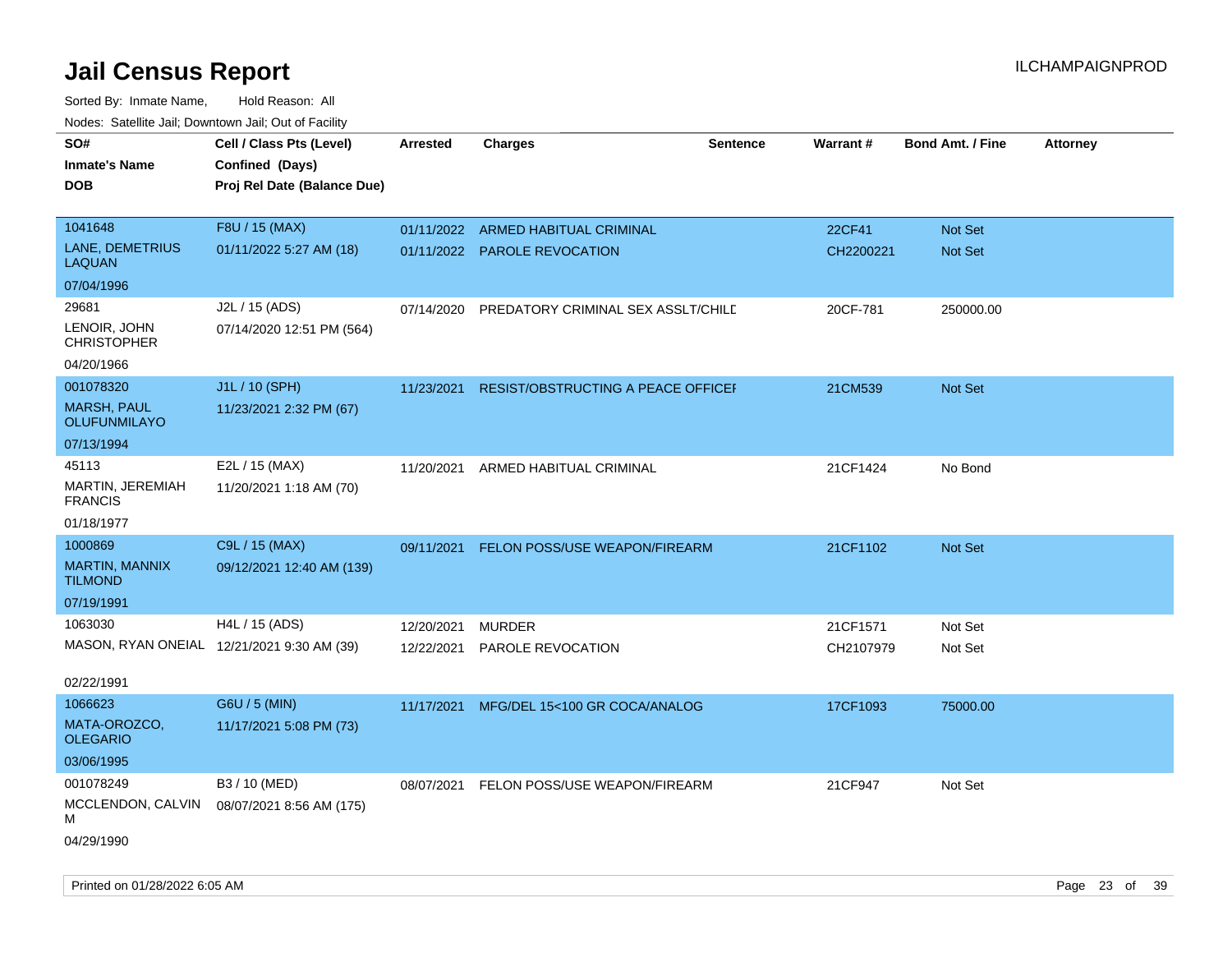# Jail Census Report

ILCHAMPAIGNPROD

Sorted By: Inmate Name, Hold Reason: All

Nodes: Satellite Jail; Downtown Jail; Out of Facility

| SO# / Inmate's Name / DOB | Cell / Class Pts (Level) / Confined (Days) / Proj Rel Date (Balance Due) | Arrested | Charges | Sentence | Warrant # | Bond Amt. / Fine | Attorney |
|---|---|---|---|---|---|---|---|
| 1041648<br>LANE, DEMETRIUS LAQUAN<br>07/04/1996 | F8U / 15 (MAX)<br>01/11/2022 5:27 AM (18) | 01/11/2022<br>01/11/2022 | ARMED HABITUAL CRIMINAL<br>PAROLE REVOCATION | | 22CF41<br>CH2200221 | Not Set<br>Not Set | |
| 29681<br>LENOIR, JOHN CHRISTOPHER<br>04/20/1966 | J2L / 15 (ADS)<br>07/14/2020 12:51 PM (564) | 07/14/2020 | PREDATORY CRIMINAL SEX ASSLT/CHILD | | 20CF-781 | 250000.00 | |
| 001078320<br>MARSH, PAUL OLUFUNMILAYO<br>07/13/1994 | J1L / 10 (SPH)<br>11/23/2021 2:32 PM (67) | 11/23/2021 | RESIST/OBSTRUCTING A PEACE OFFICER | | 21CM539 | Not Set | |
| 45113<br>MARTIN, JEREMIAH FRANCIS<br>01/18/1977 | E2L / 15 (MAX)<br>11/20/2021 1:18 AM (70) | 11/20/2021 | ARMED HABITUAL CRIMINAL | | 21CF1424 | No Bond | |
| 1000869<br>MARTIN, MANNIX TILMOND<br>07/19/1991 | C9L / 15 (MAX)<br>09/12/2021 12:40 AM (139) | 09/11/2021 | FELON POSS/USE WEAPON/FIREARM | | 21CF1102 | Not Set | |
| 1063030<br>MASON, RYAN ONEIAL<br>02/22/1991 | H4L / 15 (ADS)<br>12/21/2021 9:30 AM (39) | 12/20/2021<br>12/22/2021 | MURDER<br>PAROLE REVOCATION | | 21CF1571<br>CH2107979 | Not Set<br>Not Set | |
| 1066623<br>MATA-OROZCO, OLEGARIO<br>03/06/1995 | G6U / 5 (MIN)<br>11/17/2021 5:08 PM (73) | 11/17/2021 | MFG/DEL 15<100 GR COCA/ANALOG | | 17CF1093 | 75000.00 | |
| 001078249<br>MCCLENDON, CALVIN M<br>04/29/1990 | B3 / 10 (MED)<br>08/07/2021 8:56 AM (175) | 08/07/2021 | FELON POSS/USE WEAPON/FIREARM | | 21CF947 | Not Set | |

Printed on 01/28/2022 6:05 AM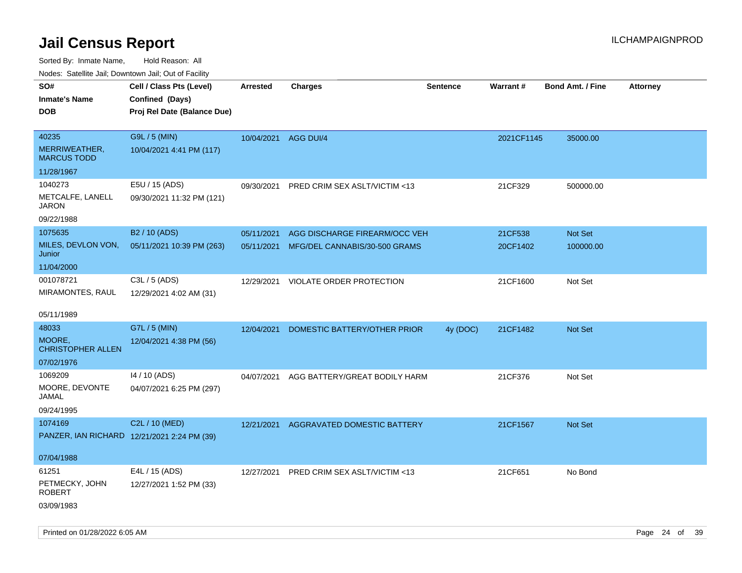# Jail Census Report

ILCHAMPAIGNPROD

Sorted By: Inmate Name, Hold Reason: All

Nodes: Satellite Jail; Downtown Jail; Out of Facility

| SO# / Inmate's Name / DOB | Cell / Class Pts (Level) / Confined (Days) / Proj Rel Date (Balance Due) | Arrested | Charges | Sentence | Warrant # | Bond Amt. / Fine | Attorney |
|---|---|---|---|---|---|---|---|
| 40235<br>MERRIWEATHER, MARCUS TODD<br>11/28/1967 | G9L / 5 (MIN)<br>10/04/2021 4:41 PM (117) | 10/04/2021 | AGG DUI/4 | | 2021CF1145 | 35000.00 | |
| 1040273<br>METCALFE, LANELL JARON<br>09/22/1988 | E5U / 15 (ADS)<br>09/30/2021 11:32 PM (121) | 09/30/2021 | PRED CRIM SEX ASLT/VICTIM <13 | | 21CF329 | 500000.00 | |
| 1075635<br>MILES, DEVLON VON, Junior<br>11/04/2000 | B2 / 10 (ADS)<br>05/11/2021 10:39 PM (263) | 05/11/2021<br>05/11/2021 | AGG DISCHARGE FIREARM/OCC VEH<br>MFG/DEL CANNABIS/30-500 GRAMS | | 21CF538<br>20CF1402 | Not Set<br>100000.00 | |
| 001078721<br>MIRAMONTES, RAUL<br>05/11/1989 | C3L / 5 (ADS)<br>12/29/2021 4:02 AM (31) | 12/29/2021 | VIOLATE ORDER PROTECTION | | 21CF1600 | Not Set | |
| 48033<br>MOORE, CHRISTOPHER ALLEN<br>07/02/1976 | G7L / 5 (MIN)<br>12/04/2021 4:38 PM (56) | 12/04/2021 | DOMESTIC BATTERY/OTHER PRIOR | 4y (DOC) | 21CF1482 | Not Set | |
| 1069209<br>MOORE, DEVONTE JAMAL<br>09/24/1995 | I4 / 10 (ADS)<br>04/07/2021 6:25 PM (297) | 04/07/2021 | AGG BATTERY/GREAT BODILY HARM | | 21CF376 | Not Set | |
| 1074169<br>PANZER, IAN RICHARD<br>07/04/1988 | C2L / 10 (MED)<br>12/21/2021 2:24 PM (39) | 12/21/2021 | AGGRAVATED DOMESTIC BATTERY | | 21CF1567 | Not Set | |
| 61251<br>PETMECKY, JOHN ROBERT<br>03/09/1983 | E4L / 15 (ADS)<br>12/27/2021 1:52 PM (33) | 12/27/2021 | PRED CRIM SEX ASLT/VICTIM <13 | | 21CF651 | No Bond | |

Printed on 01/28/2022 6:05 AM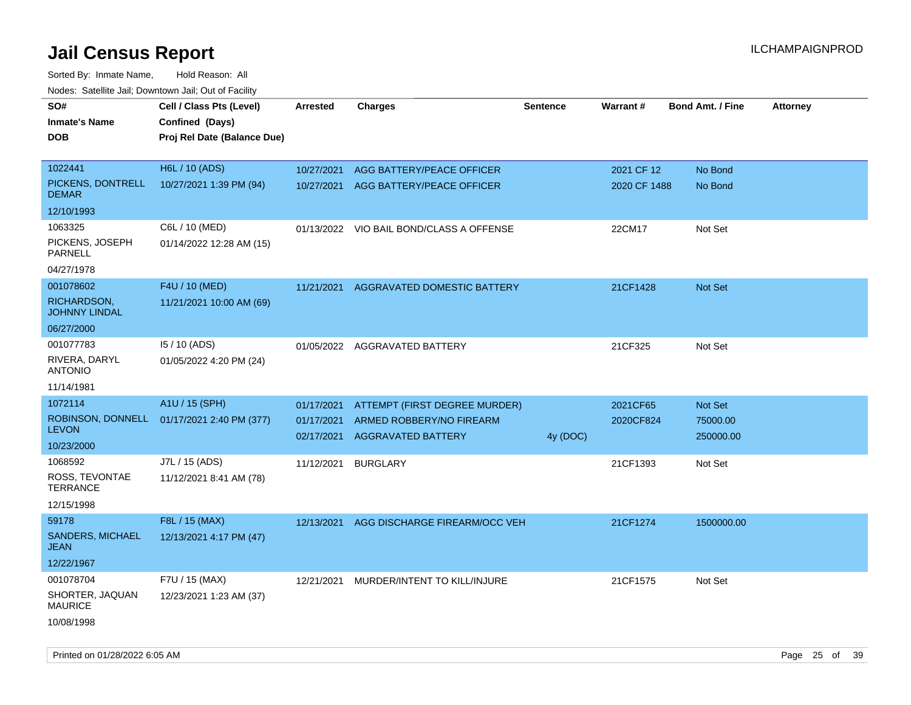# Jail Census Report

ILCHAMPAIGNPROD

Sorted By: Inmate Name, Hold Reason: All

Nodes: Satellite Jail; Downtown Jail; Out of Facility

| SO# / Inmate's Name / DOB | Cell / Class Pts (Level) / Confined (Days) / Proj Rel Date (Balance Due) | Arrested | Charges | Sentence | Warrant # | Bond Amt. / Fine | Attorney |
|---|---|---|---|---|---|---|---|
| 1022441<br>PICKENS, DONTRELL DEMAR<br>12/10/1993 | H6L / 10 (ADS)<br>10/27/2021 1:39 PM (94) | 10/27/2021 | AGG BATTERY/PEACE OFFICER | | 2021 CF 12 | No Bond | |
| | | 10/27/2021 | AGG BATTERY/PEACE OFFICER | | 2020 CF 1488 | No Bond | |
| 1063325<br>PICKENS, JOSEPH PARNELL<br>04/27/1978 | C6L / 10 (MED)<br>01/14/2022 12:28 AM (15) | 01/13/2022 | VIO BAIL BOND/CLASS A OFFENSE | | 22CM17 | Not Set | |
| 001078602<br>RICHARDSON, JOHNNY LINDAL<br>06/27/2000 | F4U / 10 (MED)<br>11/21/2021 10:00 AM (69) | 11/21/2021 | AGGRAVATED DOMESTIC BATTERY | | 21CF1428 | Not Set | |
| 001077783<br>RIVERA, DARYL ANTONIO<br>11/14/1981 | I5 / 10 (ADS)<br>01/05/2022 4:20 PM (24) | 01/05/2022 | AGGRAVATED BATTERY | | 21CF325 | Not Set | |
| 1072114<br>ROBINSON, DONNELL LEVON<br>10/23/2000 | A1U / 15 (SPH)<br>01/17/2021 2:40 PM (377) | 01/17/2021 | ATTEMPT (FIRST DEGREE MURDER) | | 2021CF65 | Not Set | |
| | | 01/17/2021 | ARMED ROBBERY/NO FIREARM | | 2020CF824 | 75000.00 | |
| | | 02/17/2021 | AGGRAVATED BATTERY | 4y (DOC) | | 250000.00 | |
| 1068592<br>ROSS, TEVONTAE TERRANCE<br>12/15/1998 | J7L / 15 (ADS)<br>11/12/2021 8:41 AM (78) | 11/12/2021 | BURGLARY | | 21CF1393 | Not Set | |
| 59178<br>SANDERS, MICHAEL JEAN<br>12/22/1967 | F8L / 15 (MAX)<br>12/13/2021 4:17 PM (47) | 12/13/2021 | AGG DISCHARGE FIREARM/OCC VEH | | 21CF1274 | 1500000.00 | |
| 001078704<br>SHORTER, JAQUAN MAURICE<br>10/08/1998 | F7U / 15 (MAX)<br>12/23/2021 1:23 AM (37) | 12/21/2021 | MURDER/INTENT TO KILL/INJURE | | 21CF1575 | Not Set | |

Printed on 01/28/2022 6:05 AM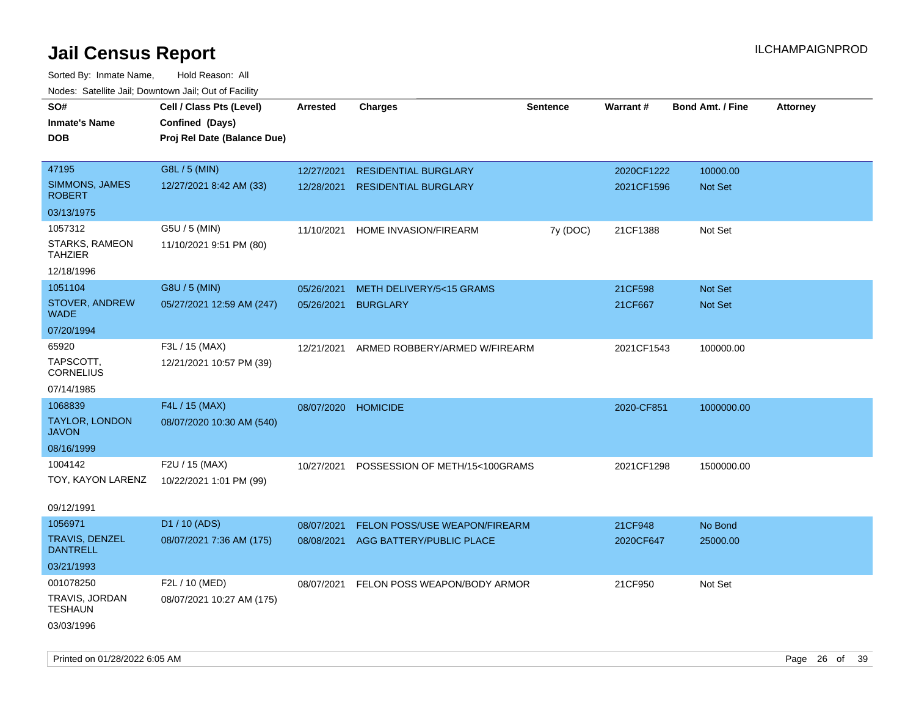# Jail Census Report

ILCHAMPAIGNPROD

Sorted By: Inmate Name, Hold Reason: All

Nodes: Satellite Jail; Downtown Jail; Out of Facility

| SO# / Inmate's Name / DOB | Cell / Class Pts (Level) / Confined (Days) / Proj Rel Date (Balance Due) | Arrested | Charges | Sentence | Warrant # | Bond Amt. / Fine | Attorney |
|---|---|---|---|---|---|---|---|
| 47195 SIMMONS, JAMES ROBERT 03/13/1975 | G8L / 5 (MIN) 12/27/2021 8:42 AM (33) | 12/27/2021 | RESIDENTIAL BURGLARY | | 2020CF1222 | 10000.00 | |
| | | 12/28/2021 | RESIDENTIAL BURGLARY | | 2021CF1596 | Not Set | |
| 1057312 STARKS, RAMEON TAHZIER 12/18/1996 | G5U / 5 (MIN) 11/10/2021 9:51 PM (80) | 11/10/2021 | HOME INVASION/FIREARM | 7y (DOC) | 21CF1388 | Not Set | |
| 1051104 STOVER, ANDREW WADE 07/20/1994 | G8U / 5 (MIN) 05/27/2021 12:59 AM (247) | 05/26/2021 | METH DELIVERY/5<15 GRAMS | | 21CF598 | Not Set | |
| | | 05/26/2021 | BURGLARY | | 21CF667 | Not Set | |
| 65920 TAPSCOTT, CORNELIUS 07/14/1985 | F3L / 15 (MAX) 12/21/2021 10:57 PM (39) | 12/21/2021 | ARMED ROBBERY/ARMED W/FIREARM | | 2021CF1543 | 100000.00 | |
| 1068839 TAYLOR, LONDON JAVON 08/16/1999 | F4L / 15 (MAX) 08/07/2020 10:30 AM (540) | 08/07/2020 | HOMICIDE | | 2020-CF851 | 1000000.00 | |
| 1004142 TOY, KAYON LARENZ 09/12/1991 | F2U / 15 (MAX) 10/22/2021 1:01 PM (99) | 10/27/2021 | POSSESSION OF METH/15<100GRAMS | | 2021CF1298 | 1500000.00 | |
| 1056971 TRAVIS, DENZEL DANTRELL 03/21/1993 | D1 / 10 (ADS) 08/07/2021 7:36 AM (175) | 08/07/2021 | FELON POSS/USE WEAPON/FIREARM | | 21CF948 | No Bond | |
| | | 08/08/2021 | AGG BATTERY/PUBLIC PLACE | | 2020CF647 | 25000.00 | |
| 001078250 TRAVIS, JORDAN TESHAUN 03/03/1996 | F2L / 10 (MED) 08/07/2021 10:27 AM (175) | 08/07/2021 | FELON POSS WEAPON/BODY ARMOR | | 21CF950 | Not Set | |

Printed on 01/28/2022 6:05 AM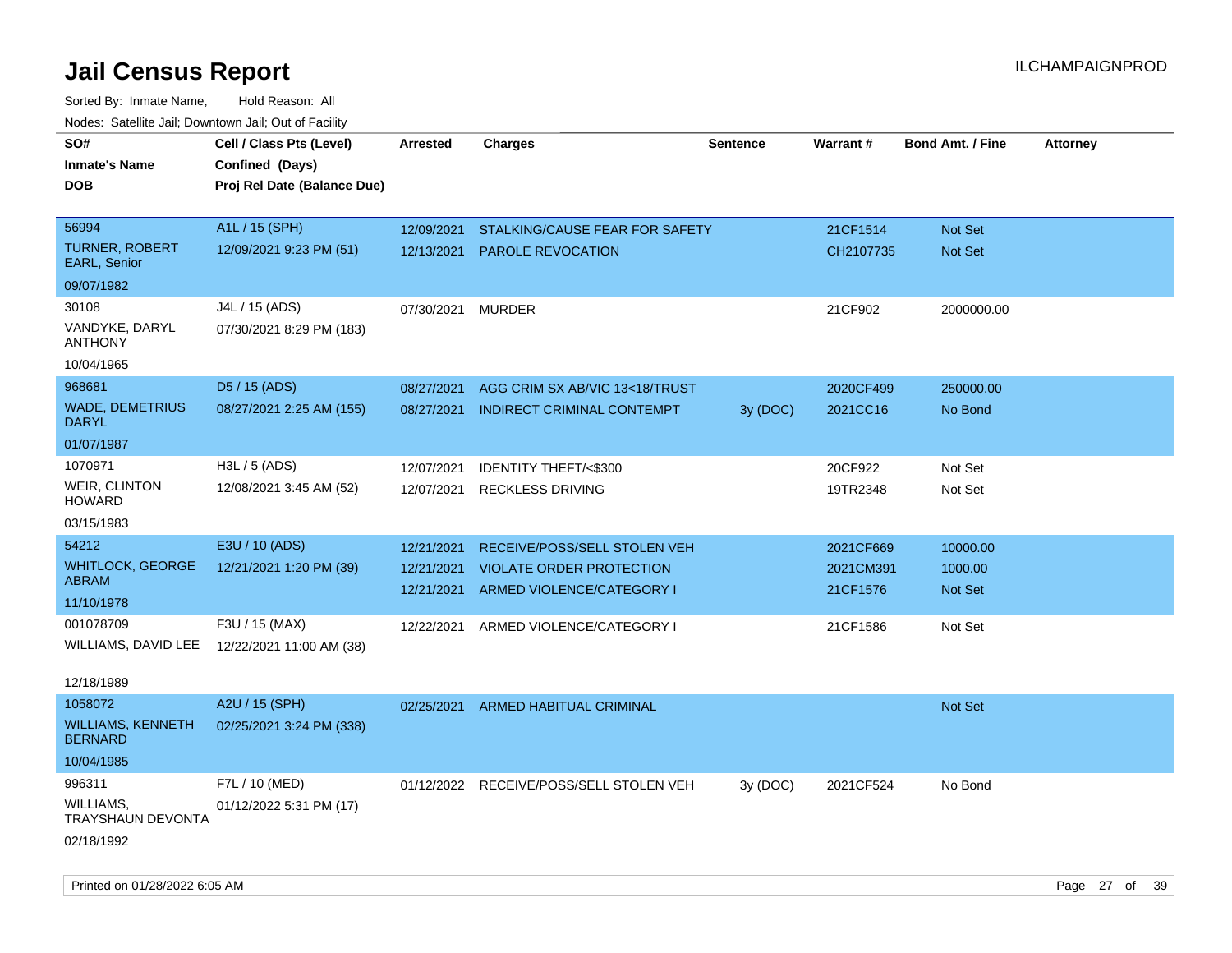# Jail Census Report

ILCHAMPAIGNPROD

Sorted By: Inmate Name, Hold Reason: All

Nodes: Satellite Jail; Downtown Jail; Out of Facility

| SO# / Inmate's Name / DOB | Cell / Class Pts (Level) / Confined (Days) / Proj Rel Date (Balance Due) | Arrested | Charges | Sentence | Warrant # | Bond Amt. / Fine | Attorney |
|---|---|---|---|---|---|---|---|
| 56994<br>TURNER, ROBERT EARL, Senior<br>09/07/1982 | A1L / 15 (SPH)<br>12/09/2021 9:23 PM (51) | 12/09/2021<br>12/13/2021 | STALKING/CAUSE FEAR FOR SAFETY<br>PAROLE REVOCATION | | 21CF1514<br>CH2107735 | Not Set<br>Not Set | |
| 30108<br>VANDYKE, DARYL ANTHONY<br>10/04/1965 | J4L / 15 (ADS)<br>07/30/2021 8:29 PM (183) | 07/30/2021 | MURDER | | 21CF902 | 2000000.00 | |
| 968681<br>WADE, DEMETRIUS DARYL<br>01/07/1987 | D5 / 15 (ADS)<br>08/27/2021 2:25 AM (155) | 08/27/2021<br>08/27/2021 | AGG CRIM SX AB/VIC 13<18/TRUST<br>INDIRECT CRIMINAL CONTEMPT | <br>3y (DOC) | 2020CF499<br>2021CC16 | 250000.00<br>No Bond | |
| 1070971<br>WEIR, CLINTON HOWARD<br>03/15/1983 | H3L / 5 (ADS)<br>12/08/2021 3:45 AM (52) | 12/07/2021<br>12/07/2021 | IDENTITY THEFT/<$300<br>RECKLESS DRIVING | | 20CF922<br>19TR2348 | Not Set<br>Not Set | |
| 54212<br>WHITLOCK, GEORGE ABRAM<br>11/10/1978 | E3U / 10 (ADS)<br>12/21/2021 1:20 PM (39) | 12/21/2021<br>12/21/2021<br>12/21/2021 | RECEIVE/POSS/SELL STOLEN VEH<br>VIOLATE ORDER PROTECTION<br>ARMED VIOLENCE/CATEGORY I | | 2021CF669<br>2021CM391<br>21CF1576 | 10000.00<br>1000.00<br>Not Set | |
| 001078709<br>WILLIAMS, DAVID LEE<br>12/18/1989 | F3U / 15 (MAX)<br>12/22/2021 11:00 AM (38) | 12/22/2021 | ARMED VIOLENCE/CATEGORY I | | 21CF1586 | Not Set | |
| 1058072<br>WILLIAMS, KENNETH BERNARD<br>10/04/1985 | A2U / 15 (SPH)<br>02/25/2021 3:24 PM (338) | 02/25/2021 | ARMED HABITUAL CRIMINAL | | | Not Set | |
| 996311<br>WILLIAMS, TRAYSHAUN DEVONTA<br>02/18/1992 | F7L / 10 (MED)<br>01/12/2022 5:31 PM (17) | 01/12/2022 | RECEIVE/POSS/SELL STOLEN VEH | 3y (DOC) | 2021CF524 | No Bond | |

Printed on 01/28/2022 6:05 AM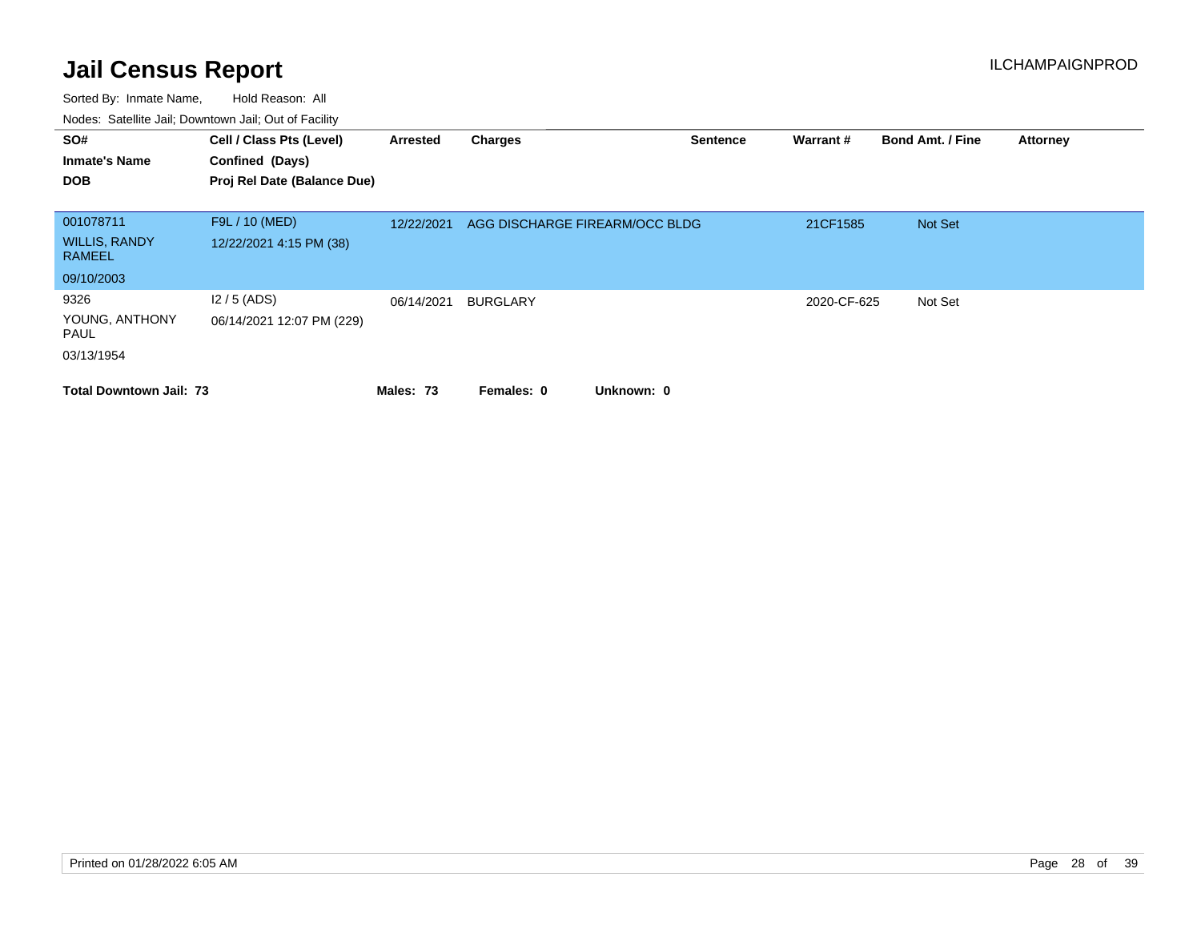# Jail Census Report

ILCHAMPAIGNPROD

Sorted By: Inmate Name, Hold Reason: All

Nodes: Satellite Jail; Downtown Jail; Out of Facility

| SO#<br>Inmate's Name<br>DOB | Cell / Class Pts (Level)<br>Confined (Days)<br>Proj Rel Date (Balance Due) | Arrested | Charges | Sentence | Warrant # | Bond Amt. / Fine | Attorney |
|---|---|---|---|---|---|---|---|
| 001078711<br>WILLIS, RANDY RAMEEL<br>09/10/2003 | F9L / 10 (MED)<br>12/22/2021 4:15 PM (38) | 12/22/2021 | AGG DISCHARGE FIREARM/OCC BLDG | | 21CF1585 | Not Set | |
| 9326<br>YOUNG, ANTHONY PAUL<br>03/13/1954 | I2 / 5 (ADS)<br>06/14/2021 12:07 PM (229) | 06/14/2021 | BURGLARY | | 2020-CF-625 | Not Set | |

**Total Downtown Jail: 73** **Males: 73** **Females: 0** **Unknown: 0**

Printed on 01/28/2022 6:05 AM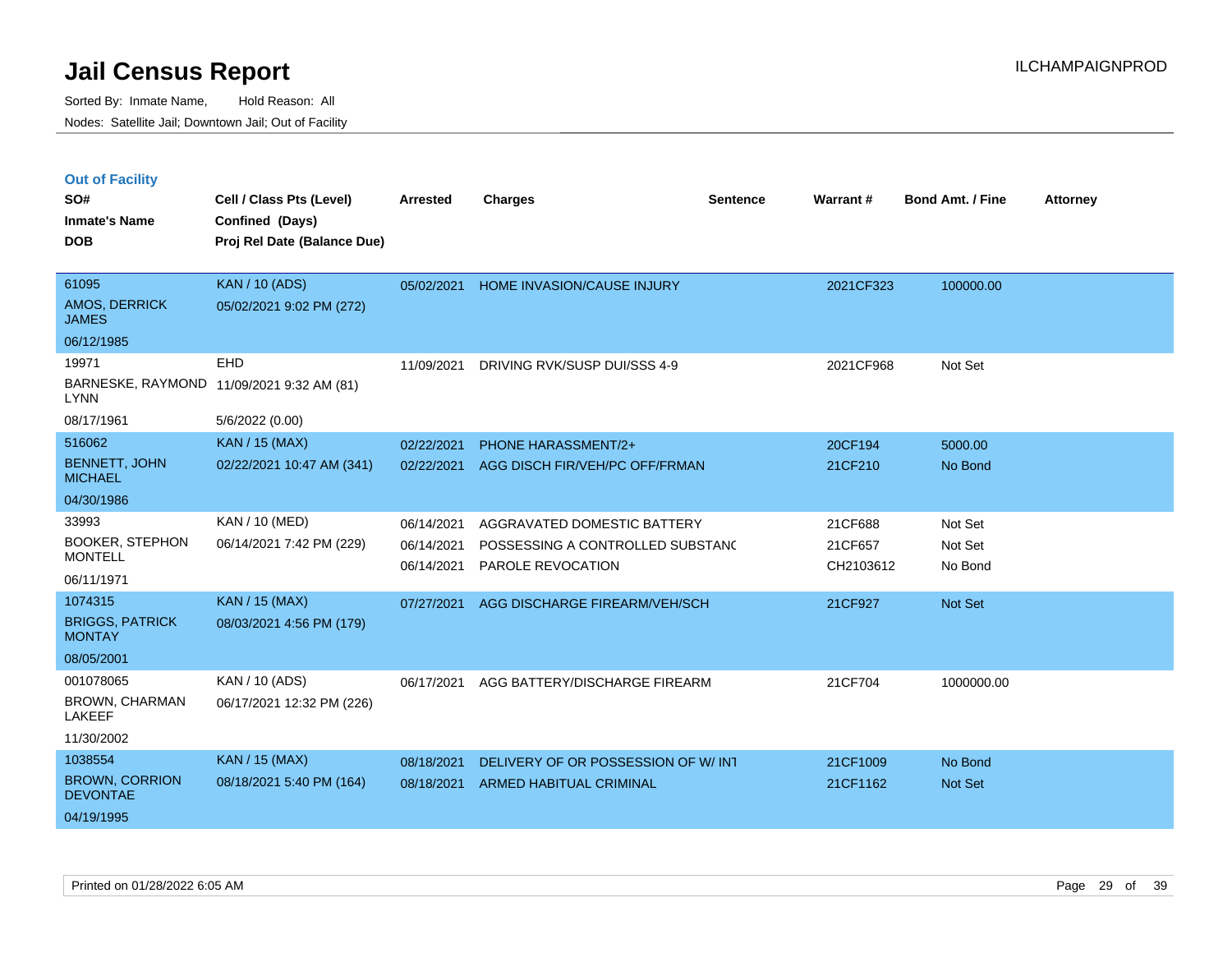# Jail Census Report

ILCHAMPAIGNPROD

Sorted By: Inmate Name, Hold Reason: All

Nodes: Satellite Jail; Downtown Jail; Out of Facility

## Out of Facility

| SO# / Inmate's Name / DOB | Cell / Class Pts (Level) / Confined (Days) / Proj Rel Date (Balance Due) | Arrested | Charges | Sentence | Warrant # | Bond Amt. / Fine | Attorney |
|---|---|---|---|---|---|---|---|
| 61095<br>AMOS, DERRICK JAMES<br>06/12/1985 | KAN / 10 (ADS)<br>05/02/2021 9:02 PM (272) | 05/02/2021 | HOME INVASION/CAUSE INJURY | | 2021CF323 | 100000.00 | |
| 19971<br>BARNESKE, RAYMOND LYNN<br>08/17/1961 | EHD<br>11/09/2021 9:32 AM (81)<br>5/6/2022 (0.00) | 11/09/2021 | DRIVING RVK/SUSP DUI/SSS 4-9 | | 2021CF968 | Not Set | |
| 516062<br>BENNETT, JOHN MICHAEL<br>04/30/1986 | KAN / 15 (MAX)<br>02/22/2021 10:47 AM (341) | 02/22/2021<br>02/22/2021 | PHONE HARASSMENT/2+<br>AGG DISCH FIR/VEH/PC OFF/FRMAN | | 20CF194<br>21CF210 | 5000.00<br>No Bond | |
| 33993<br>BOOKER, STEPHON MONTELL<br>06/11/1971 | KAN / 10 (MED)<br>06/14/2021 7:42 PM (229) | 06/14/2021<br>06/14/2021<br>06/14/2021 | AGGRAVATED DOMESTIC BATTERY<br>POSSESSING A CONTROLLED SUBSTANC<br>PAROLE REVOCATION | | 21CF688<br>21CF657<br>CH2103612 | Not Set<br>Not Set<br>No Bond | |
| 1074315<br>BRIGGS, PATRICK MONTAY<br>08/05/2001 | KAN / 15 (MAX)<br>08/03/2021 4:56 PM (179) | 07/27/2021 | AGG DISCHARGE FIREARM/VEH/SCH | | 21CF927 | Not Set | |
| 001078065<br>BROWN, CHARMAN LAKEEF<br>11/30/2002 | KAN / 10 (ADS)<br>06/17/2021 12:32 PM (226) | 06/17/2021 | AGG BATTERY/DISCHARGE FIREARM | | 21CF704 | 1000000.00 | |
| 1038554<br>BROWN, CORRION DEVONTAE<br>04/19/1995 | KAN / 15 (MAX)<br>08/18/2021 5:40 PM (164) | 08/18/2021<br>08/18/2021 | DELIVERY OF OR POSSESSION OF W/ INT<br>ARMED HABITUAL CRIMINAL | | 21CF1009<br>21CF1162 | No Bond<br>Not Set | |

Printed on 01/28/2022 6:05 AM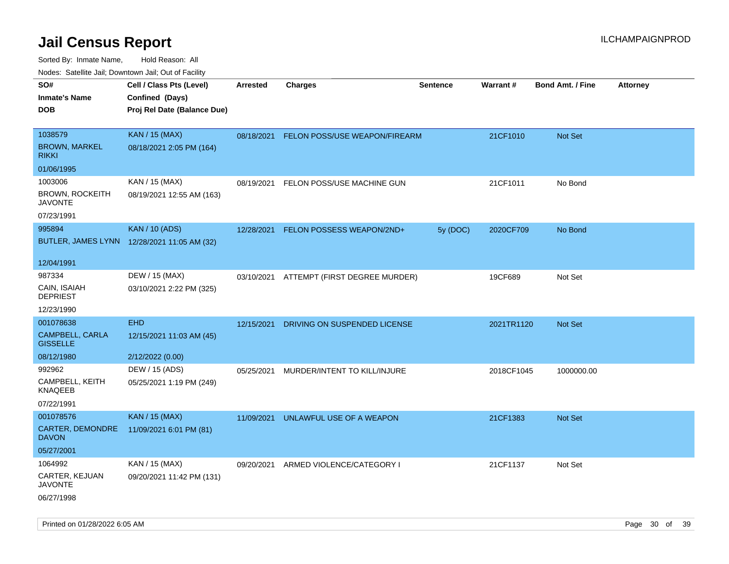# Jail Census Report

ILCHAMPAIGNPROD

Sorted By: Inmate Name, Hold Reason: All

Nodes: Satellite Jail; Downtown Jail; Out of Facility

| SO#<br>Inmate's Name<br>DOB | Cell / Class Pts (Level)<br>Confined (Days)<br>Proj Rel Date (Balance Due) | Arrested | Charges | Sentence | Warrant # | Bond Amt. / Fine | Attorney |
|---|---|---|---|---|---|---|---|
| 1038579<br>BROWN, MARKEL RIKKI<br>01/06/1995 | KAN / 15 (MAX)<br>08/18/2021 2:05 PM (164) | 08/18/2021 | FELON POSS/USE WEAPON/FIREARM | | 21CF1010 | Not Set | |
| 1003006<br>BROWN, ROCKEITH JAVONTE<br>07/23/1991 | KAN / 15 (MAX)<br>08/19/2021 12:55 AM (163) | 08/19/2021 | FELON POSS/USE MACHINE GUN | | 21CF1011 | No Bond | |
| 995894<br>BUTLER, JAMES LYNN<br>12/04/1991 | KAN / 10 (ADS)<br>12/28/2021 11:05 AM (32) | 12/28/2021 | FELON POSSESS WEAPON/2ND+ | 5y (DOC) | 2020CF709 | No Bond | |
| 987334<br>CAIN, ISAIAH DEPRIEST<br>12/23/1990 | DEW / 15 (MAX)<br>03/10/2021 2:22 PM (325) | 03/10/2021 | ATTEMPT (FIRST DEGREE MURDER) | | 19CF689 | Not Set | |
| 001078638<br>CAMPBELL, CARLA GISSELLE<br>08/12/1980 | EHD<br>12/15/2021 11:03 AM (45)<br>2/12/2022 (0.00) | 12/15/2021 | DRIVING ON SUSPENDED LICENSE | | 2021TR1120 | Not Set | |
| 992962<br>CAMPBELL, KEITH KNAQEEB<br>07/22/1991 | DEW / 15 (ADS)<br>05/25/2021 1:19 PM (249) | 05/25/2021 | MURDER/INTENT TO KILL/INJURE | | 2018CF1045 | 1000000.00 | |
| 001078576<br>CARTER, DEMONDRE DAVON<br>05/27/2001 | KAN / 15 (MAX)<br>11/09/2021 6:01 PM (81) | 11/09/2021 | UNLAWFUL USE OF A WEAPON | | 21CF1383 | Not Set | |
| 1064992<br>CARTER, KEJUAN JAVONTE<br>06/27/1998 | KAN / 15 (MAX)<br>09/20/2021 11:42 PM (131) | 09/20/2021 | ARMED VIOLENCE/CATEGORY I | | 21CF1137 | Not Set | |

Printed on 01/28/2022 6:05 AM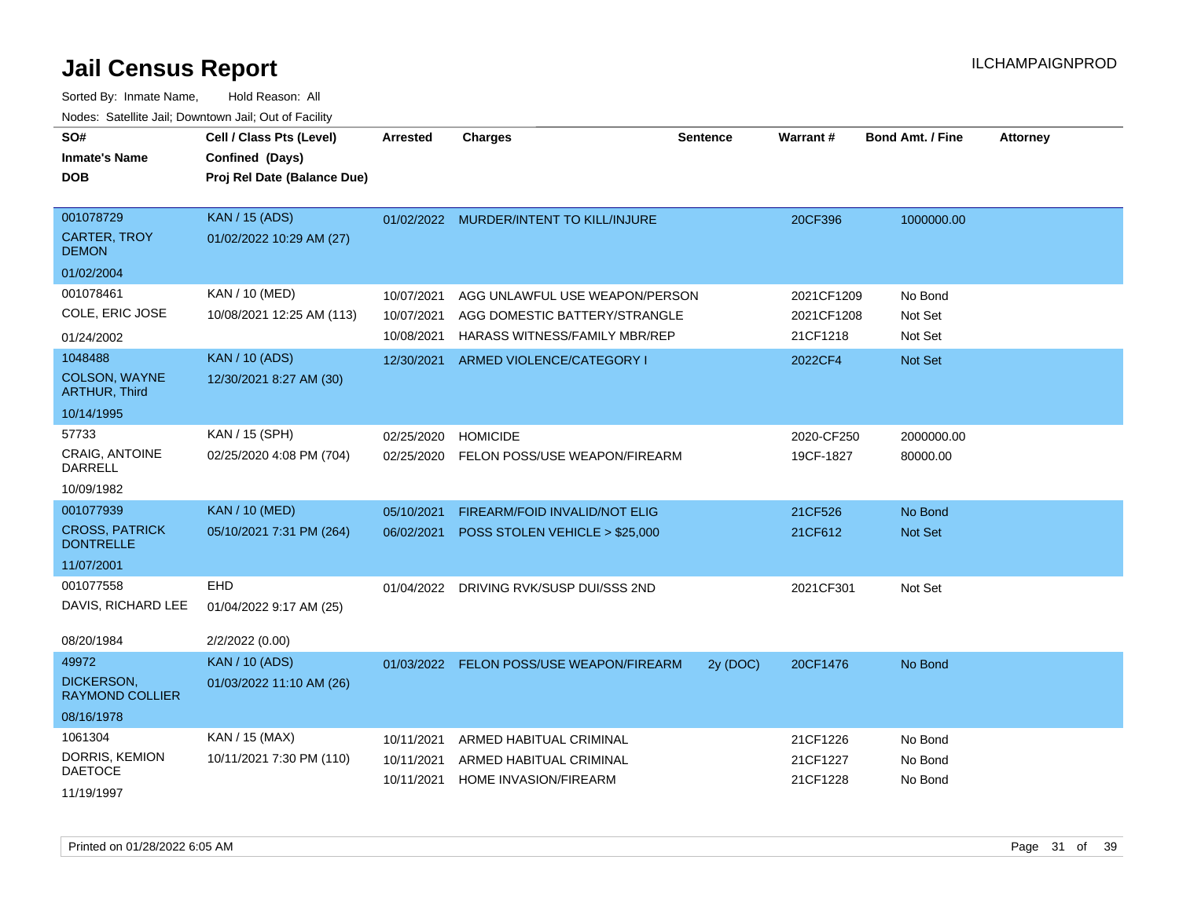# Jail Census Report

ILCHAMPAIGNPROD

Sorted By: Inmate Name, Hold Reason: All

Nodes: Satellite Jail; Downtown Jail; Out of Facility

| SO# / Inmate's Name / DOB | Cell / Class Pts (Level) / Confined (Days) / Proj Rel Date (Balance Due) | Arrested | Charges | Sentence | Warrant # | Bond Amt. / Fine | Attorney |
|---|---|---|---|---|---|---|---|
| 001078729<br>CARTER, TROY DEMON<br>01/02/2004 | KAN / 15 (ADS)<br>01/02/2022 10:29 AM (27) | 01/02/2022 | MURDER/INTENT TO KILL/INJURE | | 20CF396 | 1000000.00 | |
| 001078461<br>COLE, ERIC JOSE<br>01/24/2002 | KAN / 10 (MED)<br>10/08/2021 12:25 AM (113) | 10/07/2021<br>10/07/2021<br>10/08/2021 | AGG UNLAWFUL USE WEAPON/PERSON<br>AGG DOMESTIC BATTERY/STRANGLE<br>HARASS WITNESS/FAMILY MBR/REP | | 2021CF1209<br>2021CF1208<br>21CF1218 | No Bond<br>Not Set<br>Not Set | |
| 1048488<br>COLSON, WAYNE ARTHUR, Third<br>10/14/1995 | KAN / 10 (ADS)<br>12/30/2021 8:27 AM (30) | 12/30/2021 | ARMED VIOLENCE/CATEGORY I | | 2022CF4 | Not Set | |
| 57733<br>CRAIG, ANTOINE DARRELL<br>10/09/1982 | KAN / 15 (SPH)<br>02/25/2020 4:08 PM (704) | 02/25/2020<br>02/25/2020 | HOMICIDE<br>FELON POSS/USE WEAPON/FIREARM | | 2020-CF250<br>19CF-1827 | 2000000.00<br>80000.00 | |
| 001077939<br>CROSS, PATRICK DONTRELLE<br>11/07/2001 | KAN / 10 (MED)<br>05/10/2021 7:31 PM (264) | 05/10/2021<br>06/02/2021 | FIREARM/FOID INVALID/NOT ELIG<br>POSS STOLEN VEHICLE > $25,000 | | 21CF526<br>21CF612 | No Bond<br>Not Set | |
| 001077558<br>DAVIS, RICHARD LEE<br>08/20/1984 | EHD<br>01/04/2022 9:17 AM (25)<br>2/2/2022 (0.00) | 01/04/2022 | DRIVING RVK/SUSP DUI/SSS 2ND | | 2021CF301 | Not Set | |
| 49972<br>DICKERSON, RAYMOND COLLIER<br>08/16/1978 | KAN / 10 (ADS)<br>01/03/2022 11:10 AM (26) | 01/03/2022 | FELON POSS/USE WEAPON/FIREARM | 2y (DOC) | 20CF1476 | No Bond | |
| 1061304<br>DORRIS, KEMION DAETOCE<br>11/19/1997 | KAN / 15 (MAX)<br>10/11/2021 7:30 PM (110) | 10/11/2021<br>10/11/2021<br>10/11/2021 | ARMED HABITUAL CRIMINAL<br>ARMED HABITUAL CRIMINAL<br>HOME INVASION/FIREARM | | 21CF1226<br>21CF1227<br>21CF1228 | No Bond<br>No Bond<br>No Bond | |

Printed on 01/28/2022 6:05 AM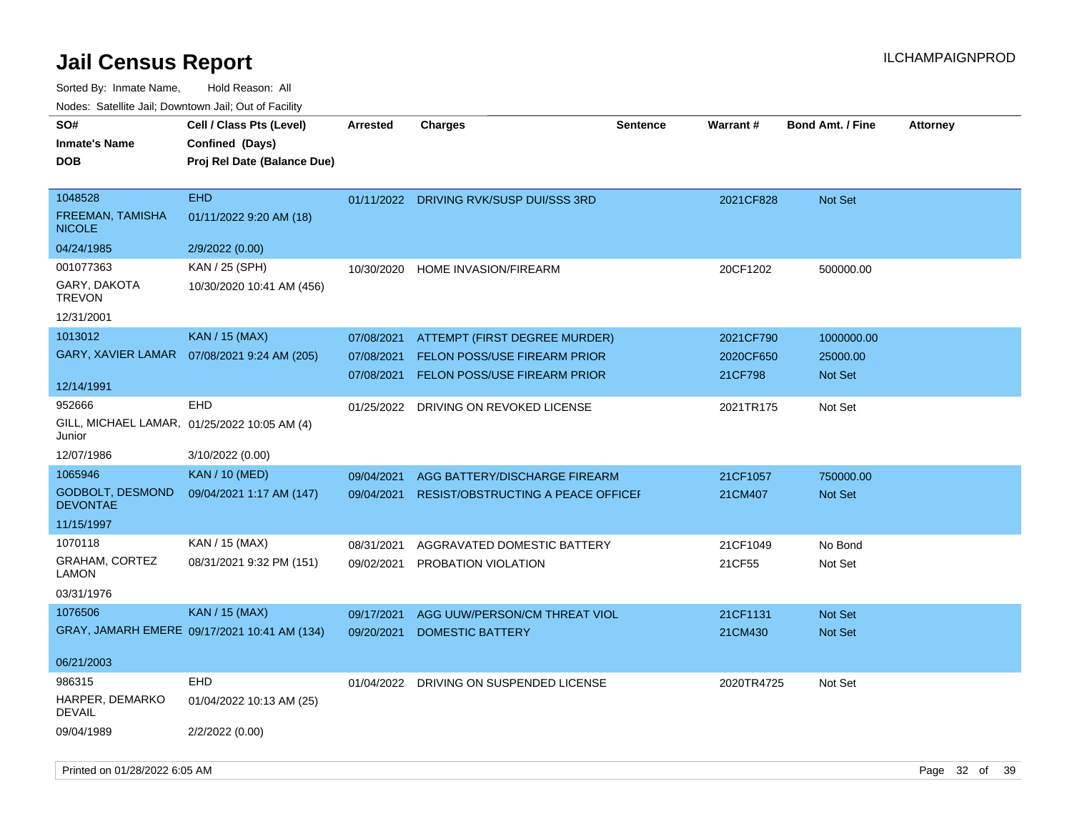# Jail Census Report

ILCHAMPAIGNPROD

Sorted By: Inmate Name, Hold Reason: All

Nodes: Satellite Jail; Downtown Jail; Out of Facility

| SO# / Inmate's Name / DOB | Cell / Class Pts (Level) / Confined (Days) / Proj Rel Date (Balance Due) | Arrested | Charges | Sentence | Warrant # | Bond Amt. / Fine | Attorney |
|---|---|---|---|---|---|---|---|
| 1048528 FREEMAN, TAMISHA NICOLE 04/24/1985 | EHD 01/11/2022 9:20 AM (18) 2/9/2022 (0.00) | 01/11/2022 | DRIVING RVK/SUSP DUI/SSS 3RD | | 2021CF828 | Not Set | |
| 001077363 GARY, DAKOTA TREVON 12/31/2001 | KAN / 25 (SPH) 10/30/2020 10:41 AM (456) | 10/30/2020 | HOME INVASION/FIREARM | | 20CF1202 | 500000.00 | |
| 1013012 GARY, XAVIER LAMAR 12/14/1991 | KAN / 15 (MAX) 07/08/2021 9:24 AM (205) | 07/08/2021 | ATTEMPT (FIRST DEGREE MURDER) | | 2021CF790 | 1000000.00 | |
| | | 07/08/2021 | FELON POSS/USE FIREARM PRIOR | | 2020CF650 | 25000.00 | |
| | | 07/08/2021 | FELON POSS/USE FIREARM PRIOR | | 21CF798 | Not Set | |
| 952666 GILL, MICHAEL LAMAR, Junior 12/07/1986 | EHD 01/25/2022 10:05 AM (4) 3/10/2022 (0.00) | 01/25/2022 | DRIVING ON REVOKED LICENSE | | 2021TR175 | Not Set | |
| 1065946 GODBOLT, DESMOND DEVONTAE 11/15/1997 | KAN / 10 (MED) 09/04/2021 1:17 AM (147) | 09/04/2021 | AGG BATTERY/DISCHARGE FIREARM | | 21CF1057 | 750000.00 | |
| | | 09/04/2021 | RESIST/OBSTRUCTING A PEACE OFFICEI | | 21CM407 | Not Set | |
| 1070118 GRAHAM, CORTEZ LAMON 03/31/1976 | KAN / 15 (MAX) 08/31/2021 9:32 PM (151) | 08/31/2021 | AGGRAVATED DOMESTIC BATTERY | | 21CF1049 | No Bond | |
| | | 09/02/2021 | PROBATION VIOLATION | | 21CF55 | Not Set | |
| 1076506 GRAY, JAMARH EMERE 06/21/2003 | KAN / 15 (MAX) 09/17/2021 10:41 AM (134) | 09/17/2021 | AGG UUW/PERSON/CM THREAT VIOL | | 21CF1131 | Not Set | |
| | | 09/20/2021 | DOMESTIC BATTERY | | 21CM430 | Not Set | |
| 986315 HARPER, DEMARKO DEVAIL 09/04/1989 | EHD 01/04/2022 10:13 AM (25) 2/2/2022 (0.00) | 01/04/2022 | DRIVING ON SUSPENDED LICENSE | | 2020TR4725 | Not Set | |

Printed on 01/28/2022 6:05 AM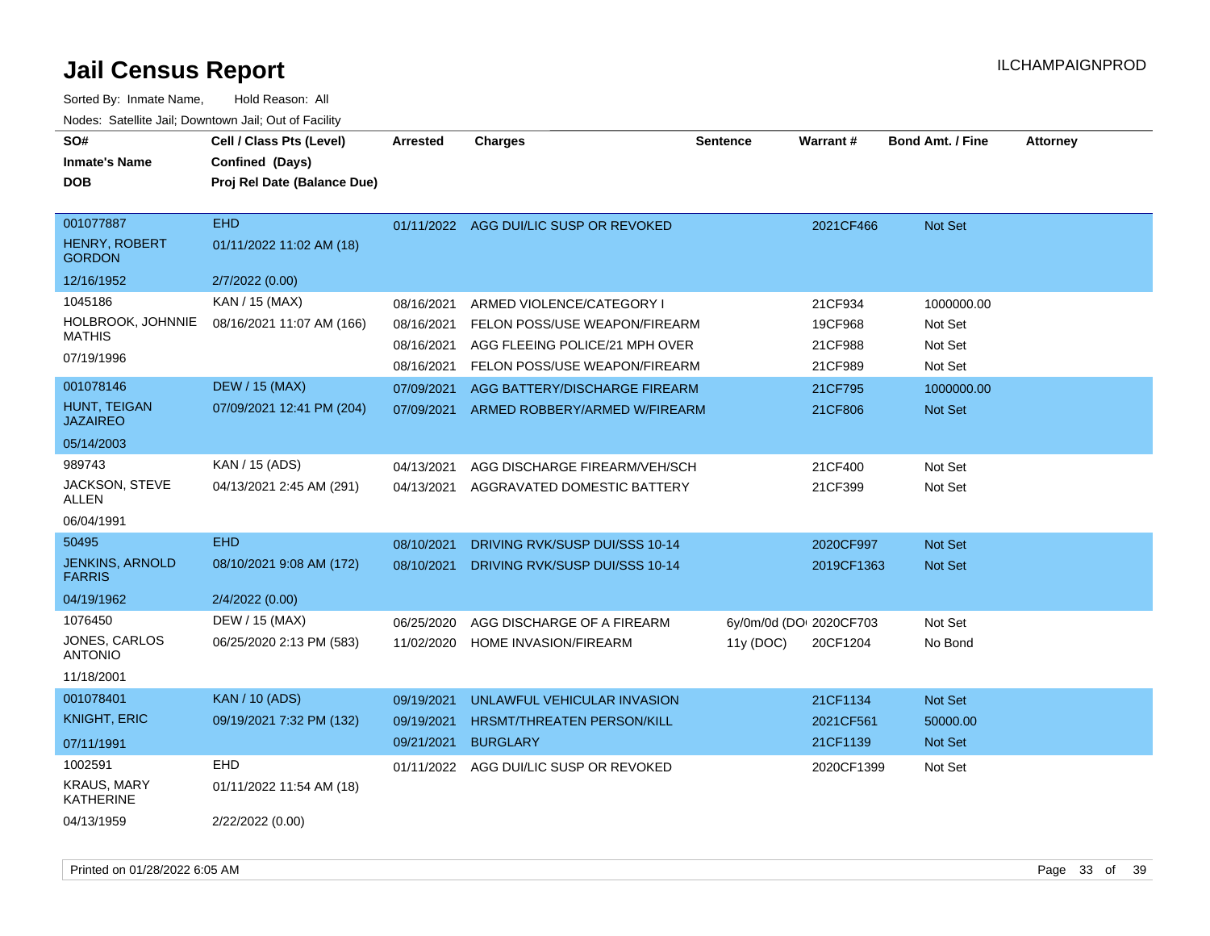# Jail Census Report

Sorted By: Inmate Name, Hold Reason: All

Nodes: Satellite Jail; Downtown Jail; Out of Facility

| SO# / Inmate's Name / DOB | Cell / Class Pts (Level) / Confined (Days) / Proj Rel Date (Balance Due) | Arrested | Charges | Sentence | Warrant # | Bond Amt. / Fine | Attorney |
|---|---|---|---|---|---|---|---|
| 001077887 HENRY, ROBERT GORDON 12/16/1952 | EHD 01/11/2022 11:02 AM (18) 2/7/2022 (0.00) | 01/11/2022 | AGG DUI/LIC SUSP OR REVOKED | | 2021CF466 | Not Set | |
| 1045186 HOLBROOK, JOHNNIE MATHIS 07/19/1996 | KAN / 15 (MAX) 08/16/2021 11:07 AM (166) | 08/16/2021 | ARMED VIOLENCE/CATEGORY I | | 21CF934 | 1000000.00 | |
| | | 08/16/2021 | FELON POSS/USE WEAPON/FIREARM | | 19CF968 | Not Set | |
| | | 08/16/2021 | AGG FLEEING POLICE/21 MPH OVER | | 21CF988 | Not Set | |
| | | 08/16/2021 | FELON POSS/USE WEAPON/FIREARM | | 21CF989 | Not Set | |
| 001078146 HUNT, TEIGAN JAZAIREO 05/14/2003 | DEW / 15 (MAX) 07/09/2021 12:41 PM (204) | 07/09/2021 | AGG BATTERY/DISCHARGE FIREARM | | 21CF795 | 1000000.00 | |
| | | 07/09/2021 | ARMED ROBBERY/ARMED W/FIREARM | | 21CF806 | Not Set | |
| 989743 JACKSON, STEVE ALLEN 06/04/1991 | KAN / 15 (ADS) 04/13/2021 2:45 AM (291) | 04/13/2021 | AGG DISCHARGE FIREARM/VEH/SCH | | 21CF400 | Not Set | |
| | | 04/13/2021 | AGGRAVATED DOMESTIC BATTERY | | 21CF399 | Not Set | |
| 50495 JENKINS, ARNOLD FARRIS 04/19/1962 | EHD 08/10/2021 9:08 AM (172) 2/4/2022 (0.00) | 08/10/2021 | DRIVING RVK/SUSP DUI/SSS 10-14 | | 2020CF997 | Not Set | |
| | | 08/10/2021 | DRIVING RVK/SUSP DUI/SSS 10-14 | | 2019CF1363 | Not Set | |
| 1076450 JONES, CARLOS ANTONIO 11/18/2001 | DEW / 15 (MAX) 06/25/2020 2:13 PM (583) | 06/25/2020 | AGG DISCHARGE OF A FIREARM | 6y/0m/0d (DO | 2020CF703 | Not Set | |
| | | 11/02/2020 | HOME INVASION/FIREARM | 11y (DOC) | 20CF1204 | No Bond | |
| 001078401 KNIGHT, ERIC 07/11/1991 | KAN / 10 (ADS) 09/19/2021 7:32 PM (132) | 09/19/2021 | UNLAWFUL VEHICULAR INVASION | | 21CF1134 | Not Set | |
| | | 09/19/2021 | HRSMT/THREATEN PERSON/KILL | | 2021CF561 | 50000.00 | |
| | | 09/21/2021 | BURGLARY | | 21CF1139 | Not Set | |
| 1002591 KRAUS, MARY KATHERINE 04/13/1959 | EHD 01/11/2022 11:54 AM (18) 2/22/2022 (0.00) | 01/11/2022 | AGG DUI/LIC SUSP OR REVOKED | | 2020CF1399 | Not Set | |

Printed on 01/28/2022 6:05 AM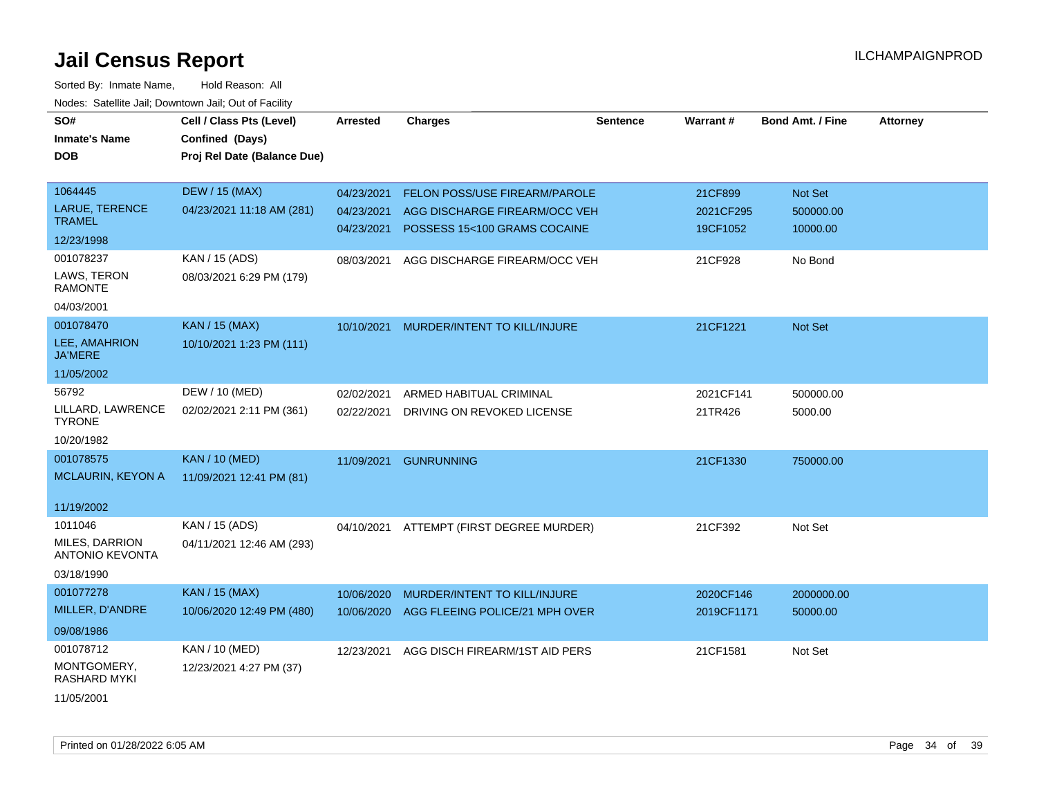# Jail Census Report

ILCHAMPAIGNPROD

Sorted By: Inmate Name, Hold Reason: All

Nodes: Satellite Jail; Downtown Jail; Out of Facility

| SO# / Inmate's Name / DOB | Cell / Class Pts (Level) / Confined (Days) / Proj Rel Date (Balance Due) | Arrested | Charges | Sentence | Warrant # | Bond Amt. / Fine | Attorney |
|---|---|---|---|---|---|---|---|
| 1064445 LARUE, TERENCE TRAMEL 12/23/1998 | DEW / 15 (MAX) 04/23/2021 11:18 AM (281) | 04/23/2021 | FELON POSS/USE FIREARM/PAROLE | | 21CF899 | Not Set | |
| | | 04/23/2021 | AGG DISCHARGE FIREARM/OCC VEH | | 2021CF295 | 500000.00 | |
| | | 04/23/2021 | POSSESS 15<100 GRAMS COCAINE | | 19CF1052 | 10000.00 | |
| 001078237 LAWS, TERON RAMONTE 04/03/2001 | KAN / 15 (ADS) 08/03/2021 6:29 PM (179) | 08/03/2021 | AGG DISCHARGE FIREARM/OCC VEH | | 21CF928 | No Bond | |
| 001078470 LEE, AMAHRION JA'MERE 11/05/2002 | KAN / 15 (MAX) 10/10/2021 1:23 PM (111) | 10/10/2021 | MURDER/INTENT TO KILL/INJURE | | 21CF1221 | Not Set | |
| 56792 LILLARD, LAWRENCE TYRONE 10/20/1982 | DEW / 10 (MED) 02/02/2021 2:11 PM (361) | 02/02/2021 | ARMED HABITUAL CRIMINAL | | 2021CF141 | 500000.00 | |
| | | 02/22/2021 | DRIVING ON REVOKED LICENSE | | 21TR426 | 5000.00 | |
| 001078575 MCLAURIN, KEYON A 11/19/2002 | KAN / 10 (MED) 11/09/2021 12:41 PM (81) | 11/09/2021 | GUNRUNNING | | 21CF1330 | 750000.00 | |
| 1011046 MILES, DARRION ANTONIO KEVONTA 03/18/1990 | KAN / 15 (ADS) 04/11/2021 12:46 AM (293) | 04/10/2021 | ATTEMPT (FIRST DEGREE MURDER) | | 21CF392 | Not Set | |
| 001077278 MILLER, D'ANDRE 09/08/1986 | KAN / 15 (MAX) 10/06/2020 12:49 PM (480) | 10/06/2020 | MURDER/INTENT TO KILL/INJURE | | 2020CF146 | 2000000.00 | |
| | | 10/06/2020 | AGG FLEEING POLICE/21 MPH OVER | | 2019CF1171 | 50000.00 | |
| 001078712 MONTGOMERY, RASHARD MYKI 11/05/2001 | KAN / 10 (MED) 12/23/2021 4:27 PM (37) | 12/23/2021 | AGG DISCH FIREARM/1ST AID PERS | | 21CF1581 | Not Set | |

Printed on 01/28/2022 6:05 AM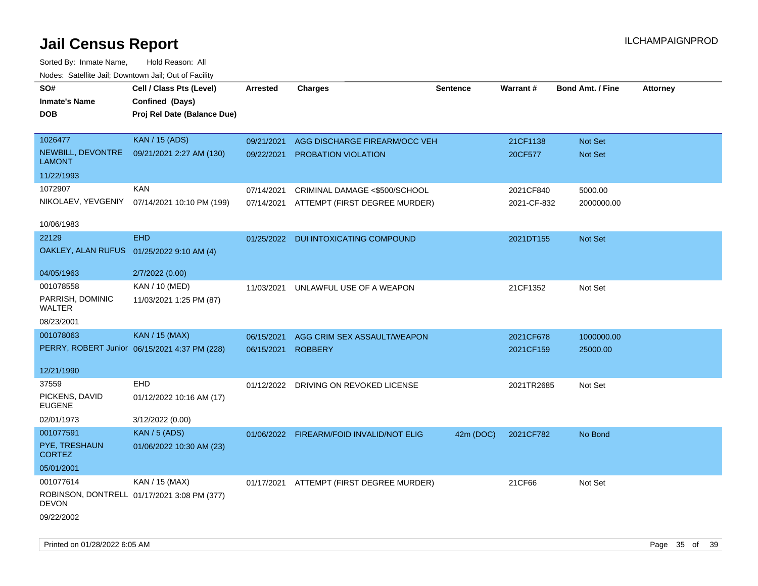# Jail Census Report

ILCHAMPAIGNPROD

Sorted By: Inmate Name, Hold Reason: All

Nodes: Satellite Jail; Downtown Jail; Out of Facility

| SO# / Inmate's Name / DOB | Cell / Class Pts (Level) / Confined (Days) / Proj Rel Date (Balance Due) | Arrested | Charges | Sentence | Warrant # | Bond Amt. / Fine | Attorney |
|---|---|---|---|---|---|---|---|
| 1026477<br>NEWBILL, DEVONTRE LAMONT<br>11/22/1993 | KAN / 15 (ADS)<br>09/21/2021 2:27 AM (130) | 09/21/2021<br>09/22/2021 | AGG DISCHARGE FIREARM/OCC VEH<br>PROBATION VIOLATION | | 21CF1138<br>20CF577 | Not Set<br>Not Set | |
| 1072907<br>NIKOLAEV, YEVGENIY<br>10/06/1983 | KAN<br>07/14/2021 10:10 PM (199) | 07/14/2021<br>07/14/2021 | CRIMINAL DAMAGE <$500/SCHOOL<br>ATTEMPT (FIRST DEGREE MURDER) | | 2021CF840<br>2021-CF-832 | 5000.00<br>2000000.00 | |
| 22129<br>OAKLEY, ALAN RUFUS<br>04/05/1963 | EHD<br>01/25/2022 9:10 AM (4)<br>2/7/2022 (0.00) | 01/25/2022 | DUI INTOXICATING COMPOUND | | 2021DT155 | Not Set | |
| 001078558<br>PARRISH, DOMINIC WALTER<br>08/23/2001 | KAN / 10 (MED)<br>11/03/2021 1:25 PM (87) | 11/03/2021 | UNLAWFUL USE OF A WEAPON | | 21CF1352 | Not Set | |
| 001078063<br>PERRY, ROBERT Junior<br>12/21/1990 | KAN / 15 (MAX)<br>06/15/2021 4:37 PM (228) | 06/15/2021<br>06/15/2021 | AGG CRIM SEX ASSAULT/WEAPON<br>ROBBERY | | 2021CF678<br>2021CF159 | 1000000.00<br>25000.00 | |
| 37559<br>PICKENS, DAVID EUGENE<br>02/01/1973 | EHD<br>01/12/2022 10:16 AM (17)<br>3/12/2022 (0.00) | 01/12/2022 | DRIVING ON REVOKED LICENSE | | 2021TR2685 | Not Set | |
| 001077591<br>PYE, TRESHAUN CORTEZ<br>05/01/2001 | KAN / 5 (ADS)<br>01/06/2022 10:30 AM (23) | 01/06/2022 | FIREARM/FOID INVALID/NOT ELIG | 42m (DOC) | 2021CF782 | No Bond | |
| 001077614<br>ROBINSON, DONTRELL DEVON<br>09/22/2002 | KAN / 15 (MAX)<br>01/17/2021 3:08 PM (377) | 01/17/2021 | ATTEMPT (FIRST DEGREE MURDER) | | 21CF66 | Not Set | |

Printed on 01/28/2022 6:05 AM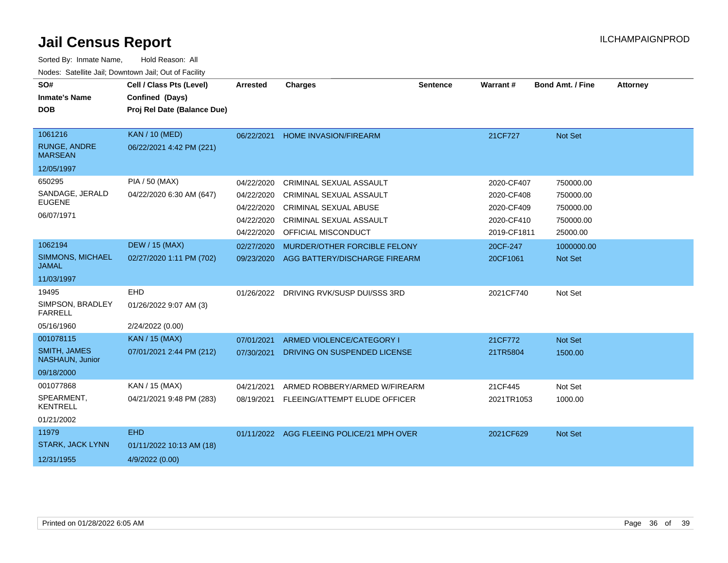# Jail Census Report

ILCHAMPAIGNPROD

Sorted By: Inmate Name, Hold Reason: All

Nodes: Satellite Jail; Downtown Jail; Out of Facility

| SO# / Inmate's Name / DOB | Cell / Class Pts (Level) / Confined (Days) / Proj Rel Date (Balance Due) | Arrested | Charges | Sentence | Warrant # | Bond Amt. / Fine | Attorney |
|---|---|---|---|---|---|---|---|
| 1061216 RUNGE, ANDRE MARSEAN 12/05/1997 | KAN / 10 (MED) 06/22/2021 4:42 PM (221) | 06/22/2021 | HOME INVASION/FIREARM | | 21CF727 | Not Set | |
| 650295 SANDAGE, JERALD EUGENE 06/07/1971 | PIA / 50 (MAX) 04/22/2020 6:30 AM (647) | 04/22/2020 | CRIMINAL SEXUAL ASSAULT | | 2020-CF407 | 750000.00 | |
| | | 04/22/2020 | CRIMINAL SEXUAL ASSAULT | | 2020-CF408 | 750000.00 | |
| | | 04/22/2020 | CRIMINAL SEXUAL ABUSE | | 2020-CF409 | 750000.00 | |
| | | 04/22/2020 | CRIMINAL SEXUAL ASSAULT | | 2020-CF410 | 750000.00 | |
| | | 04/22/2020 | OFFICIAL MISCONDUCT | | 2019-CF1811 | 25000.00 | |
| 1062194 SIMMONS, MICHAEL JAMAL 11/03/1997 | DEW / 15 (MAX) 02/27/2020 1:11 PM (702) | 02/27/2020 | MURDER/OTHER FORCIBLE FELONY | | 20CF-247 | 1000000.00 | |
| | | 09/23/2020 | AGG BATTERY/DISCHARGE FIREARM | | 20CF1061 | Not Set | |
| 19495 SIMPSON, BRADLEY FARRELL 05/16/1960 | EHD 01/26/2022 9:07 AM (3) 2/24/2022 (0.00) | 01/26/2022 | DRIVING RVK/SUSP DUI/SSS 3RD | | 2021CF740 | Not Set | |
| 001078115 SMITH, JAMES NASHAUN, Junior 09/18/2000 | KAN / 15 (MAX) 07/01/2021 2:44 PM (212) | 07/01/2021 | ARMED VIOLENCE/CATEGORY I | | 21CF772 | Not Set | |
| | | 07/30/2021 | DRIVING ON SUSPENDED LICENSE | | 21TR5804 | 1500.00 | |
| 001077868 SPEARMENT, KENTRELL 01/21/2002 | KAN / 15 (MAX) 04/21/2021 9:48 PM (283) | 04/21/2021 | ARMED ROBBERY/ARMED W/FIREARM | | 21CF445 | Not Set | |
| | | 08/19/2021 | FLEEING/ATTEMPT ELUDE OFFICER | | 2021TR1053 | 1000.00 | |
| 11979 STARK, JACK LYNN 12/31/1955 | EHD 01/11/2022 10:13 AM (18) 4/9/2022 (0.00) | 01/11/2022 | AGG FLEEING POLICE/21 MPH OVER | | 2021CF629 | Not Set | |

Printed on 01/28/2022 6:05 AM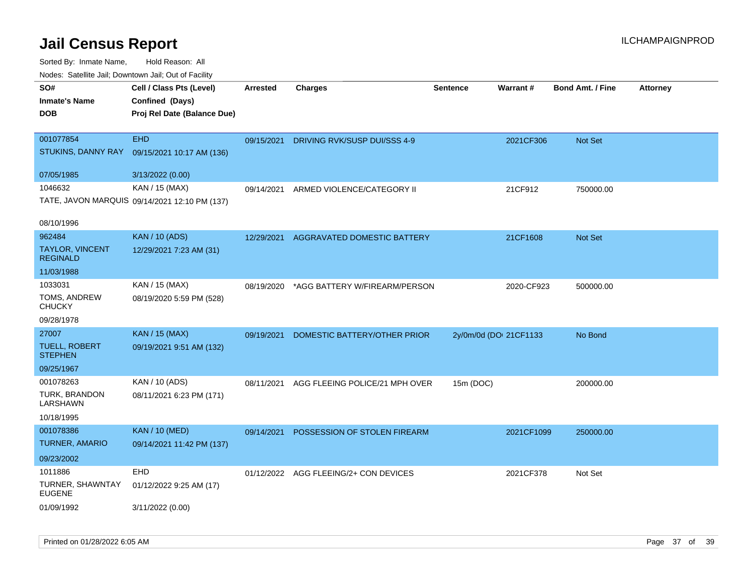# Jail Census Report

ILCHAMPAIGNPROD

Sorted By: Inmate Name, Hold Reason: All

Nodes: Satellite Jail; Downtown Jail; Out of Facility

| SO# / Inmate's Name / DOB | Cell / Class Pts (Level) / Confined (Days) / Proj Rel Date (Balance Due) | Arrested | Charges | Sentence | Warrant # | Bond Amt. / Fine | Attorney |
|---|---|---|---|---|---|---|---|
| 001077854<br>STUKINS, DANNY RAY<br>07/05/1985 | EHD<br>09/15/2021 10:17 AM (136)<br>3/13/2022 (0.00) | 09/15/2021 | DRIVING RVK/SUSP DUI/SSS 4-9 | | 2021CF306 | Not Set | |
| 1046632<br>TATE, JAVON MARQUIS<br>08/10/1996 | KAN / 15 (MAX)<br>09/14/2021 12:10 PM (137) | 09/14/2021 | ARMED VIOLENCE/CATEGORY II | | 21CF912 | 750000.00 | |
| 962484<br>TAYLOR, VINCENT REGINALD<br>11/03/1988 | KAN / 10 (ADS)<br>12/29/2021 7:23 AM (31) | 12/29/2021 | AGGRAVATED DOMESTIC BATTERY | | 21CF1608 | Not Set | |
| 1033031<br>TOMS, ANDREW CHUCKY<br>09/28/1978 | KAN / 15 (MAX)<br>08/19/2020 5:59 PM (528) | 08/19/2020 | *AGG BATTERY W/FIREARM/PERSON | | 2020-CF923 | 500000.00 | |
| 27007<br>TUELL, ROBERT STEPHEN<br>09/25/1967 | KAN / 15 (MAX)<br>09/19/2021 9:51 AM (132) | 09/19/2021 | DOMESTIC BATTERY/OTHER PRIOR | 2y/0m/0d (DO | 21CF1133 | No Bond | |
| 001078263<br>TURK, BRANDON LARSHAWN<br>10/18/1995 | KAN / 10 (ADS)<br>08/11/2021 6:23 PM (171) | 08/11/2021 | AGG FLEEING POLICE/21 MPH OVER | 15m (DOC) | | 200000.00 | |
| 001078386<br>TURNER, AMARIO<br>09/23/2002 | KAN / 10 (MED)<br>09/14/2021 11:42 PM (137) | 09/14/2021 | POSSESSION OF STOLEN FIREARM | | 2021CF1099 | 250000.00 | |
| 1011886<br>TURNER, SHAWNTAY EUGENE<br>01/09/1992 | EHD<br>01/12/2022 9:25 AM (17)<br>3/11/2022 (0.00) | 01/12/2022 | AGG FLEEING/2+ CON DEVICES | | 2021CF378 | Not Set | |

Printed on 01/28/2022 6:05 AM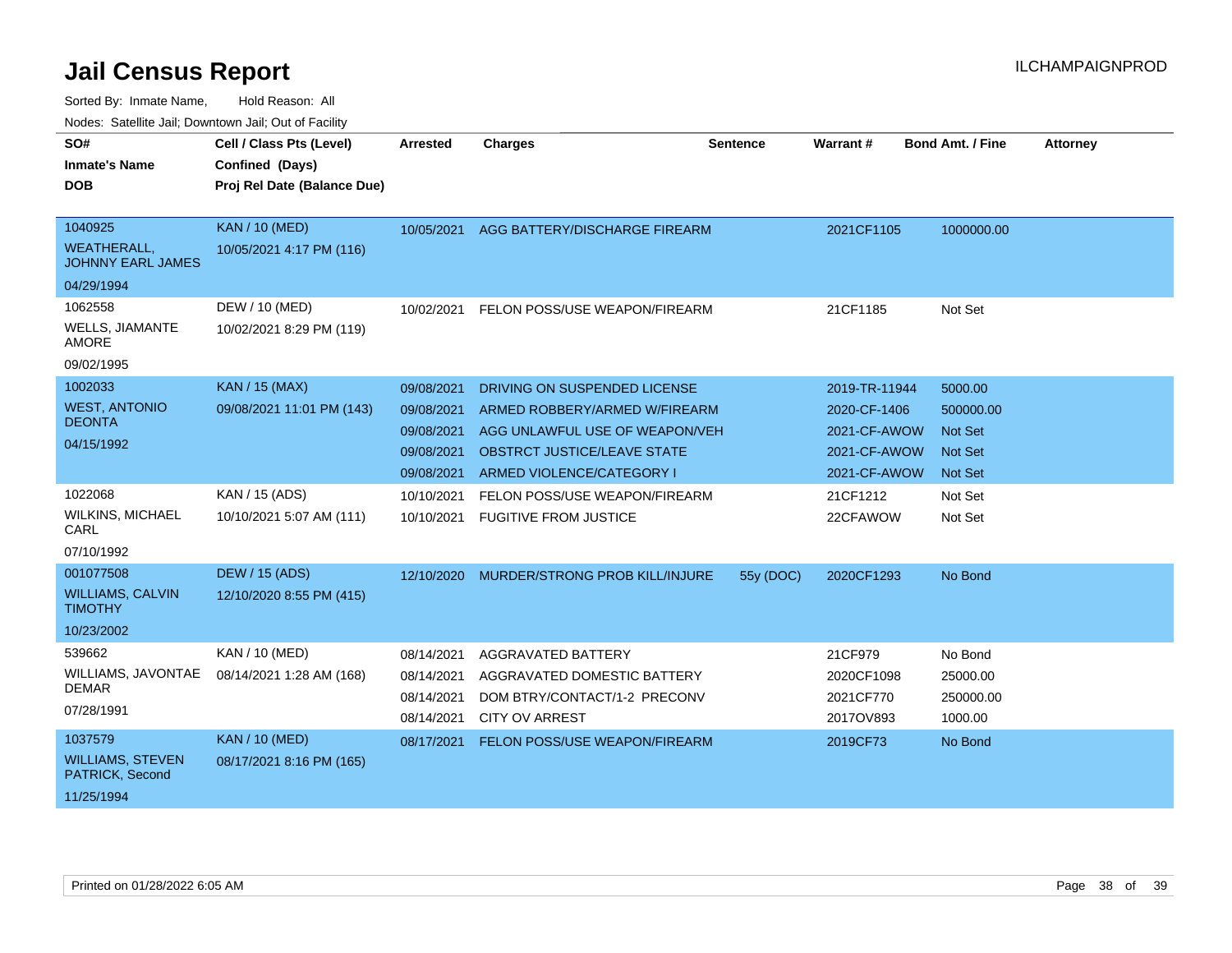# Jail Census Report

ILCHAMPAIGNPROD

Sorted By: Inmate Name, Hold Reason: All

Nodes: Satellite Jail; Downtown Jail; Out of Facility

| SO# / Inmate's Name / DOB | Cell / Class Pts (Level) / Confined (Days) / Proj Rel Date (Balance Due) | Arrested | Charges | Sentence | Warrant # | Bond Amt. / Fine | Attorney |
|---|---|---|---|---|---|---|---|
| 1040925 WEATHERALL, JOHNNY EARL JAMES 04/29/1994 | KAN / 10 (MED) 10/05/2021 4:17 PM (116) | 10/05/2021 | AGG BATTERY/DISCHARGE FIREARM | | 2021CF1105 | 1000000.00 | |
| 1062558 WELLS, JIAMANTE AMORE 09/02/1995 | DEW / 10 (MED) 10/02/2021 8:29 PM (119) | 10/02/2021 | FELON POSS/USE WEAPON/FIREARM | | 21CF1185 | Not Set | |
| 1002033 WEST, ANTONIO DEONTA 04/15/1992 | KAN / 15 (MAX) 09/08/2021 11:01 PM (143) | 09/08/2021 | DRIVING ON SUSPENDED LICENSE | | 2019-TR-11944 | 5000.00 | |
| | | 09/08/2021 | ARMED ROBBERY/ARMED W/FIREARM | | 2020-CF-1406 | 500000.00 | |
| | | 09/08/2021 | AGG UNLAWFUL USE OF WEAPON/VEH | | 2021-CF-AWOW | Not Set | |
| | | 09/08/2021 | OBSTRCT JUSTICE/LEAVE STATE | | 2021-CF-AWOW | Not Set | |
| | | 09/08/2021 | ARMED VIOLENCE/CATEGORY I | | 2021-CF-AWOW | Not Set | |
| 1022068 WILKINS, MICHAEL CARL 07/10/1992 | KAN / 15 (ADS) 10/10/2021 5:07 AM (111) | 10/10/2021 | FELON POSS/USE WEAPON/FIREARM | | 21CF1212 | Not Set | |
| | | 10/10/2021 | FUGITIVE FROM JUSTICE | | 22CFAWOW | Not Set | |
| 001077508 WILLIAMS, CALVIN TIMOTHY 10/23/2002 | DEW / 15 (ADS) 12/10/2020 8:55 PM (415) | 12/10/2020 | MURDER/STRONG PROB KILL/INJURE | 55y (DOC) | 2020CF1293 | No Bond | |
| 539662 WILLIAMS, JAVONTAE DEMAR 07/28/1991 | KAN / 10 (MED) 08/14/2021 1:28 AM (168) | 08/14/2021 | AGGRAVATED BATTERY | | 21CF979 | No Bond | |
| | | 08/14/2021 | AGGRAVATED DOMESTIC BATTERY | | 2020CF1098 | 25000.00 | |
| | | 08/14/2021 | DOM BTRY/CONTACT/1-2 PRECONV | | 2021CF770 | 250000.00 | |
| | | 08/14/2021 | CITY OV ARREST | | 2017OV893 | 1000.00 | |
| 1037579 WILLIAMS, STEVEN PATRICK, Second 11/25/1994 | KAN / 10 (MED) 08/17/2021 8:16 PM (165) | 08/17/2021 | FELON POSS/USE WEAPON/FIREARM | | 2019CF73 | No Bond | |

Printed on 01/28/2022 6:05 AM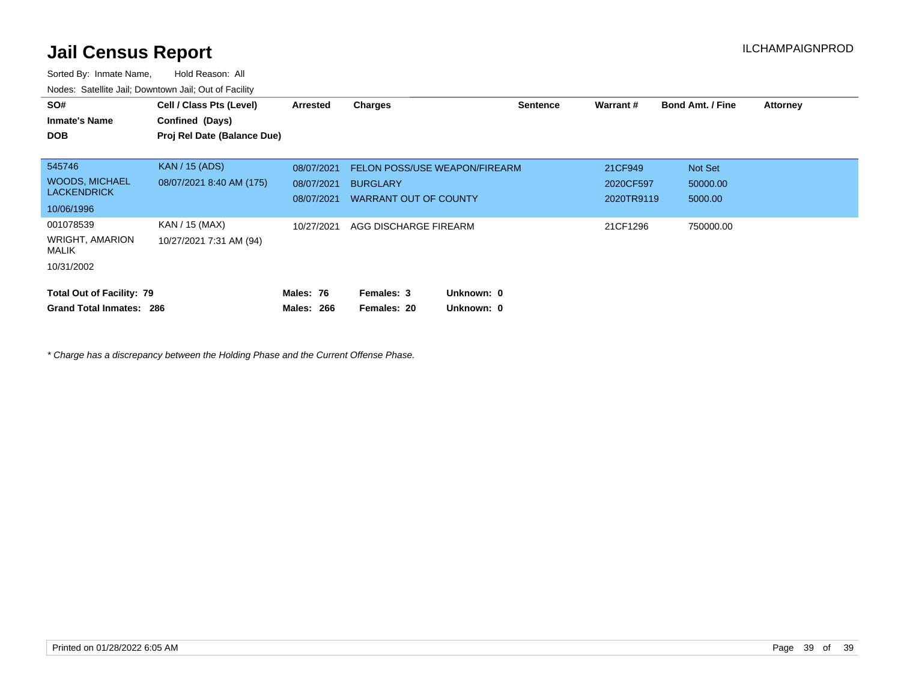# Jail Census Report

ILCHAMPAIGNPROD

Sorted By: Inmate Name, Hold Reason: All

Nodes: Satellite Jail; Downtown Jail; Out of Facility

| SO# / Inmate's Name / DOB | Cell / Class Pts (Level) / Confined (Days) / Proj Rel Date (Balance Due) | Arrested | Charges | Sentence | Warrant # | Bond Amt. / Fine | Attorney |
|---|---|---|---|---|---|---|---|
| 545746<br>WOODS, MICHAEL LACKENDRICK<br>10/06/1996 | KAN / 15 (ADS)<br>08/07/2021 8:40 AM (175) | 08/07/2021<br>08/07/2021<br>08/07/2021 | FELON POSS/USE WEAPON/FIREARM<br>BURGLARY<br>WARRANT OUT OF COUNTY | | 21CF949<br>2020CF597<br>2020TR9119 | Not Set<br>50000.00<br>5000.00 | |
| 001078539<br>WRIGHT, AMARION MALIK<br>10/31/2002 | KAN / 15 (MAX)<br>10/27/2021 7:31 AM (94) | 10/27/2021 | AGG DISCHARGE FIREARM | | 21CF1296 | 750000.00 | |

| | | | |
|---|---|---|---|
| **Total Out of Facility: 79** | **Males: 76** | **Females: 3** | **Unknown: 0** |
| **Grand Total Inmates: 286** | **Males: 266** | **Females: 20** | **Unknown: 0** |

*\* Charge has a discrepancy between the Holding Phase and the Current Offense Phase.*

Printed on 01/28/2022 6:05 AM